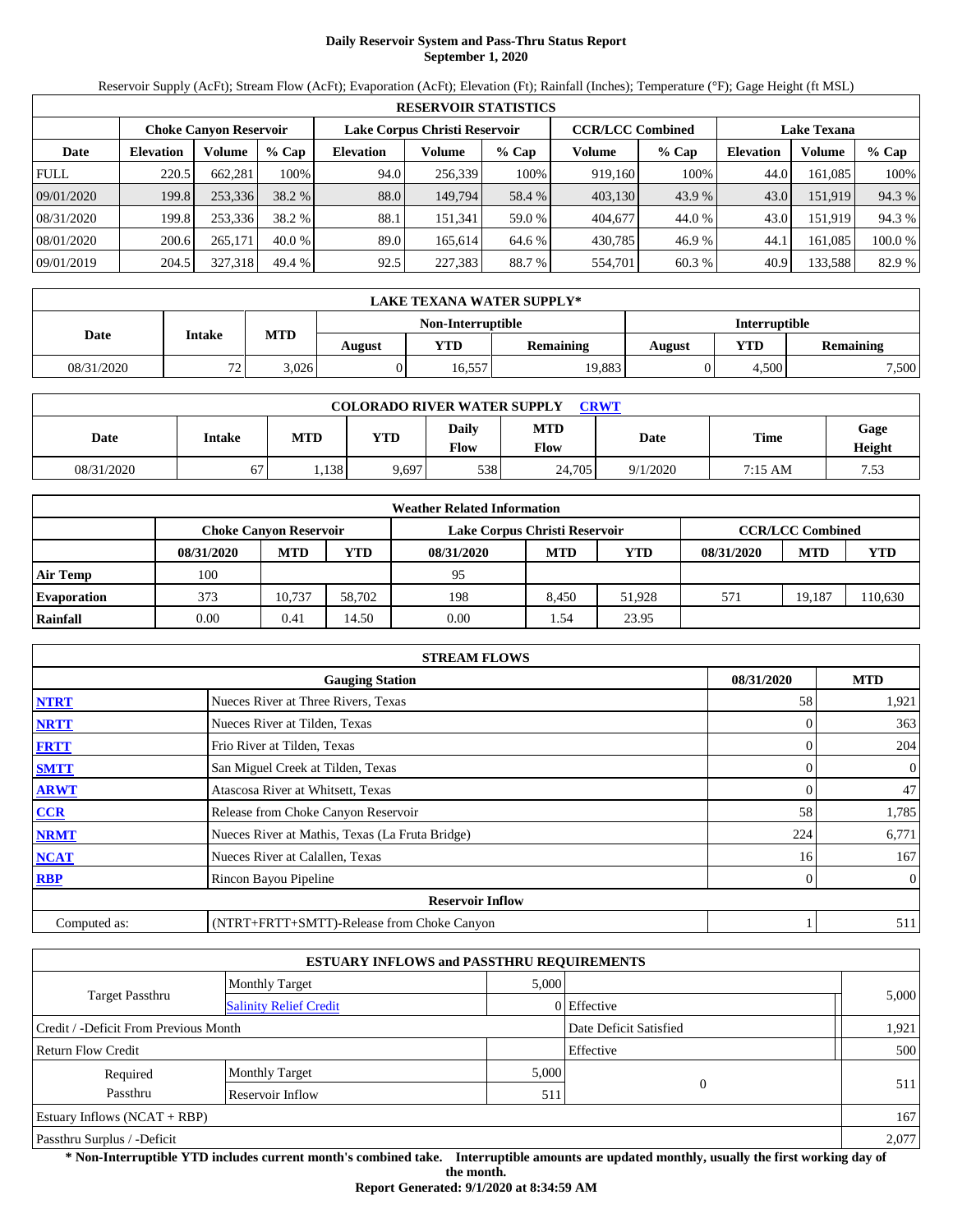# Daily Reservoir System and Pass-Thru Status Report
## September 1, 2020

Reservoir Supply (AcFt); Stream Flow (AcFt); Evaporation (AcFt); Elevation (Ft); Rainfall (Inches); Temperature (°F); Gage Height (ft MSL)

| RESERVOIR STATISTICS | | | | | | | | | | | |
|---|---|---|---|---|---|---|---|---|---|---|---|
| | Choke Canyon Reservoir | | | Lake Corpus Christi Reservoir | | | CCR/LCC Combined | | Lake Texana | | |
| Date | Elevation | Volume | % Cap | Elevation | Volume | % Cap | Volume | % Cap | Elevation | Volume | % Cap |
| FULL | 220.5 | 662,281 | 100% | 94.0 | 256,339 | 100% | 919,160 | 100% | 44.0 | 161,085 | 100% |
| 09/01/2020 | 199.8 | 253,336 | 38.2 % | 88.0 | 149,794 | 58.4 % | 403,130 | 43.9 % | 43.0 | 151,919 | 94.3 % |
| 08/31/2020 | 199.8 | 253,336 | 38.2 % | 88.1 | 151,341 | 59.0 % | 404,677 | 44.0 % | 43.0 | 151,919 | 94.3 % |
| 08/01/2020 | 200.6 | 265,171 | 40.0 % | 89.0 | 165,614 | 64.6 % | 430,785 | 46.9 % | 44.1 | 161,085 | 100.0 % |
| 09/01/2019 | 204.5 | 327,318 | 49.4 % | 92.5 | 227,383 | 88.7 % | 554,701 | 60.3 % | 40.9 | 133,588 | 82.9 % |

| LAKE TEXANA WATER SUPPLY* | | | | | | | | |
|---|---|---|---|---|---|---|---|---|
| Date | Intake | MTD | Non-Interruptible | | | Interruptible | | |
| | | | August | YTD | Remaining | August | YTD | Remaining |
| 08/31/2020 | 72 | 3,026 | 0 | 16,557 | 19,883 | 0 | 4,500 | 7,500 |

| COLORADO RIVER WATER SUPPLY CRWT | | | | | | | | |
|---|---|---|---|---|---|---|---|---|
| Date | Intake | MTD | YTD | Daily Flow | MTD Flow | Date | Time | Gage Height |
| 08/31/2020 | 67 | 1,138 | 9,697 | 538 | 24,705 | 9/1/2020 | 7:15 AM | 7.53 |

| Weather Related Information | | | | | | | | | |
|---|---|---|---|---|---|---|---|---|---|
| | Choke Canyon Reservoir | | | Lake Corpus Christi Reservoir | | | CCR/LCC Combined | | |
| | 08/31/2020 | MTD | YTD | 08/31/2020 | MTD | YTD | 08/31/2020 | MTD | YTD |
| Air Temp | 100 | | | 95 | | | | | |
| Evaporation | 373 | 10,737 | 58,702 | 198 | 8,450 | 51,928 | 571 | 19,187 | 110,630 |
| Rainfall | 0.00 | 0.41 | 14.50 | 0.00 | 1.54 | 23.95 | | | |

| STREAM FLOWS | | | |
|---|---|---|---|
| | Gauging Station | 08/31/2020 | MTD |
| NTRT | Nueces River at Three Rivers, Texas | 58 | 1,921 |
| NRTT | Nueces River at Tilden, Texas | 0 | 363 |
| FRTT | Frio River at Tilden, Texas | 0 | 204 |
| SMTT | San Miguel Creek at Tilden, Texas | 0 | 0 |
| ARWT | Atascosa River at Whitsett, Texas | 0 | 47 |
| CCR | Release from Choke Canyon Reservoir | 58 | 1,785 |
| NRMT | Nueces River at Mathis, Texas (La Fruta Bridge) | 224 | 6,771 |
| NCAT | Nueces River at Calallen, Texas | 16 | 167 |
| RBP | Rincon Bayou Pipeline | 0 | 0 |
| | Reservoir Inflow | | |
| Computed as: | (NTRT+FRTT+SMTT)-Release from Choke Canyon | 1 | 511 |

| ESTUARY INFLOWS and PASSTHRU REQUIREMENTS | | | | |
|---|---|---|---|---|
| Target Passthru | Monthly Target | 5,000 | | 5,000 |
| | Salinity Relief Credit | 0 | Effective | |
| Credit / -Deficit From Previous Month | | | Date Deficit Satisfied | 1,921 |
| Return Flow Credit | | | Effective | 500 |
| Required Passthru | Monthly Target | 5,000 | 0 | 511 |
| | Reservoir Inflow | 511 | | |
| Estuary Inflows (NCAT + RBP) | | | | 167 |
| Passthru Surplus / -Deficit | | | | 2,077 |

**\* Non-Interruptible YTD includes current month's combined take. Interruptible amounts are updated monthly, usually the first working day of the month.**

**Report Generated: 9/1/2020 at 8:34:59 AM**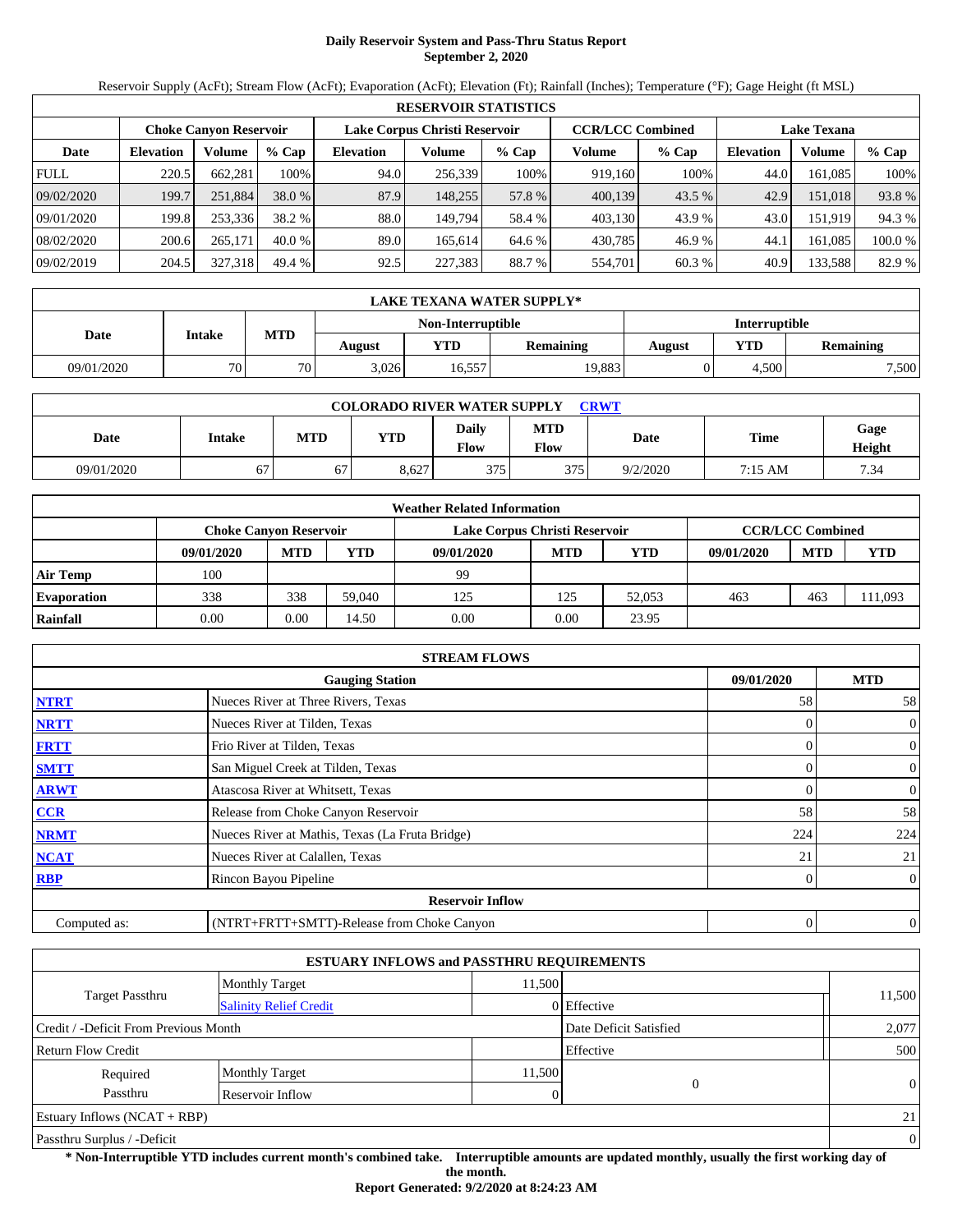# Daily Reservoir System and Pass-Thru Status Report
## September 2, 2020

Reservoir Supply (AcFt); Stream Flow (AcFt); Evaporation (AcFt); Elevation (Ft); Rainfall (Inches); Temperature (°F); Gage Height (ft MSL)

| RESERVOIR STATISTICS | | | | | | | | | | | |
|---|---|---|---|---|---|---|---|---|---|---|---|
| | Choke Canyon Reservoir | | | Lake Corpus Christi Reservoir | | | CCR/LCC Combined | | Lake Texana | | |
| Date | Elevation | Volume | % Cap | Elevation | Volume | % Cap | Volume | % Cap | Elevation | Volume | % Cap |
| FULL | 220.5 | 662,281 | 100% | 94.0 | 256,339 | 100% | 919,160 | 100% | 44.0 | 161,085 | 100% |
| 09/02/2020 | 199.7 | 251,884 | 38.0 % | 87.9 | 148,255 | 57.8 % | 400,139 | 43.5 % | 42.9 | 151,018 | 93.8 % |
| 09/01/2020 | 199.8 | 253,336 | 38.2 % | 88.0 | 149,794 | 58.4 % | 403,130 | 43.9 % | 43.0 | 151,919 | 94.3 % |
| 08/02/2020 | 200.6 | 265,171 | 40.0 % | 89.0 | 165,614 | 64.6 % | 430,785 | 46.9 % | 44.1 | 161,085 | 100.0 % |
| 09/02/2019 | 204.5 | 327,318 | 49.4 % | 92.5 | 227,383 | 88.7 % | 554,701 | 60.3 % | 40.9 | 133,588 | 82.9 % |

| LAKE TEXANA WATER SUPPLY* | | | | | | | | |
|---|---|---|---|---|---|---|---|---|
| Date | Intake | MTD | Non-Interruptible | | | Interruptible | | |
| | | | August | YTD | Remaining | August | YTD | Remaining |
| 09/01/2020 | 70 | 70 | 3,026 | 16,557 | 19,883 | 0 | 4,500 | 7,500 |

| COLORADO RIVER WATER SUPPLY CRWT | | | | | | | | |
|---|---|---|---|---|---|---|---|---|
| Date | Intake | MTD | YTD | Daily Flow | MTD Flow | Date | Time | Gage Height |
| 09/01/2020 | 67 | 67 | 8,627 | 375 | 375 | 9/2/2020 | 7:15 AM | 7.34 |

| Weather Related Information | | | | | | | | | |
|---|---|---|---|---|---|---|---|---|---|
| | Choke Canyon Reservoir | | | Lake Corpus Christi Reservoir | | | CCR/LCC Combined | | |
| | 09/01/2020 | MTD | YTD | 09/01/2020 | MTD | YTD | 09/01/2020 | MTD | YTD |
| Air Temp | 100 | | | 99 | | | | | |
| Evaporation | 338 | 338 | 59,040 | 125 | 125 | 52,053 | 463 | 463 | 111,093 |
| Rainfall | 0.00 | 0.00 | 14.50 | 0.00 | 0.00 | 23.95 | | | |

| STREAM FLOWS | | | |
|---|---|---|---|
| | Gauging Station | 09/01/2020 | MTD |
| NTRT | Nueces River at Three Rivers, Texas | 58 | 58 |
| NRTT | Nueces River at Tilden, Texas | 0 | 0 |
| FRTT | Frio River at Tilden, Texas | 0 | 0 |
| SMTT | San Miguel Creek at Tilden, Texas | 0 | 0 |
| ARWT | Atascosa River at Whitsett, Texas | 0 | 0 |
| CCR | Release from Choke Canyon Reservoir | 58 | 58 |
| NRMT | Nueces River at Mathis, Texas (La Fruta Bridge) | 224 | 224 |
| NCAT | Nueces River at Calallen, Texas | 21 | 21 |
| RBP | Rincon Bayou Pipeline | 0 | 0 |
| **Reservoir Inflow** | | | |
| Computed as: | (NTRT+FRTT+SMTT)-Release from Choke Canyon | 0 | 0 |

| ESTUARY INFLOWS and PASSTHRU REQUIREMENTS | | | | |
|---|---|---|---|---|
| Target Passthru | Monthly Target | 11,500 | | 11,500 |
| | Salinity Relief Credit | 0 | Effective | |
| Credit / -Deficit From Previous Month | | | Date Deficit Satisfied | 2,077 |
| Return Flow Credit | | | Effective | 500 |
| Required Passthru | Monthly Target | 11,500 | 0 | 0 |
| | Reservoir Inflow | 0 | | |
| Estuary Inflows (NCAT + RBP) | | | | 21 |
| Passthru Surplus / -Deficit | | | | 0 |

**\* Non-Interruptible YTD includes current month's combined take. Interruptible amounts are updated monthly, usually the first working day of the month.**

**Report Generated: 9/2/2020 at 8:24:23 AM**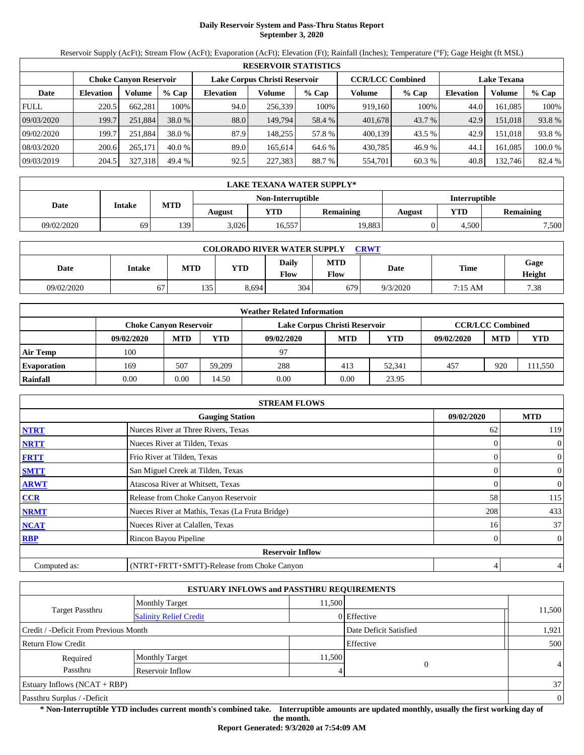# Daily Reservoir System and Pass-Thru Status Report
## September 3, 2020

Reservoir Supply (AcFt); Stream Flow (AcFt); Evaporation (AcFt); Elevation (Ft); Rainfall (Inches); Temperature (°F); Gage Height (ft MSL)

| RESERVOIR STATISTICS | | | | | | | | | | | |
|---|---|---|---|---|---|---|---|---|---|---|---|
| | Choke Canyon Reservoir | | | Lake Corpus Christi Reservoir | | | CCR/LCC Combined | | Lake Texana | | |
| Date | Elevation | Volume | % Cap | Elevation | Volume | % Cap | Volume | % Cap | Elevation | Volume | % Cap |
| FULL | 220.5 | 662,281 | 100% | 94.0 | 256,339 | 100% | 919,160 | 100% | 44.0 | 161,085 | 100% |
| 09/03/2020 | 199.7 | 251,884 | 38.0 % | 88.0 | 149,794 | 58.4 % | 401,678 | 43.7 % | 42.9 | 151,018 | 93.8 % |
| 09/02/2020 | 199.7 | 251,884 | 38.0 % | 87.9 | 148,255 | 57.8 % | 400,139 | 43.5 % | 42.9 | 151,018 | 93.8 % |
| 08/03/2020 | 200.6 | 265,171 | 40.0 % | 89.0 | 165,614 | 64.6 % | 430,785 | 46.9 % | 44.1 | 161,085 | 100.0 % |
| 09/03/2019 | 204.5 | 327,318 | 49.4 % | 92.5 | 227,383 | 88.7 % | 554,701 | 60.3 % | 40.8 | 132,746 | 82.4 % |

| LAKE TEXANA WATER SUPPLY* | | | | | | | | |
|---|---|---|---|---|---|---|---|---|
| Date | Intake | MTD | Non-Interruptible | | | Interruptible | | |
| | | | August | YTD | Remaining | August | YTD | Remaining |
| 09/02/2020 | 69 | 139 | 3,026 | 16,557 | 19,883 | 0 | 4,500 | 7,500 |

| COLORADO RIVER WATER SUPPLY CRWT | | | | | | | | |
|---|---|---|---|---|---|---|---|---|
| Date | Intake | MTD | YTD | Daily Flow | MTD Flow | Date | Time | Gage Height |
| 09/02/2020 | 67 | 135 | 8,694 | 304 | 679 | 9/3/2020 | 7:15 AM | 7.38 |

| Weather Related Information | | | | | | | | | |
|---|---|---|---|---|---|---|---|---|---|
| | Choke Canyon Reservoir | | | Lake Corpus Christi Reservoir | | | CCR/LCC Combined | | |
| | 09/02/2020 | MTD | YTD | 09/02/2020 | MTD | YTD | 09/02/2020 | MTD | YTD |
| Air Temp | 100 | | | 97 | | | | | |
| Evaporation | 169 | 507 | 59,209 | 288 | 413 | 52,341 | 457 | 920 | 111,550 |
| Rainfall | 0.00 | 0.00 | 14.50 | 0.00 | 0.00 | 23.95 | | | |

| STREAM FLOWS | | | |
|---|---|---|---|
| | Gauging Station | 09/02/2020 | MTD |
| NTRT | Nueces River at Three Rivers, Texas | 62 | 119 |
| NRTT | Nueces River at Tilden, Texas | 0 | 0 |
| FRTT | Frio River at Tilden, Texas | 0 | 0 |
| SMTT | San Miguel Creek at Tilden, Texas | 0 | 0 |
| ARWT | Atascosa River at Whitsett, Texas | 0 | 0 |
| CCR | Release from Choke Canyon Reservoir | 58 | 115 |
| NRMT | Nueces River at Mathis, Texas (La Fruta Bridge) | 208 | 433 |
| NCAT | Nueces River at Calallen, Texas | 16 | 37 |
| RBP | Rincon Bayou Pipeline | 0 | 0 |
| | Reservoir Inflow | | |
| Computed as: | (NTRT+FRTT+SMTT)-Release from Choke Canyon | 4 | 4 |

| ESTUARY INFLOWS and PASSTHRU REQUIREMENTS | | | | |
|---|---|---|---|---|
| Target Passthru | Monthly Target | 11,500 | | 11,500 |
| | Salinity Relief Credit | 0 | Effective | |
| Credit / -Deficit From Previous Month | | | Date Deficit Satisfied | 1,921 |
| Return Flow Credit | | | Effective | 500 |
| Required Passthru | Monthly Target | 11,500 | 0 | 4 |
| | Reservoir Inflow | 4 | | |
| Estuary Inflows (NCAT + RBP) | | | | 37 |
| Passthru Surplus / -Deficit | | | | 0 |

**\* Non-Interruptible YTD includes current month's combined take. Interruptible amounts are updated monthly, usually the first working day of the month.**

**Report Generated: 9/3/2020 at 7:54:09 AM**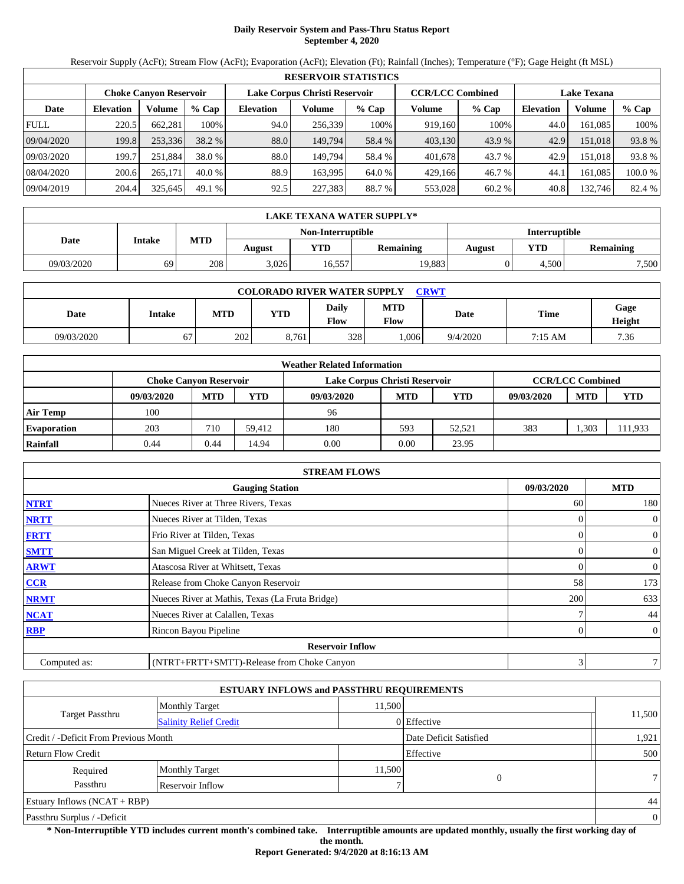# Daily Reservoir System and Pass-Thru Status Report
## September 4, 2020

Reservoir Supply (AcFt); Stream Flow (AcFt); Evaporation (AcFt); Elevation (Ft); Rainfall (Inches); Temperature (°F); Gage Height (ft MSL)

| RESERVOIR STATISTICS | | | | | | | | | | | |
|---|---|---|---|---|---|---|---|---|---|---|---|
| | Choke Canyon Reservoir | | | Lake Corpus Christi Reservoir | | | CCR/LCC Combined | | Lake Texana | | |
| Date | Elevation | Volume | % Cap | Elevation | Volume | % Cap | Volume | % Cap | Elevation | Volume | % Cap |
| FULL | 220.5 | 662,281 | 100% | 94.0 | 256,339 | 100% | 919,160 | 100% | 44.0 | 161,085 | 100% |
| 09/04/2020 | 199.8 | 253,336 | 38.2 % | 88.0 | 149,794 | 58.4 % | 403,130 | 43.9 % | 42.9 | 151,018 | 93.8 % |
| 09/03/2020 | 199.7 | 251,884 | 38.0 % | 88.0 | 149,794 | 58.4 % | 401,678 | 43.7 % | 42.9 | 151,018 | 93.8 % |
| 08/04/2020 | 200.6 | 265,171 | 40.0 % | 88.9 | 163,995 | 64.0 % | 429,166 | 46.7 % | 44.1 | 161,085 | 100.0 % |
| 09/04/2019 | 204.4 | 325,645 | 49.1 % | 92.5 | 227,383 | 88.7 % | 553,028 | 60.2 % | 40.8 | 132,746 | 82.4 % |

| LAKE TEXANA WATER SUPPLY* | | | | | | | | |
|---|---|---|---|---|---|---|---|---|
| Date | Intake | MTD | Non-Interruptible | | | Interruptible | | |
| | | | August | YTD | Remaining | August | YTD | Remaining |
| 09/03/2020 | 69 | 208 | 3,026 | 16,557 | 19,883 | 0 | 4,500 | 7,500 |

| COLORADO RIVER WATER SUPPLY CRWT | | | | | | | | |
|---|---|---|---|---|---|---|---|---|
| Date | Intake | MTD | YTD | Daily Flow | MTD Flow | Date | Time | Gage Height |
| 09/03/2020 | 67 | 202 | 8,761 | 328 | 1,006 | 9/4/2020 | 7:15 AM | 7.36 |

| Weather Related Information | | | | | | | | | |
|---|---|---|---|---|---|---|---|---|---|
| | Choke Canyon Reservoir | | | Lake Corpus Christi Reservoir | | | CCR/LCC Combined | | |
| | 09/03/2020 | MTD | YTD | 09/03/2020 | MTD | YTD | 09/03/2020 | MTD | YTD |
| Air Temp | 100 | | | 96 | | | | | |
| Evaporation | 203 | 710 | 59,412 | 180 | 593 | 52,521 | 383 | 1,303 | 111,933 |
| Rainfall | 0.44 | 0.44 | 14.94 | 0.00 | 0.00 | 23.95 | | | |

| STREAM FLOWS | | | |
|---|---|---|---|
| | Gauging Station | 09/03/2020 | MTD |
| NTRT | Nueces River at Three Rivers, Texas | 60 | 180 |
| NRTT | Nueces River at Tilden, Texas | 0 | 0 |
| FRTT | Frio River at Tilden, Texas | 0 | 0 |
| SMTT | San Miguel Creek at Tilden, Texas | 0 | 0 |
| ARWT | Atascosa River at Whitsett, Texas | 0 | 0 |
| CCR | Release from Choke Canyon Reservoir | 58 | 173 |
| NRMT | Nueces River at Mathis, Texas (La Fruta Bridge) | 200 | 633 |
| NCAT | Nueces River at Calallen, Texas | 7 | 44 |
| RBP | Rincon Bayou Pipeline | 0 | 0 |
| | Reservoir Inflow | | |
| Computed as: | (NTRT+FRTT+SMTT)-Release from Choke Canyon | 3 | 7 |

| ESTUARY INFLOWS and PASSTHRU REQUIREMENTS | | | | |
|---|---|---|---|---|
| Target Passthru | Monthly Target | 11,500 | | 11,500 |
| | Salinity Relief Credit | 0 | Effective | |
| Credit / -Deficit From Previous Month | | | Date Deficit Satisfied | 1,921 |
| Return Flow Credit | | | Effective | 500 |
| Required Passthru | Monthly Target | 11,500 | 0 | 7 |
| | Reservoir Inflow | 7 | | |
| Estuary Inflows (NCAT + RBP) | | | | 44 |
| Passthru Surplus / -Deficit | | | | 0 |

**\* Non-Interruptible YTD includes current month's combined take. Interruptible amounts are updated monthly, usually the first working day of the month.**

**Report Generated: 9/4/2020 at 8:16:13 AM**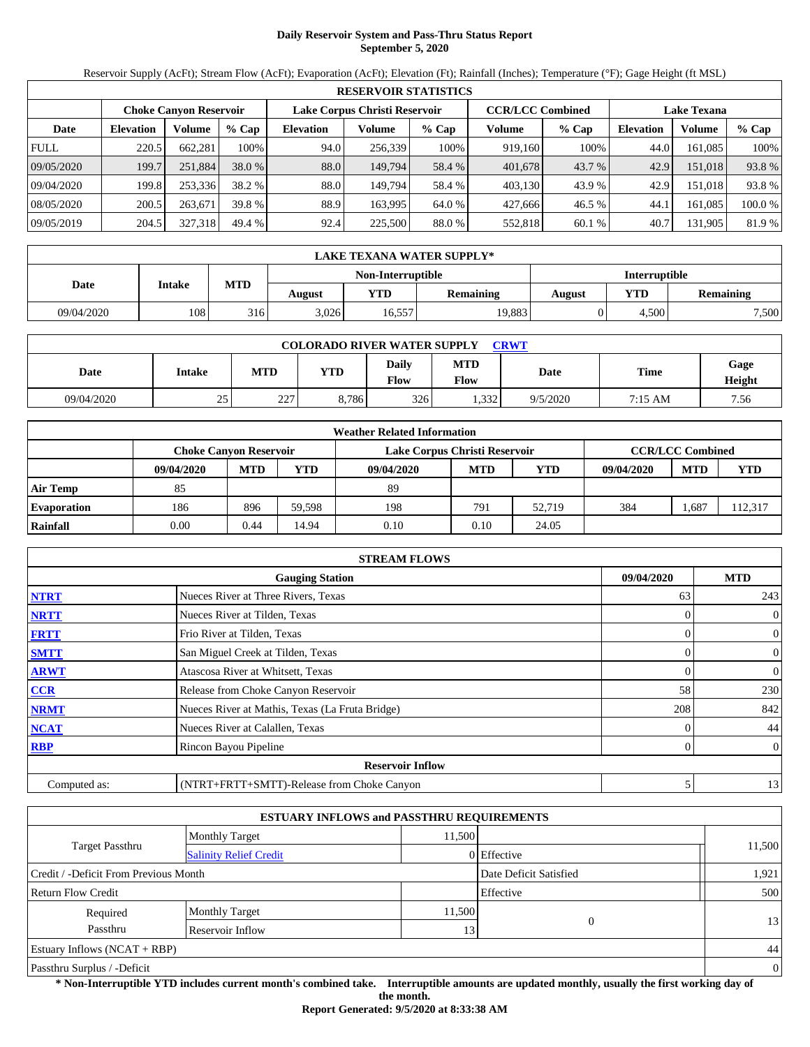# Daily Reservoir System and Pass-Thru Status Report
**September 5, 2020**

Reservoir Supply (AcFt); Stream Flow (AcFt); Evaporation (AcFt); Elevation (Ft); Rainfall (Inches); Temperature (°F); Gage Height (ft MSL)

| RESERVOIR STATISTICS | | | | | | | | | | | |
|---|---|---|---|---|---|---|---|---|---|---|---|
| | Choke Canyon Reservoir | | | Lake Corpus Christi Reservoir | | | CCR/LCC Combined | | Lake Texana | | |
| Date | Elevation | Volume | % Cap | Elevation | Volume | % Cap | Volume | % Cap | Elevation | Volume | % Cap |
| FULL | 220.5 | 662,281 | 100% | 94.0 | 256,339 | 100% | 919,160 | 100% | 44.0 | 161,085 | 100% |
| 09/05/2020 | 199.7 | 251,884 | 38.0 % | 88.0 | 149,794 | 58.4 % | 401,678 | 43.7 % | 42.9 | 151,018 | 93.8 % |
| 09/04/2020 | 199.8 | 253,336 | 38.2 % | 88.0 | 149,794 | 58.4 % | 403,130 | 43.9 % | 42.9 | 151,018 | 93.8 % |
| 08/05/2020 | 200.5 | 263,671 | 39.8 % | 88.9 | 163,995 | 64.0 % | 427,666 | 46.5 % | 44.1 | 161,085 | 100.0 % |
| 09/05/2019 | 204.5 | 327,318 | 49.4 % | 92.4 | 225,500 | 88.0 % | 552,818 | 60.1 % | 40.7 | 131,905 | 81.9 % |

| LAKE TEXANA WATER SUPPLY* | | | | | | | | |
|---|---|---|---|---|---|---|---|---|
| Date | Intake | MTD | Non-Interruptible | | | Interruptible | | |
| | | | August | YTD | Remaining | August | YTD | Remaining |
| 09/04/2020 | 108 | 316 | 3,026 | 16,557 | 19,883 | 0 | 4,500 | 7,500 |

| COLORADO RIVER WATER SUPPLY CRWT | | | | | | | | |
|---|---|---|---|---|---|---|---|---|
| Date | Intake | MTD | YTD | Daily Flow | MTD Flow | Date | Time | Gage Height |
| 09/04/2020 | 25 | 227 | 8,786 | 326 | 1,332 | 9/5/2020 | 7:15 AM | 7.56 |

| Weather Related Information | | | | | | | | | |
|---|---|---|---|---|---|---|---|---|---|
| | Choke Canyon Reservoir | | | Lake Corpus Christi Reservoir | | | CCR/LCC Combined | | |
| | 09/04/2020 | MTD | YTD | 09/04/2020 | MTD | YTD | 09/04/2020 | MTD | YTD |
| Air Temp | 85 | | | 89 | | | | | |
| Evaporation | 186 | 896 | 59,598 | 198 | 791 | 52,719 | 384 | 1,687 | 112,317 |
| Rainfall | 0.00 | 0.44 | 14.94 | 0.10 | 0.10 | 24.05 | | | |

| STREAM FLOWS | | | |
|---|---|---|---|
| | Gauging Station | 09/04/2020 | MTD |
| NTRT | Nueces River at Three Rivers, Texas | 63 | 243 |
| NRTT | Nueces River at Tilden, Texas | 0 | 0 |
| FRTT | Frio River at Tilden, Texas | 0 | 0 |
| SMTT | San Miguel Creek at Tilden, Texas | 0 | 0 |
| ARWT | Atascosa River at Whitsett, Texas | 0 | 0 |
| CCR | Release from Choke Canyon Reservoir | 58 | 230 |
| NRMT | Nueces River at Mathis, Texas (La Fruta Bridge) | 208 | 842 |
| NCAT | Nueces River at Calallen, Texas | 0 | 44 |
| RBP | Rincon Bayou Pipeline | 0 | 0 |
| | **Reservoir Inflow** | | |
| Computed as: | (NTRT+FRTT+SMTT)-Release from Choke Canyon | 5 | 13 |

| ESTUARY INFLOWS and PASSTHRU REQUIREMENTS | | | | |
|---|---|---|---|---|
| Target Passthru | Monthly Target | 11,500 | | 11,500 |
| | Salinity Relief Credit | 0 | Effective | |
| Credit / -Deficit From Previous Month | | | Date Deficit Satisfied | 1,921 |
| Return Flow Credit | | | Effective | 500 |
| Required Passthru | Monthly Target | 11,500 | 0 | 13 |
| | Reservoir Inflow | 13 | | |
| Estuary Inflows (NCAT + RBP) | | | | 44 |
| Passthru Surplus / -Deficit | | | | 0 |

**\* Non-Interruptible YTD includes current month's combined take. Interruptible amounts are updated monthly, usually the first working day of the month.**

**Report Generated: 9/5/2020 at 8:33:38 AM**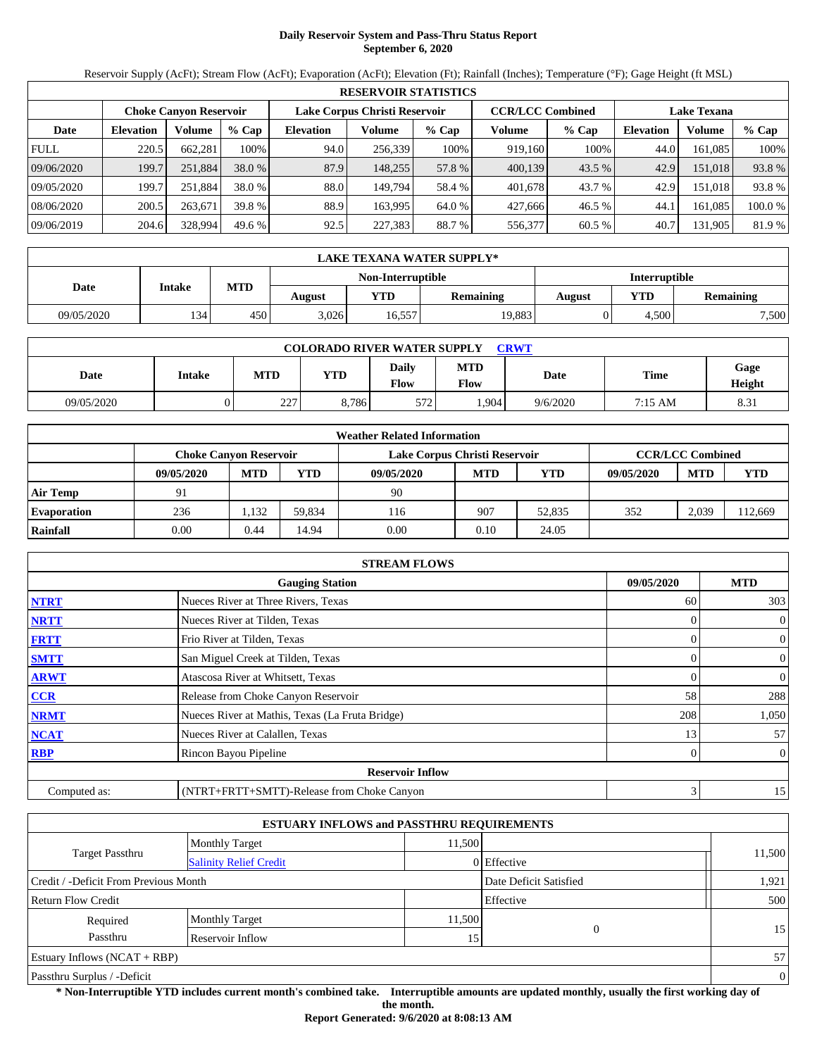# Daily Reservoir System and Pass-Thru Status Report
## September 6, 2020

Reservoir Supply (AcFt); Stream Flow (AcFt); Evaporation (AcFt); Elevation (Ft); Rainfall (Inches); Temperature (°F); Gage Height (ft MSL)

| RESERVOIR STATISTICS | | | | | | | | | | | |
|---|---|---|---|---|---|---|---|---|---|---|---|
| | Choke Canyon Reservoir | | | Lake Corpus Christi Reservoir | | | CCR/LCC Combined | | Lake Texana | | |
| Date | Elevation | Volume | % Cap | Elevation | Volume | % Cap | Volume | % Cap | Elevation | Volume | % Cap |
| FULL | 220.5 | 662,281 | 100% | 94.0 | 256,339 | 100% | 919,160 | 100% | 44.0 | 161,085 | 100% |
| 09/06/2020 | 199.7 | 251,884 | 38.0 % | 87.9 | 148,255 | 57.8 % | 400,139 | 43.5 % | 42.9 | 151,018 | 93.8 % |
| 09/05/2020 | 199.7 | 251,884 | 38.0 % | 88.0 | 149,794 | 58.4 % | 401,678 | 43.7 % | 42.9 | 151,018 | 93.8 % |
| 08/06/2020 | 200.5 | 263,671 | 39.8 % | 88.9 | 163,995 | 64.0 % | 427,666 | 46.5 % | 44.1 | 161,085 | 100.0 % |
| 09/06/2019 | 204.6 | 328,994 | 49.6 % | 92.5 | 227,383 | 88.7 % | 556,377 | 60.5 % | 40.7 | 131,905 | 81.9 % |

| LAKE TEXANA WATER SUPPLY* | | | | | | | | |
|---|---|---|---|---|---|---|---|---|
| Date | Intake | MTD | Non-Interruptible | | | Interruptible | | |
| | | | August | YTD | Remaining | August | YTD | Remaining |
| 09/05/2020 | 134 | 450 | 3,026 | 16,557 | 19,883 | 0 | 4,500 | 7,500 |

| COLORADO RIVER WATER SUPPLY CRWT | | | | | | | | |
|---|---|---|---|---|---|---|---|---|
| Date | Intake | MTD | YTD | Daily Flow | MTD Flow | Date | Time | Gage Height |
| 09/05/2020 | 0 | 227 | 8,786 | 572 | 1,904 | 9/6/2020 | 7:15 AM | 8.31 |

| Weather Related Information | | | | | | | | | |
|---|---|---|---|---|---|---|---|---|---|
| | Choke Canyon Reservoir | | | Lake Corpus Christi Reservoir | | | CCR/LCC Combined | | |
| | 09/05/2020 | MTD | YTD | 09/05/2020 | MTD | YTD | 09/05/2020 | MTD | YTD |
| Air Temp | 91 | | | 90 | | | | | |
| Evaporation | 236 | 1,132 | 59,834 | 116 | 907 | 52,835 | 352 | 2,039 | 112,669 |
| Rainfall | 0.00 | 0.44 | 14.94 | 0.00 | 0.10 | 24.05 | | | |

| STREAM FLOWS | | | |
|---|---|---|---|
| | Gauging Station | 09/05/2020 | MTD |
| NTRT | Nueces River at Three Rivers, Texas | 60 | 303 |
| NRTT | Nueces River at Tilden, Texas | 0 | 0 |
| FRTT | Frio River at Tilden, Texas | 0 | 0 |
| SMTT | San Miguel Creek at Tilden, Texas | 0 | 0 |
| ARWT | Atascosa River at Whitsett, Texas | 0 | 0 |
| CCR | Release from Choke Canyon Reservoir | 58 | 288 |
| NRMT | Nueces River at Mathis, Texas (La Fruta Bridge) | 208 | 1,050 |
| NCAT | Nueces River at Calallen, Texas | 13 | 57 |
| RBP | Rincon Bayou Pipeline | 0 | 0 |
| **Reservoir Inflow** | | | |
| Computed as: | (NTRT+FRTT+SMTT)-Release from Choke Canyon | 3 | 15 |

| ESTUARY INFLOWS and PASSTHRU REQUIREMENTS | | | | |
|---|---|---|---|---|
| Target Passthru | Monthly Target | 11,500 | | 11,500 |
| | Salinity Relief Credit | 0 | Effective | |
| Credit / -Deficit From Previous Month | | | Date Deficit Satisfied | 1,921 |
| Return Flow Credit | | | Effective | 500 |
| Required Passthru | Monthly Target | 11,500 | 0 | 15 |
| | Reservoir Inflow | 15 | | |
| Estuary Inflows (NCAT + RBP) | | | | 57 |
| Passthru Surplus / -Deficit | | | | 0 |

**\* Non-Interruptible YTD includes current month's combined take. Interruptible amounts are updated monthly, usually the first working day of the month.**

**Report Generated: 9/6/2020 at 8:08:13 AM**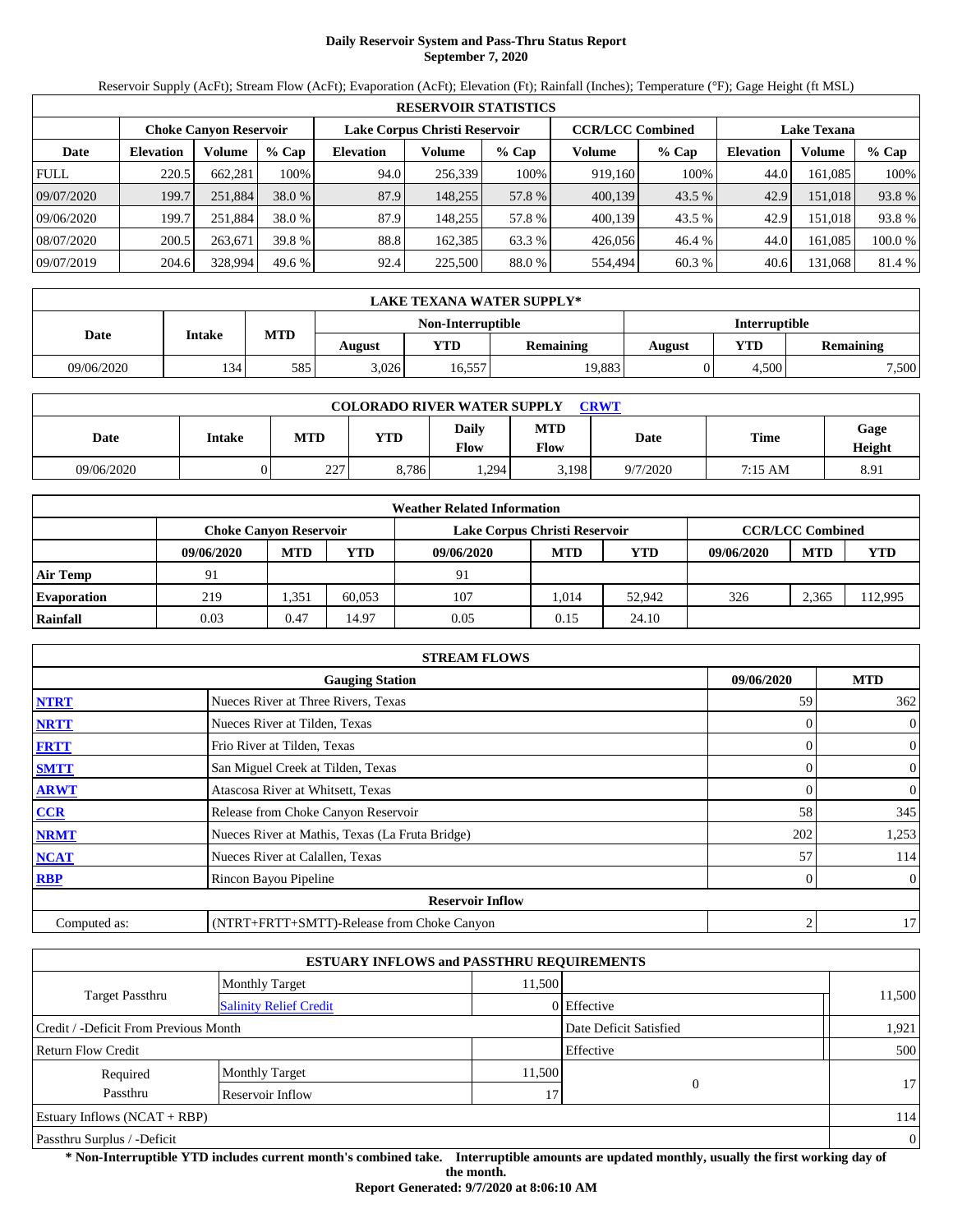# Daily Reservoir System and Pass-Thru Status Report
## September 7, 2020

Reservoir Supply (AcFt); Stream Flow (AcFt); Evaporation (AcFt); Elevation (Ft); Rainfall (Inches); Temperature (°F); Gage Height (ft MSL)

| RESERVOIR STATISTICS | | | | | | | | | | | |
|---|---|---|---|---|---|---|---|---|---|---|---|
| | Choke Canyon Reservoir | | | Lake Corpus Christi Reservoir | | | CCR/LCC Combined | | Lake Texana | | |
| Date | Elevation | Volume | % Cap | Elevation | Volume | % Cap | Volume | % Cap | Elevation | Volume | % Cap |
| FULL | 220.5 | 662,281 | 100% | 94.0 | 256,339 | 100% | 919,160 | 100% | 44.0 | 161,085 | 100% |
| 09/07/2020 | 199.7 | 251,884 | 38.0 % | 87.9 | 148,255 | 57.8 % | 400,139 | 43.5 % | 42.9 | 151,018 | 93.8 % |
| 09/06/2020 | 199.7 | 251,884 | 38.0 % | 87.9 | 148,255 | 57.8 % | 400,139 | 43.5 % | 42.9 | 151,018 | 93.8 % |
| 08/07/2020 | 200.5 | 263,671 | 39.8 % | 88.8 | 162,385 | 63.3 % | 426,056 | 46.4 % | 44.0 | 161,085 | 100.0 % |
| 09/07/2019 | 204.6 | 328,994 | 49.6 % | 92.4 | 225,500 | 88.0 % | 554,494 | 60.3 % | 40.6 | 131,068 | 81.4 % |

| LAKE TEXANA WATER SUPPLY* | | | | | | | | |
|---|---|---|---|---|---|---|---|---|
| Date | Intake | MTD | Non-Interruptible | | | Interruptible | | |
| | | | August | YTD | Remaining | August | YTD | Remaining |
| 09/06/2020 | 134 | 585 | 3,026 | 16,557 | 19,883 | 0 | 4,500 | 7,500 |

| COLORADO RIVER WATER SUPPLY CRWT | | | | | | | | |
|---|---|---|---|---|---|---|---|---|
| Date | Intake | MTD | YTD | Daily Flow | MTD Flow | Date | Time | Gage Height |
| 09/06/2020 | 0 | 227 | 8,786 | 1,294 | 3,198 | 9/7/2020 | 7:15 AM | 8.91 |

| Weather Related Information | | | | | | | | | |
|---|---|---|---|---|---|---|---|---|---|
| | Choke Canyon Reservoir | | | Lake Corpus Christi Reservoir | | | CCR/LCC Combined | | |
| | 09/06/2020 | MTD | YTD | 09/06/2020 | MTD | YTD | 09/06/2020 | MTD | YTD |
| Air Temp | 91 | | | 91 | | | | | |
| Evaporation | 219 | 1,351 | 60,053 | 107 | 1,014 | 52,942 | 326 | 2,365 | 112,995 |
| Rainfall | 0.03 | 0.47 | 14.97 | 0.05 | 0.15 | 24.10 | | | |

| STREAM FLOWS | | | |
|---|---|---|---|
| | Gauging Station | 09/06/2020 | MTD |
| NTRT | Nueces River at Three Rivers, Texas | 59 | 362 |
| NRTT | Nueces River at Tilden, Texas | 0 | 0 |
| FRTT | Frio River at Tilden, Texas | 0 | 0 |
| SMTT | San Miguel Creek at Tilden, Texas | 0 | 0 |
| ARWT | Atascosa River at Whitsett, Texas | 0 | 0 |
| CCR | Release from Choke Canyon Reservoir | 58 | 345 |
| NRMT | Nueces River at Mathis, Texas (La Fruta Bridge) | 202 | 1,253 |
| NCAT | Nueces River at Calallen, Texas | 57 | 114 |
| RBP | Rincon Bayou Pipeline | 0 | 0 |
| **Reservoir Inflow** | | | |
| Computed as: | (NTRT+FRTT+SMTT)-Release from Choke Canyon | 2 | 17 |

| ESTUARY INFLOWS and PASSTHRU REQUIREMENTS | | | | |
|---|---|---|---|---|
| Target Passthru | Monthly Target | 11,500 | | 11,500 |
| | Salinity Relief Credit | 0 | Effective | |
| Credit / -Deficit From Previous Month | | | Date Deficit Satisfied | 1,921 |
| Return Flow Credit | | | Effective | 500 |
| Required Passthru | Monthly Target | 11,500 | 0 | 17 |
| | Reservoir Inflow | 17 | | |
| Estuary Inflows (NCAT + RBP) | | | | 114 |
| Passthru Surplus / -Deficit | | | | 0 |

**\* Non-Interruptible YTD includes current month's combined take. Interruptible amounts are updated monthly, usually the first working day of the month.**

**Report Generated: 9/7/2020 at 8:06:10 AM**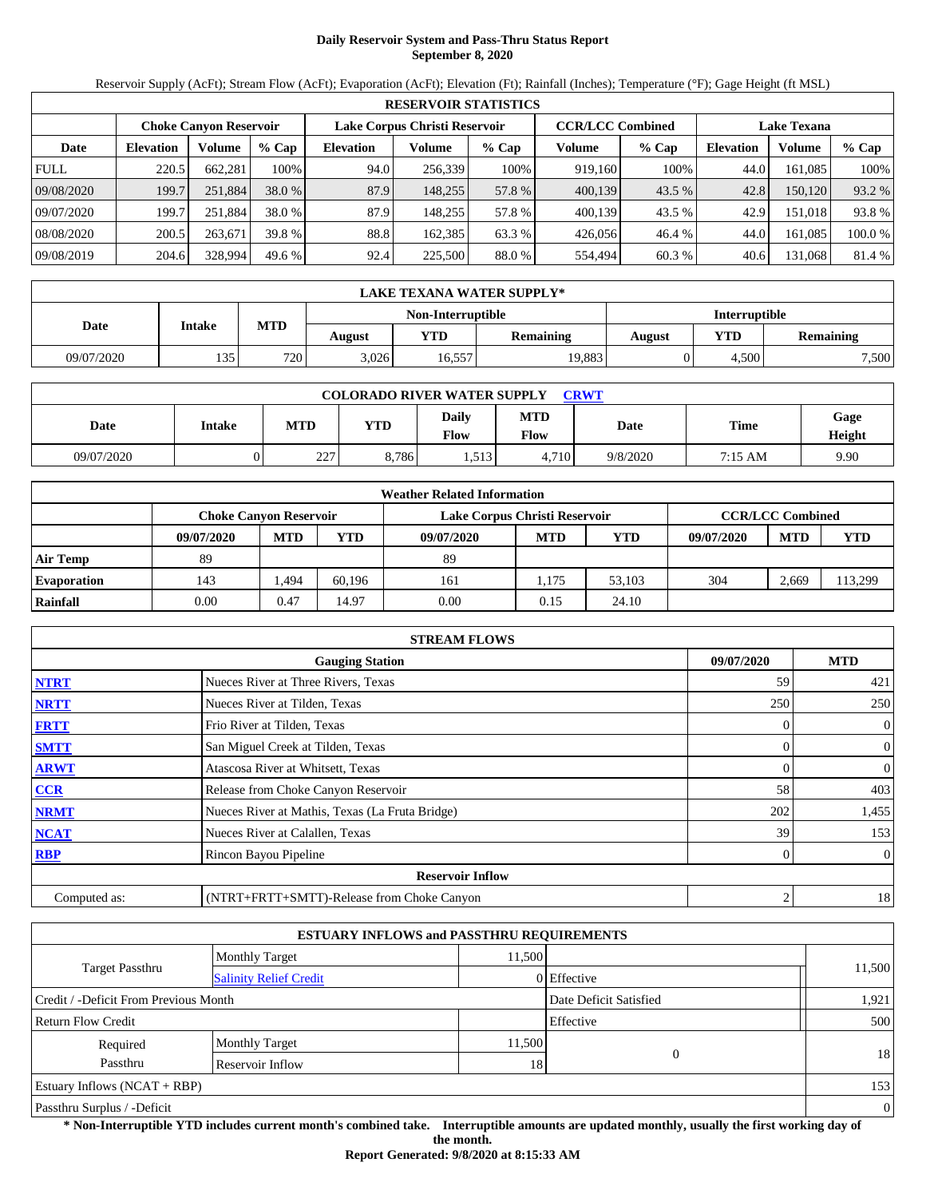# Daily Reservoir System and Pass-Thru Status Report
**September 8, 2020**

Reservoir Supply (AcFt); Stream Flow (AcFt); Evaporation (AcFt); Elevation (Ft); Rainfall (Inches); Temperature (°F); Gage Height (ft MSL)

| RESERVOIR STATISTICS | | | | | | | | | | | |
|---|---|---|---|---|---|---|---|---|---|---|---|
| | Choke Canyon Reservoir | | | Lake Corpus Christi Reservoir | | | CCR/LCC Combined | | Lake Texana | | |
| Date | Elevation | Volume | % Cap | Elevation | Volume | % Cap | Volume | % Cap | Elevation | Volume | % Cap |
| FULL | 220.5 | 662,281 | 100% | 94.0 | 256,339 | 100% | 919,160 | 100% | 44.0 | 161,085 | 100% |
| 09/08/2020 | 199.7 | 251,884 | 38.0 % | 87.9 | 148,255 | 57.8 % | 400,139 | 43.5 % | 42.8 | 150,120 | 93.2 % |
| 09/07/2020 | 199.7 | 251,884 | 38.0 % | 87.9 | 148,255 | 57.8 % | 400,139 | 43.5 % | 42.9 | 151,018 | 93.8 % |
| 08/08/2020 | 200.5 | 263,671 | 39.8 % | 88.8 | 162,385 | 63.3 % | 426,056 | 46.4 % | 44.0 | 161,085 | 100.0 % |
| 09/08/2019 | 204.6 | 328,994 | 49.6 % | 92.4 | 225,500 | 88.0 % | 554,494 | 60.3 % | 40.6 | 131,068 | 81.4 % |

| LAKE TEXANA WATER SUPPLY* | | | | | | | | |
|---|---|---|---|---|---|---|---|---|
| Date | Intake | MTD | Non-Interruptible | | | Interruptible | | |
| | | | August | YTD | Remaining | August | YTD | Remaining |
| 09/07/2020 | 135 | 720 | 3,026 | 16,557 | 19,883 | 0 | 4,500 | 7,500 |

| COLORADO RIVER WATER SUPPLY CRWT | | | | | | | | |
|---|---|---|---|---|---|---|---|---|
| Date | Intake | MTD | YTD | Daily Flow | MTD Flow | Date | Time | Gage Height |
| 09/07/2020 | 0 | 227 | 8,786 | 1,513 | 4,710 | 9/8/2020 | 7:15 AM | 9.90 |

| Weather Related Information | | | | | | | | | |
|---|---|---|---|---|---|---|---|---|---|
| | Choke Canyon Reservoir | | | Lake Corpus Christi Reservoir | | | CCR/LCC Combined | | |
| | 09/07/2020 | MTD | YTD | 09/07/2020 | MTD | YTD | 09/07/2020 | MTD | YTD |
| Air Temp | 89 | | | 89 | | | | | |
| Evaporation | 143 | 1,494 | 60,196 | 161 | 1,175 | 53,103 | 304 | 2,669 | 113,299 |
| Rainfall | 0.00 | 0.47 | 14.97 | 0.00 | 0.15 | 24.10 | | | |

| STREAM FLOWS | | | |
|---|---|---|---|
| | Gauging Station | 09/07/2020 | MTD |
| NTRT | Nueces River at Three Rivers, Texas | 59 | 421 |
| NRTT | Nueces River at Tilden, Texas | 250 | 250 |
| FRTT | Frio River at Tilden, Texas | 0 | 0 |
| SMTT | San Miguel Creek at Tilden, Texas | 0 | 0 |
| ARWT | Atascosa River at Whitsett, Texas | 0 | 0 |
| CCR | Release from Choke Canyon Reservoir | 58 | 403 |
| NRMT | Nueces River at Mathis, Texas (La Fruta Bridge) | 202 | 1,455 |
| NCAT | Nueces River at Calallen, Texas | 39 | 153 |
| RBP | Rincon Bayou Pipeline | 0 | 0 |
| **Reservoir Inflow** | | | |
| Computed as: | (NTRT+FRTT+SMTT)-Release from Choke Canyon | 2 | 18 |

| ESTUARY INFLOWS and PASSTHRU REQUIREMENTS | | | | |
|---|---|---|---|---|
| Target Passthru | Monthly Target | 11,500 | | 11,500 |
| | Salinity Relief Credit | 0 | Effective | |
| Credit / -Deficit From Previous Month | | | Date Deficit Satisfied | 1,921 |
| Return Flow Credit | | | Effective | 500 |
| Required Passthru | Monthly Target | 11,500 | 0 | 18 |
| | Reservoir Inflow | 18 | | |
| Estuary Inflows (NCAT + RBP) | | | | 153 |
| Passthru Surplus / -Deficit | | | | 0 |

**\* Non-Interruptible YTD includes current month's combined take. Interruptible amounts are updated monthly, usually the first working day of the month.**

**Report Generated: 9/8/2020 at 8:15:33 AM**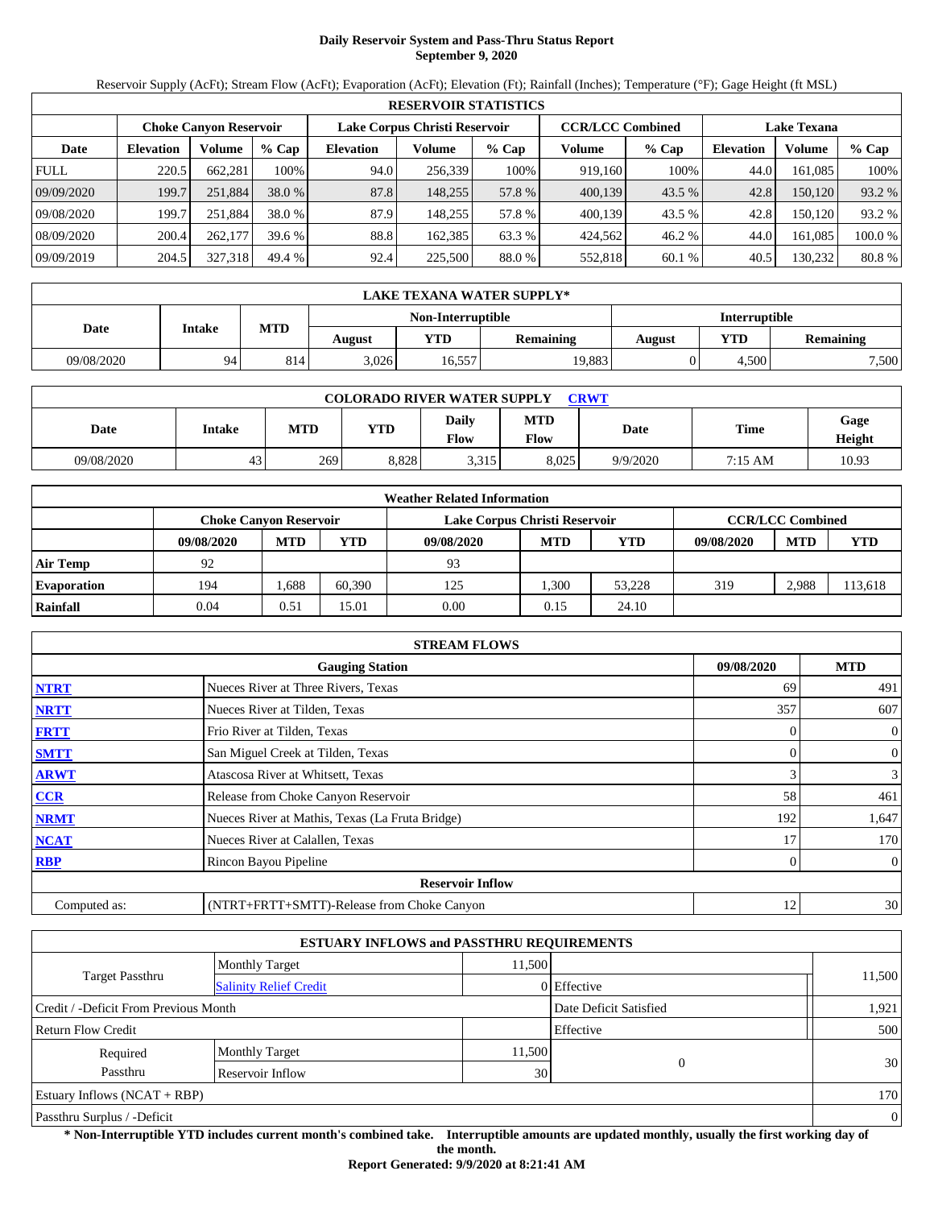# Daily Reservoir System and Pass-Thru Status Report
## September 9, 2020

Reservoir Supply (AcFt); Stream Flow (AcFt); Evaporation (AcFt); Elevation (Ft); Rainfall (Inches); Temperature (°F); Gage Height (ft MSL)

| RESERVOIR STATISTICS | | | | | | | | | | | |
|---|---|---|---|---|---|---|---|---|---|---|---|
| | Choke Canyon Reservoir | | | Lake Corpus Christi Reservoir | | | CCR/LCC Combined | | Lake Texana | | |
| Date | Elevation | Volume | % Cap | Elevation | Volume | % Cap | Volume | % Cap | Elevation | Volume | % Cap |
| FULL | 220.5 | 662,281 | 100% | 94.0 | 256,339 | 100% | 919,160 | 100% | 44.0 | 161,085 | 100% |
| 09/09/2020 | 199.7 | 251,884 | 38.0 % | 87.8 | 148,255 | 57.8 % | 400,139 | 43.5 % | 42.8 | 150,120 | 93.2 % |
| 09/08/2020 | 199.7 | 251,884 | 38.0 % | 87.9 | 148,255 | 57.8 % | 400,139 | 43.5 % | 42.8 | 150,120 | 93.2 % |
| 08/09/2020 | 200.4 | 262,177 | 39.6 % | 88.8 | 162,385 | 63.3 % | 424,562 | 46.2 % | 44.0 | 161,085 | 100.0 % |
| 09/09/2019 | 204.5 | 327,318 | 49.4 % | 92.4 | 225,500 | 88.0 % | 552,818 | 60.1 % | 40.5 | 130,232 | 80.8 % |

| LAKE TEXANA WATER SUPPLY* | | | | | | | | |
|---|---|---|---|---|---|---|---|---|
| Date | Intake | MTD | Non-Interruptible | | | Interruptible | | |
| | | | August | YTD | Remaining | August | YTD | Remaining |
| 09/08/2020 | 94 | 814 | 3,026 | 16,557 | 19,883 | 0 | 4,500 | 7,500 |

| COLORADO RIVER WATER SUPPLY CRWT | | | | | | | | |
|---|---|---|---|---|---|---|---|---|
| Date | Intake | MTD | YTD | Daily Flow | MTD Flow | Date | Time | Gage Height |
| 09/08/2020 | 43 | 269 | 8,828 | 3,315 | 8,025 | 9/9/2020 | 7:15 AM | 10.93 |

| Weather Related Information | | | | | | | | | |
|---|---|---|---|---|---|---|---|---|---|
| | Choke Canyon Reservoir | | | Lake Corpus Christi Reservoir | | | CCR/LCC Combined | | |
| | 09/08/2020 | MTD | YTD | 09/08/2020 | MTD | YTD | 09/08/2020 | MTD | YTD |
| Air Temp | 92 | | | 93 | | | | | |
| Evaporation | 194 | 1,688 | 60,390 | 125 | 1,300 | 53,228 | 319 | 2,988 | 113,618 |
| Rainfall | 0.04 | 0.51 | 15.01 | 0.00 | 0.15 | 24.10 | | | |

| STREAM FLOWS | | | |
|---|---|---|---|
| | Gauging Station | 09/08/2020 | MTD |
| NTRT | Nueces River at Three Rivers, Texas | 69 | 491 |
| NRTT | Nueces River at Tilden, Texas | 357 | 607 |
| FRTT | Frio River at Tilden, Texas | 0 | 0 |
| SMTT | San Miguel Creek at Tilden, Texas | 0 | 0 |
| ARWT | Atascosa River at Whitsett, Texas | 3 | 3 |
| CCR | Release from Choke Canyon Reservoir | 58 | 461 |
| NRMT | Nueces River at Mathis, Texas (La Fruta Bridge) | 192 | 1,647 |
| NCAT | Nueces River at Calallen, Texas | 17 | 170 |
| RBP | Rincon Bayou Pipeline | 0 | 0 |
| | Reservoir Inflow | | |
| Computed as: | (NTRT+FRTT+SMTT)-Release from Choke Canyon | 12 | 30 |

| ESTUARY INFLOWS and PASSTHRU REQUIREMENTS | | | | |
|---|---|---|---|---|
| Target Passthru | Monthly Target | 11,500 | | 11,500 |
| | Salinity Relief Credit | 0 | Effective | |
| Credit / -Deficit From Previous Month | | | Date Deficit Satisfied | 1,921 |
| Return Flow Credit | | | Effective | 500 |
| Required Passthru | Monthly Target | 11,500 | 0 | 30 |
| | Reservoir Inflow | 30 | | |
| Estuary Inflows (NCAT + RBP) | | | | 170 |
| Passthru Surplus / -Deficit | | | | 0 |

**\* Non-Interruptible YTD includes current month's combined take. Interruptible amounts are updated monthly, usually the first working day of the month.**

**Report Generated: 9/9/2020 at 8:21:41 AM**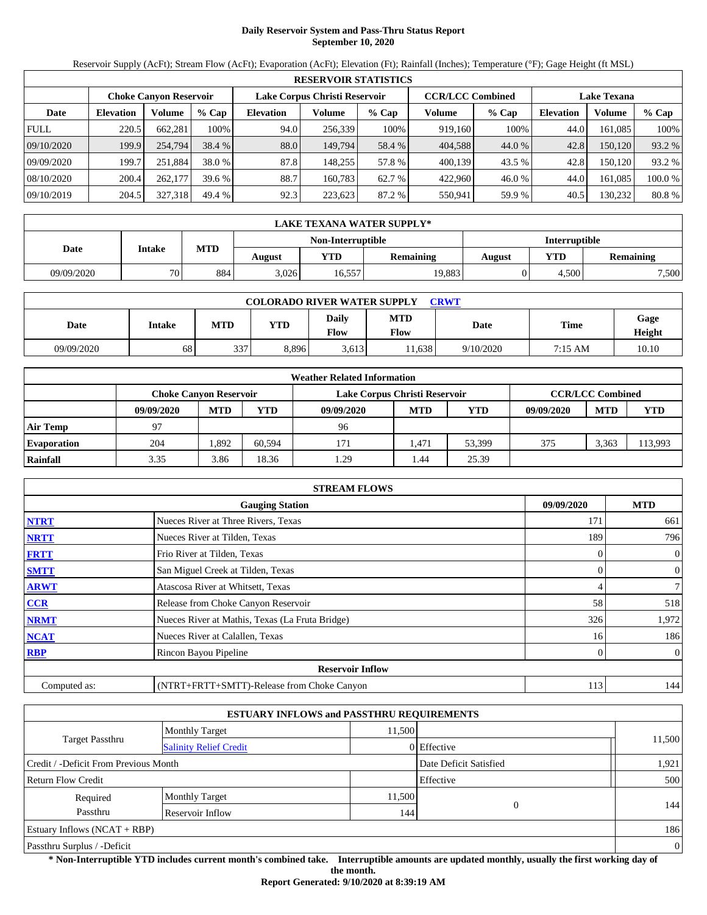# Daily Reservoir System and Pass-Thru Status Report
## September 10, 2020

Reservoir Supply (AcFt); Stream Flow (AcFt); Evaporation (AcFt); Elevation (Ft); Rainfall (Inches); Temperature (°F); Gage Height (ft MSL)

| RESERVOIR STATISTICS | | | | | | | | | | | |
|---|---|---|---|---|---|---|---|---|---|---|---|
| | Choke Canyon Reservoir | | | Lake Corpus Christi Reservoir | | | CCR/LCC Combined | | Lake Texana | | |
| Date | Elevation | Volume | % Cap | Elevation | Volume | % Cap | Volume | % Cap | Elevation | Volume | % Cap |
| FULL | 220.5 | 662,281 | 100% | 94.0 | 256,339 | 100% | 919,160 | 100% | 44.0 | 161,085 | 100% |
| 09/10/2020 | 199.9 | 254,794 | 38.4 % | 88.0 | 149,794 | 58.4 % | 404,588 | 44.0 % | 42.8 | 150,120 | 93.2 % |
| 09/09/2020 | 199.7 | 251,884 | 38.0 % | 87.8 | 148,255 | 57.8 % | 400,139 | 43.5 % | 42.8 | 150,120 | 93.2 % |
| 08/10/2020 | 200.4 | 262,177 | 39.6 % | 88.7 | 160,783 | 62.7 % | 422,960 | 46.0 % | 44.0 | 161,085 | 100.0 % |
| 09/10/2019 | 204.5 | 327,318 | 49.4 % | 92.3 | 223,623 | 87.2 % | 550,941 | 59.9 % | 40.5 | 130,232 | 80.8 % |

| LAKE TEXANA WATER SUPPLY* | | | | | | | | |
|---|---|---|---|---|---|---|---|---|
| Date | Intake | MTD | Non-Interruptible | | | Interruptible | | |
| | | | August | YTD | Remaining | August | YTD | Remaining |
| 09/09/2020 | 70 | 884 | 3,026 | 16,557 | 19,883 | 0 | 4,500 | 7,500 |

| COLORADO RIVER WATER SUPPLY CRWT | | | | | | | | |
|---|---|---|---|---|---|---|---|---|
| Date | Intake | MTD | YTD | Daily Flow | MTD Flow | Date | Time | Gage Height |
| 09/09/2020 | 68 | 337 | 8,896 | 3,613 | 11,638 | 9/10/2020 | 7:15 AM | 10.10 |

| Weather Related Information | | | | | | | | | |
|---|---|---|---|---|---|---|---|---|---|
| | Choke Canyon Reservoir | | | Lake Corpus Christi Reservoir | | | CCR/LCC Combined | | |
| | 09/09/2020 | MTD | YTD | 09/09/2020 | MTD | YTD | 09/09/2020 | MTD | YTD |
| Air Temp | 97 | | | 96 | | | | | |
| Evaporation | 204 | 1,892 | 60,594 | 171 | 1,471 | 53,399 | 375 | 3,363 | 113,993 |
| Rainfall | 3.35 | 3.86 | 18.36 | 1.29 | 1.44 | 25.39 | | | |

| STREAM FLOWS | | | |
|---|---|---|---|
| | Gauging Station | 09/09/2020 | MTD |
| NTRT | Nueces River at Three Rivers, Texas | 171 | 661 |
| NRTT | Nueces River at Tilden, Texas | 189 | 796 |
| FRTT | Frio River at Tilden, Texas | 0 | 0 |
| SMTT | San Miguel Creek at Tilden, Texas | 0 | 0 |
| ARWT | Atascosa River at Whitsett, Texas | 4 | 7 |
| CCR | Release from Choke Canyon Reservoir | 58 | 518 |
| NRMT | Nueces River at Mathis, Texas (La Fruta Bridge) | 326 | 1,972 |
| NCAT | Nueces River at Calallen, Texas | 16 | 186 |
| RBP | Rincon Bayou Pipeline | 0 | 0 |
| | Reservoir Inflow | | |
| Computed as: | (NTRT+FRTT+SMTT)-Release from Choke Canyon | 113 | 144 |

| ESTUARY INFLOWS and PASSTHRU REQUIREMENTS | | | | |
|---|---|---|---|---|
| Target Passthru | Monthly Target | 11,500 | | 11,500 |
| | Salinity Relief Credit | 0 | Effective | |
| Credit / -Deficit From Previous Month | | | Date Deficit Satisfied | 1,921 |
| Return Flow Credit | | | Effective | 500 |
| Required Passthru | Monthly Target | 11,500 | 0 | 144 |
| | Reservoir Inflow | 144 | | |
| Estuary Inflows (NCAT + RBP) | | | | 186 |
| Passthru Surplus / -Deficit | | | | 0 |

**\* Non-Interruptible YTD includes current month's combined take. Interruptible amounts are updated monthly, usually the first working day of the month.**

**Report Generated: 9/10/2020 at 8:39:19 AM**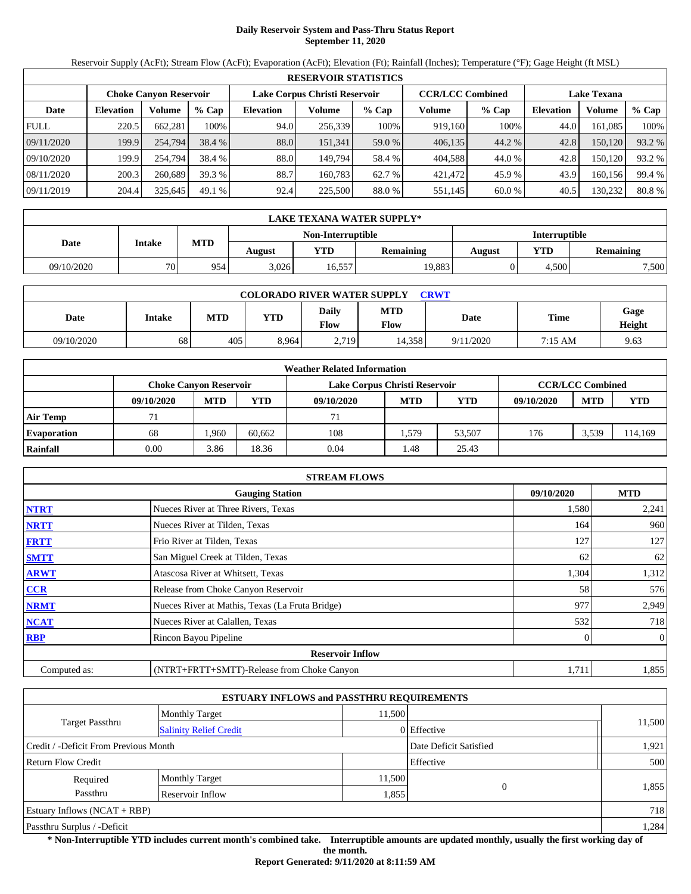# Daily Reservoir System and Pass-Thru Status Report
## September 11, 2020

Reservoir Supply (AcFt); Stream Flow (AcFt); Evaporation (AcFt); Elevation (Ft); Rainfall (Inches); Temperature (°F); Gage Height (ft MSL)

| RESERVOIR STATISTICS | | | | | | | | | | | |
|---|---|---|---|---|---|---|---|---|---|---|---|
| | Choke Canyon Reservoir | | | Lake Corpus Christi Reservoir | | | CCR/LCC Combined | | Lake Texana | | |
| Date | Elevation | Volume | % Cap | Elevation | Volume | % Cap | Volume | % Cap | Elevation | Volume | % Cap |
| FULL | 220.5 | 662,281 | 100% | 94.0 | 256,339 | 100% | 919,160 | 100% | 44.0 | 161,085 | 100% |
| 09/11/2020 | 199.9 | 254,794 | 38.4 % | 88.0 | 151,341 | 59.0 % | 406,135 | 44.2 % | 42.8 | 150,120 | 93.2 % |
| 09/10/2020 | 199.9 | 254,794 | 38.4 % | 88.0 | 149,794 | 58.4 % | 404,588 | 44.0 % | 42.8 | 150,120 | 93.2 % |
| 08/11/2020 | 200.3 | 260,689 | 39.3 % | 88.7 | 160,783 | 62.7 % | 421,472 | 45.9 % | 43.9 | 160,156 | 99.4 % |
| 09/11/2019 | 204.4 | 325,645 | 49.1 % | 92.4 | 225,500 | 88.0 % | 551,145 | 60.0 % | 40.5 | 130,232 | 80.8 % |

| LAKE TEXANA WATER SUPPLY* | | | | | | | | |
|---|---|---|---|---|---|---|---|---|
| Date | Intake | MTD | Non-Interruptible | | | Interruptible | | |
| | | | August | YTD | Remaining | August | YTD | Remaining |
| 09/10/2020 | 70 | 954 | 3,026 | 16,557 | 19,883 | 0 | 4,500 | 7,500 |

| COLORADO RIVER WATER SUPPLY CRWT | | | | | | | | |
|---|---|---|---|---|---|---|---|---|
| Date | Intake | MTD | YTD | Daily Flow | MTD Flow | Date | Time | Gage Height |
| 09/10/2020 | 68 | 405 | 8,964 | 2,719 | 14,358 | 9/11/2020 | 7:15 AM | 9.63 |

| Weather Related Information | | | | | | | | | |
|---|---|---|---|---|---|---|---|---|---|
| | Choke Canyon Reservoir | | | Lake Corpus Christi Reservoir | | | CCR/LCC Combined | | |
| | 09/10/2020 | MTD | YTD | 09/10/2020 | MTD | YTD | 09/10/2020 | MTD | YTD |
| Air Temp | 71 | | | 71 | | | | | |
| Evaporation | 68 | 1,960 | 60,662 | 108 | 1,579 | 53,507 | 176 | 3,539 | 114,169 |
| Rainfall | 0.00 | 3.86 | 18.36 | 0.04 | 1.48 | 25.43 | | | |

| STREAM FLOWS | | | |
|---|---|---|---|
| | Gauging Station | 09/10/2020 | MTD |
| NTRT | Nueces River at Three Rivers, Texas | 1,580 | 2,241 |
| NRTT | Nueces River at Tilden, Texas | 164 | 960 |
| FRTT | Frio River at Tilden, Texas | 127 | 127 |
| SMTT | San Miguel Creek at Tilden, Texas | 62 | 62 |
| ARWT | Atascosa River at Whitsett, Texas | 1,304 | 1,312 |
| CCR | Release from Choke Canyon Reservoir | 58 | 576 |
| NRMT | Nueces River at Mathis, Texas (La Fruta Bridge) | 977 | 2,949 |
| NCAT | Nueces River at Calallen, Texas | 532 | 718 |
| RBP | Rincon Bayou Pipeline | 0 | 0 |
| | Reservoir Inflow | | |
| Computed as: | (NTRT+FRTT+SMTT)-Release from Choke Canyon | 1,711 | 1,855 |

| ESTUARY INFLOWS and PASSTHRU REQUIREMENTS | | | | |
|---|---|---|---|---|
| Target Passthru | Monthly Target | 11,500 | | 11,500 |
| | Salinity Relief Credit | 0 | Effective | |
| Credit / -Deficit From Previous Month | | | Date Deficit Satisfied | 1,921 |
| Return Flow Credit | | | Effective | 500 |
| Required Passthru | Monthly Target | 11,500 | 0 | 1,855 |
| | Reservoir Inflow | 1,855 | | |
| Estuary Inflows (NCAT + RBP) | | | | 718 |
| Passthru Surplus / -Deficit | | | | 1,284 |

**\* Non-Interruptible YTD includes current month's combined take. Interruptible amounts are updated monthly, usually the first working day of the month.**

**Report Generated: 9/11/2020 at 8:11:59 AM**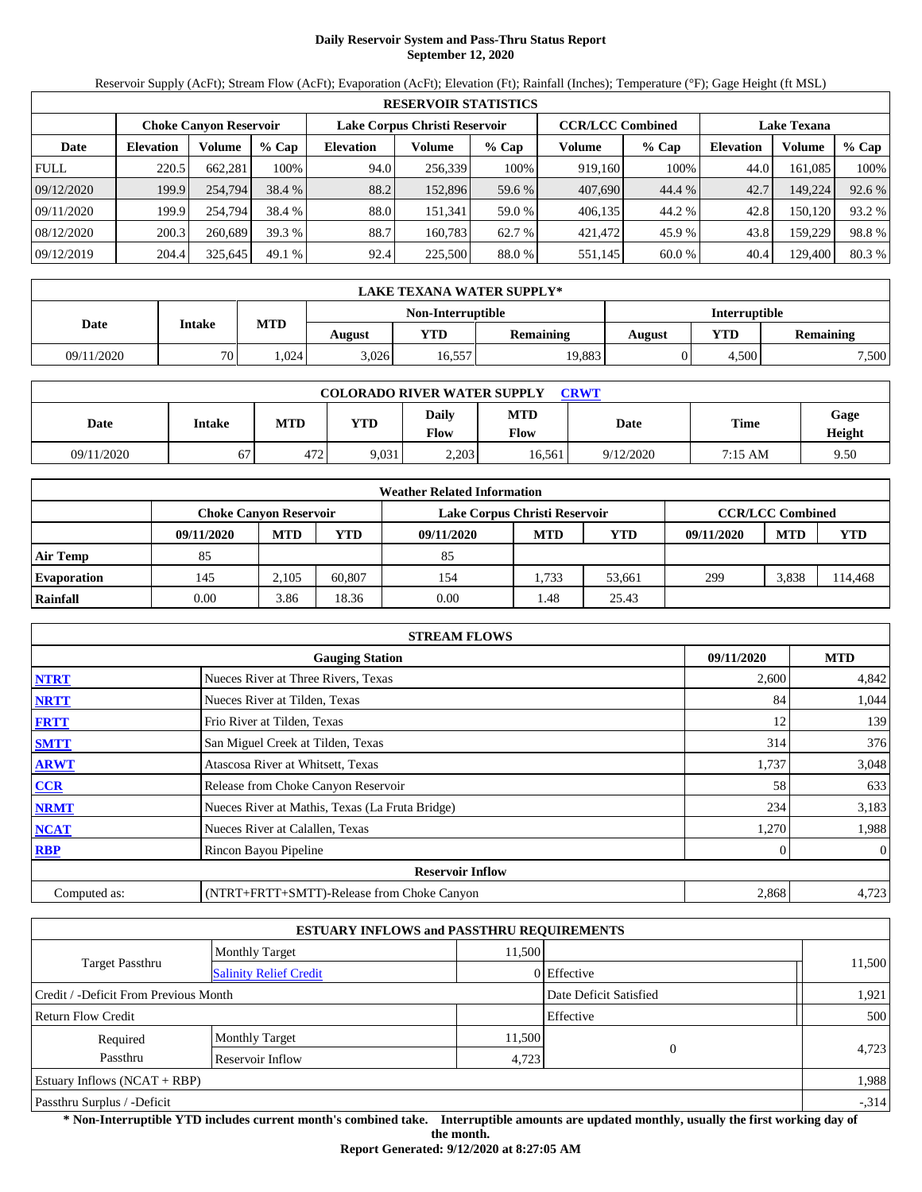# Daily Reservoir System and Pass-Thru Status Report
## September 12, 2020

Reservoir Supply (AcFt); Stream Flow (AcFt); Evaporation (AcFt); Elevation (Ft); Rainfall (Inches); Temperature (°F); Gage Height (ft MSL)

| RESERVOIR STATISTICS | | | | | | | | | | | |
|---|---|---|---|---|---|---|---|---|---|---|---|
| | Choke Canyon Reservoir | | | Lake Corpus Christi Reservoir | | | CCR/LCC Combined | | Lake Texana | | |
| Date | Elevation | Volume | % Cap | Elevation | Volume | % Cap | Volume | % Cap | Elevation | Volume | % Cap |
| FULL | 220.5 | 662,281 | 100% | 94.0 | 256,339 | 100% | 919,160 | 100% | 44.0 | 161,085 | 100% |
| 09/12/2020 | 199.9 | 254,794 | 38.4 % | 88.2 | 152,896 | 59.6 % | 407,690 | 44.4 % | 42.7 | 149,224 | 92.6 % |
| 09/11/2020 | 199.9 | 254,794 | 38.4 % | 88.0 | 151,341 | 59.0 % | 406,135 | 44.2 % | 42.8 | 150,120 | 93.2 % |
| 08/12/2020 | 200.3 | 260,689 | 39.3 % | 88.7 | 160,783 | 62.7 % | 421,472 | 45.9 % | 43.8 | 159,229 | 98.8 % |
| 09/12/2019 | 204.4 | 325,645 | 49.1 % | 92.4 | 225,500 | 88.0 % | 551,145 | 60.0 % | 40.4 | 129,400 | 80.3 % |

| LAKE TEXANA WATER SUPPLY* | | | | | | | | |
|---|---|---|---|---|---|---|---|---|
| Date | Intake | MTD | Non-Interruptible | | | Interruptible | | |
| | | | August | YTD | Remaining | August | YTD | Remaining |
| 09/11/2020 | 70 | 1,024 | 3,026 | 16,557 | 19,883 | 0 | 4,500 | 7,500 |

| COLORADO RIVER WATER SUPPLY CRWT | | | | | | | | |
|---|---|---|---|---|---|---|---|---|
| Date | Intake | MTD | YTD | Daily Flow | MTD Flow | Date | Time | Gage Height |
| 09/11/2020 | 67 | 472 | 9,031 | 2,203 | 16,561 | 9/12/2020 | 7:15 AM | 9.50 |

| Weather Related Information | | | | | | | | | |
|---|---|---|---|---|---|---|---|---|---|
| | Choke Canyon Reservoir | | | Lake Corpus Christi Reservoir | | | CCR/LCC Combined | | |
| | 09/11/2020 | MTD | YTD | 09/11/2020 | MTD | YTD | 09/11/2020 | MTD | YTD |
| Air Temp | 85 | | | 85 | | | | | |
| Evaporation | 145 | 2,105 | 60,807 | 154 | 1,733 | 53,661 | 299 | 3,838 | 114,468 |
| Rainfall | 0.00 | 3.86 | 18.36 | 0.00 | 1.48 | 25.43 | | | |

| STREAM FLOWS | | | |
|---|---|---|---|
| | Gauging Station | 09/11/2020 | MTD |
| NTRT | Nueces River at Three Rivers, Texas | 2,600 | 4,842 |
| NRTT | Nueces River at Tilden, Texas | 84 | 1,044 |
| FRTT | Frio River at Tilden, Texas | 12 | 139 |
| SMTT | San Miguel Creek at Tilden, Texas | 314 | 376 |
| ARWT | Atascosa River at Whitsett, Texas | 1,737 | 3,048 |
| CCR | Release from Choke Canyon Reservoir | 58 | 633 |
| NRMT | Nueces River at Mathis, Texas (La Fruta Bridge) | 234 | 3,183 |
| NCAT | Nueces River at Calallen, Texas | 1,270 | 1,988 |
| RBP | Rincon Bayou Pipeline | 0 | 0 |
| Reservoir Inflow | | | |
| Computed as: | (NTRT+FRTT+SMTT)-Release from Choke Canyon | 2,868 | 4,723 |

| ESTUARY INFLOWS and PASSTHRU REQUIREMENTS | | | | |
|---|---|---|---|---|
| Target Passthru | Monthly Target | 11,500 | | 11,500 |
| | Salinity Relief Credit | 0 | Effective | |
| Credit / -Deficit From Previous Month | | | Date Deficit Satisfied | 1,921 |
| Return Flow Credit | | | Effective | 500 |
| Required Passthru | Monthly Target | 11,500 | 0 | 4,723 |
| | Reservoir Inflow | 4,723 | | |
| Estuary Inflows (NCAT + RBP) | | | | 1,988 |
| Passthru Surplus / -Deficit | | | | -,314 |

**\* Non-Interruptible YTD includes current month's combined take. Interruptible amounts are updated monthly, usually the first working day of the month.**

**Report Generated: 9/12/2020 at 8:27:05 AM**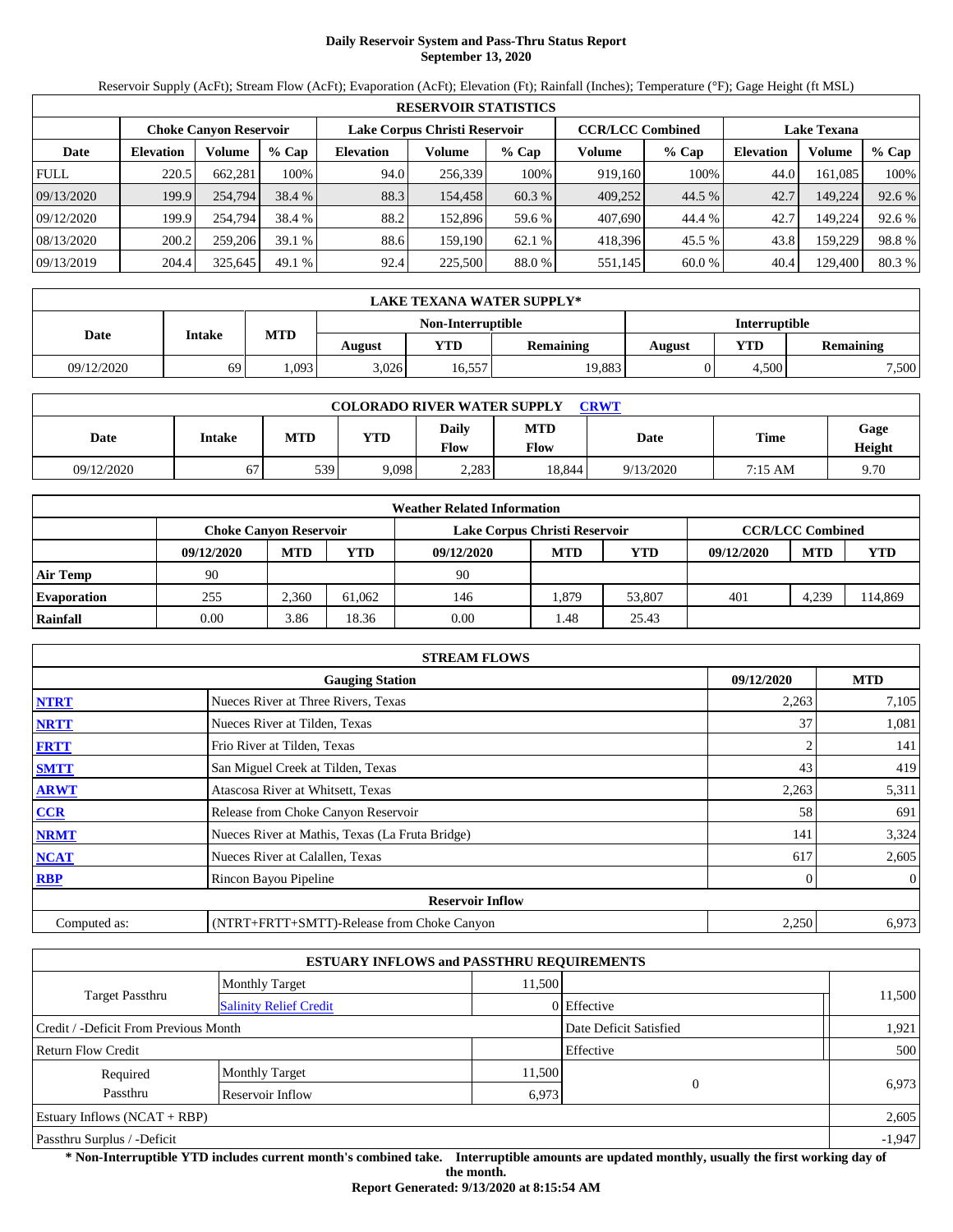# Daily Reservoir System and Pass-Thru Status Report
## September 13, 2020

Reservoir Supply (AcFt); Stream Flow (AcFt); Evaporation (AcFt); Elevation (Ft); Rainfall (Inches); Temperature (°F); Gage Height (ft MSL)

| RESERVOIR STATISTICS | | | | | | | | | | | |
|---|---|---|---|---|---|---|---|---|---|---|---|
| | Choke Canyon Reservoir | | | Lake Corpus Christi Reservoir | | | CCR/LCC Combined | | Lake Texana | | |
| Date | Elevation | Volume | % Cap | Elevation | Volume | % Cap | Volume | % Cap | Elevation | Volume | % Cap |
| FULL | 220.5 | 662,281 | 100% | 94.0 | 256,339 | 100% | 919,160 | 100% | 44.0 | 161,085 | 100% |
| 09/13/2020 | 199.9 | 254,794 | 38.4 % | 88.3 | 154,458 | 60.3 % | 409,252 | 44.5 % | 42.7 | 149,224 | 92.6 % |
| 09/12/2020 | 199.9 | 254,794 | 38.4 % | 88.2 | 152,896 | 59.6 % | 407,690 | 44.4 % | 42.7 | 149,224 | 92.6 % |
| 08/13/2020 | 200.2 | 259,206 | 39.1 % | 88.6 | 159,190 | 62.1 % | 418,396 | 45.5 % | 43.8 | 159,229 | 98.8 % |
| 09/13/2019 | 204.4 | 325,645 | 49.1 % | 92.4 | 225,500 | 88.0 % | 551,145 | 60.0 % | 40.4 | 129,400 | 80.3 % |

| LAKE TEXANA WATER SUPPLY* | | | | | | | | |
|---|---|---|---|---|---|---|---|---|
| Date | Intake | MTD | Non-Interruptible | | | Interruptible | | |
| | | | August | YTD | Remaining | August | YTD | Remaining |
| 09/12/2020 | 69 | 1,093 | 3,026 | 16,557 | 19,883 | 0 | 4,500 | 7,500 |

| COLORADO RIVER WATER SUPPLY CRWT | | | | | | | | |
|---|---|---|---|---|---|---|---|---|
| Date | Intake | MTD | YTD | Daily Flow | MTD Flow | Date | Time | Gage Height |
| 09/12/2020 | 67 | 539 | 9,098 | 2,283 | 18,844 | 9/13/2020 | 7:15 AM | 9.70 |

| Weather Related Information | | | | | | | | | |
|---|---|---|---|---|---|---|---|---|---|
| | Choke Canyon Reservoir | | | Lake Corpus Christi Reservoir | | | CCR/LCC Combined | | |
| | 09/12/2020 | MTD | YTD | 09/12/2020 | MTD | YTD | 09/12/2020 | MTD | YTD |
| Air Temp | 90 | | | 90 | | | | | |
| Evaporation | 255 | 2,360 | 61,062 | 146 | 1,879 | 53,807 | 401 | 4,239 | 114,869 |
| Rainfall | 0.00 | 3.86 | 18.36 | 0.00 | 1.48 | 25.43 | | | |

| STREAM FLOWS | | | |
|---|---|---|---|
| | Gauging Station | 09/12/2020 | MTD |
| NTRT | Nueces River at Three Rivers, Texas | 2,263 | 7,105 |
| NRTT | Nueces River at Tilden, Texas | 37 | 1,081 |
| FRTT | Frio River at Tilden, Texas | 2 | 141 |
| SMTT | San Miguel Creek at Tilden, Texas | 43 | 419 |
| ARWT | Atascosa River at Whitsett, Texas | 2,263 | 5,311 |
| CCR | Release from Choke Canyon Reservoir | 58 | 691 |
| NRMT | Nueces River at Mathis, Texas (La Fruta Bridge) | 141 | 3,324 |
| NCAT | Nueces River at Calallen, Texas | 617 | 2,605 |
| RBP | Rincon Bayou Pipeline | 0 | 0 |
| | **Reservoir Inflow** | | |
| Computed as: | (NTRT+FRTT+SMTT)-Release from Choke Canyon | 2,250 | 6,973 |

| ESTUARY INFLOWS and PASSTHRU REQUIREMENTS | | | | |
|---|---|---|---|---|
| Target Passthru | Monthly Target | 11,500 | | 11,500 |
| | Salinity Relief Credit | 0 | Effective | |
| Credit / -Deficit From Previous Month | | | Date Deficit Satisfied | 1,921 |
| Return Flow Credit | | | Effective | 500 |
| Required Passthru | Monthly Target | 11,500 | 0 | 6,973 |
| | Reservoir Inflow | 6,973 | | |
| Estuary Inflows (NCAT + RBP) | | | | 2,605 |
| Passthru Surplus / -Deficit | | | | -1,947 |

**\* Non-Interruptible YTD includes current month's combined take. Interruptible amounts are updated monthly, usually the first working day of the month.**

**Report Generated: 9/13/2020 at 8:15:54 AM**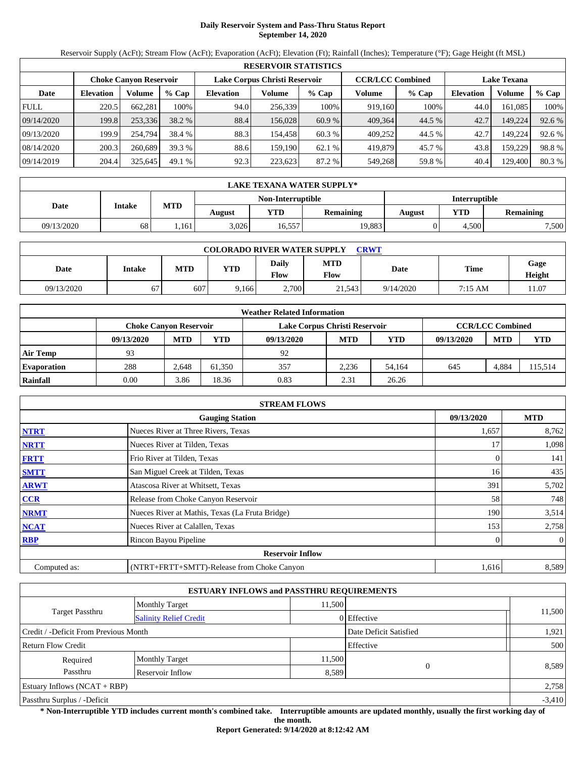# Daily Reservoir System and Pass-Thru Status Report
## September 14, 2020

Reservoir Supply (AcFt); Stream Flow (AcFt); Evaporation (AcFt); Elevation (Ft); Rainfall (Inches); Temperature (°F); Gage Height (ft MSL)

| RESERVOIR STATISTICS | | | | | | | | | | | |
|---|---|---|---|---|---|---|---|---|---|---|---|
| | Choke Canyon Reservoir | | | Lake Corpus Christi Reservoir | | | CCR/LCC Combined | | Lake Texana | | |
| Date | Elevation | Volume | % Cap | Elevation | Volume | % Cap | Volume | % Cap | Elevation | Volume | % Cap |
| FULL | 220.5 | 662,281 | 100% | 94.0 | 256,339 | 100% | 919,160 | 100% | 44.0 | 161,085 | 100% |
| 09/14/2020 | 199.8 | 253,336 | 38.2 % | 88.4 | 156,028 | 60.9 % | 409,364 | 44.5 % | 42.7 | 149,224 | 92.6 % |
| 09/13/2020 | 199.9 | 254,794 | 38.4 % | 88.3 | 154,458 | 60.3 % | 409,252 | 44.5 % | 42.7 | 149,224 | 92.6 % |
| 08/14/2020 | 200.3 | 260,689 | 39.3 % | 88.6 | 159,190 | 62.1 % | 419,879 | 45.7 % | 43.8 | 159,229 | 98.8 % |
| 09/14/2019 | 204.4 | 325,645 | 49.1 % | 92.3 | 223,623 | 87.2 % | 549,268 | 59.8 % | 40.4 | 129,400 | 80.3 % |

| LAKE TEXANA WATER SUPPLY* | | | | | | | | |
|---|---|---|---|---|---|---|---|---|
| Date | Intake | MTD | Non-Interruptible | | | Interruptible | | |
| | | | August | YTD | Remaining | August | YTD | Remaining |
| 09/13/2020 | 68 | 1,161 | 3,026 | 16,557 | 19,883 | 0 | 4,500 | 7,500 |

| COLORADO RIVER WATER SUPPLY CRWT | | | | | | | | |
|---|---|---|---|---|---|---|---|---|
| Date | Intake | MTD | YTD | Daily Flow | MTD Flow | Date | Time | Gage Height |
| 09/13/2020 | 67 | 607 | 9,166 | 2,700 | 21,543 | 9/14/2020 | 7:15 AM | 11.07 |

| Weather Related Information | | | | | | | | | |
|---|---|---|---|---|---|---|---|---|---|
| | Choke Canyon Reservoir | | | Lake Corpus Christi Reservoir | | | CCR/LCC Combined | | |
| | 09/13/2020 | MTD | YTD | 09/13/2020 | MTD | YTD | 09/13/2020 | MTD | YTD |
| Air Temp | 93 | | | 92 | | | | | |
| Evaporation | 288 | 2,648 | 61,350 | 357 | 2,236 | 54,164 | 645 | 4,884 | 115,514 |
| Rainfall | 0.00 | 3.86 | 18.36 | 0.83 | 2.31 | 26.26 | | | |

| STREAM FLOWS | | | |
|---|---|---|---|
| | Gauging Station | 09/13/2020 | MTD |
| NTRT | Nueces River at Three Rivers, Texas | 1,657 | 8,762 |
| NRTT | Nueces River at Tilden, Texas | 17 | 1,098 |
| FRTT | Frio River at Tilden, Texas | 0 | 141 |
| SMTT | San Miguel Creek at Tilden, Texas | 16 | 435 |
| ARWT | Atascosa River at Whitsett, Texas | 391 | 5,702 |
| CCR | Release from Choke Canyon Reservoir | 58 | 748 |
| NRMT | Nueces River at Mathis, Texas (La Fruta Bridge) | 190 | 3,514 |
| NCAT | Nueces River at Calallen, Texas | 153 | 2,758 |
| RBP | Rincon Bayou Pipeline | 0 | 0 |
| Reservoir Inflow | | | |
| Computed as: | (NTRT+FRTT+SMTT)-Release from Choke Canyon | 1,616 | 8,589 |

| ESTUARY INFLOWS and PASSTHRU REQUIREMENTS | | | | |
|---|---|---|---|---|
| Target Passthru | Monthly Target | 11,500 | | 11,500 |
| | Salinity Relief Credit | 0 | Effective | |
| Credit / -Deficit From Previous Month | | | Date Deficit Satisfied | 1,921 |
| Return Flow Credit | | | Effective | 500 |
| Required Passthru | Monthly Target | 11,500 | 0 | 8,589 |
| | Reservoir Inflow | 8,589 | | |
| Estuary Inflows (NCAT + RBP) | | | | 2,758 |
| Passthru Surplus / -Deficit | | | | -3,410 |

**\* Non-Interruptible YTD includes current month's combined take. Interruptible amounts are updated monthly, usually the first working day of the month.**

**Report Generated: 9/14/2020 at 8:12:42 AM**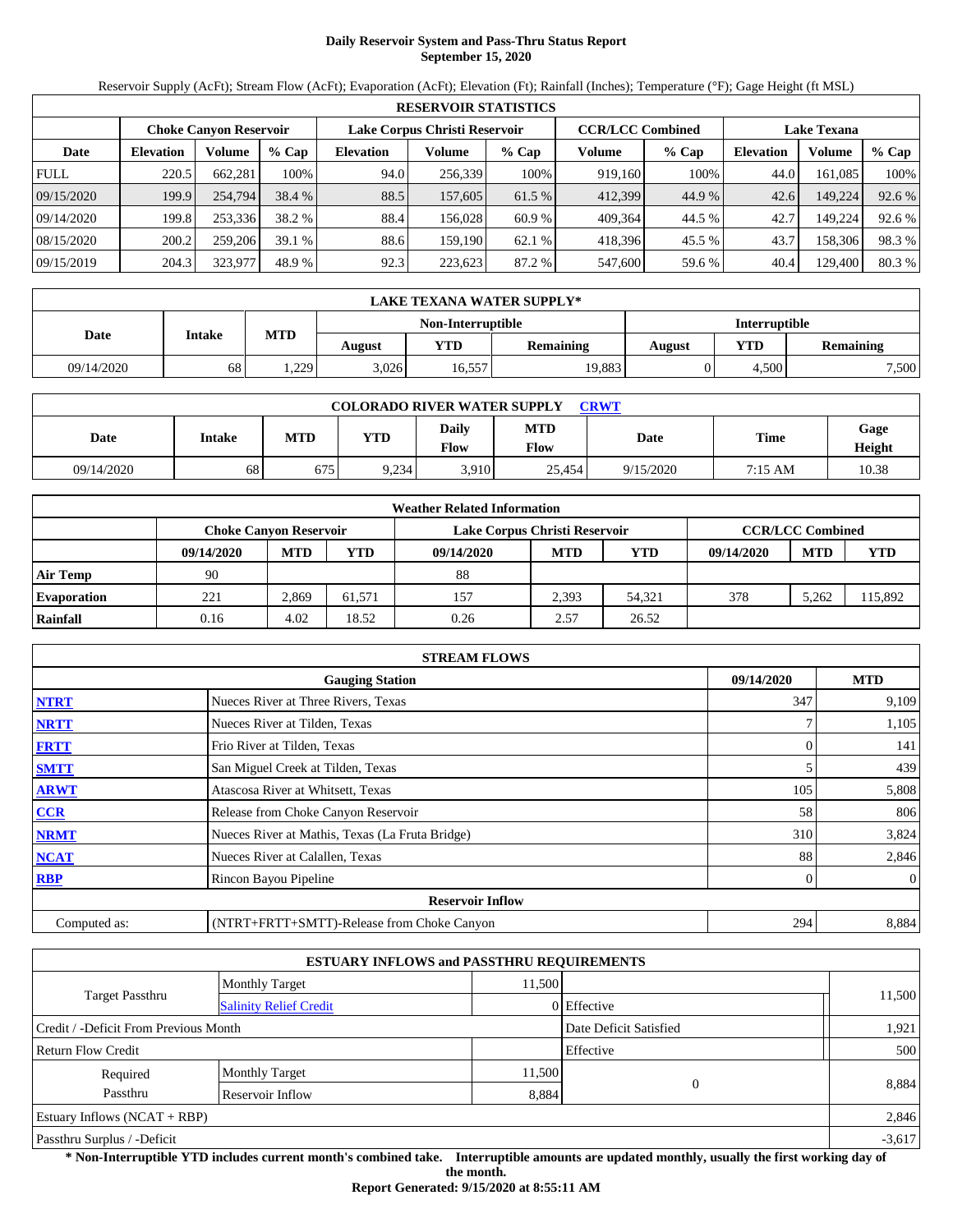# Daily Reservoir System and Pass-Thru Status Report
## September 15, 2020

Reservoir Supply (AcFt); Stream Flow (AcFt); Evaporation (AcFt); Elevation (Ft); Rainfall (Inches); Temperature (°F); Gage Height (ft MSL)

| RESERVOIR STATISTICS | | | | | | | | | | | |
|---|---|---|---|---|---|---|---|---|---|---|---|
| | Choke Canyon Reservoir | | | Lake Corpus Christi Reservoir | | | CCR/LCC Combined | | Lake Texana | | |
| Date | Elevation | Volume | % Cap | Elevation | Volume | % Cap | Volume | % Cap | Elevation | Volume | % Cap |
| FULL | 220.5 | 662,281 | 100% | 94.0 | 256,339 | 100% | 919,160 | 100% | 44.0 | 161,085 | 100% |
| 09/15/2020 | 199.9 | 254,794 | 38.4 % | 88.5 | 157,605 | 61.5 % | 412,399 | 44.9 % | 42.6 | 149,224 | 92.6 % |
| 09/14/2020 | 199.8 | 253,336 | 38.2 % | 88.4 | 156,028 | 60.9 % | 409,364 | 44.5 % | 42.7 | 149,224 | 92.6 % |
| 08/15/2020 | 200.2 | 259,206 | 39.1 % | 88.6 | 159,190 | 62.1 % | 418,396 | 45.5 % | 43.7 | 158,306 | 98.3 % |
| 09/15/2019 | 204.3 | 323,977 | 48.9 % | 92.3 | 223,623 | 87.2 % | 547,600 | 59.6 % | 40.4 | 129,400 | 80.3 % |

| LAKE TEXANA WATER SUPPLY* | | | | | | | | |
|---|---|---|---|---|---|---|---|---|
| Date | Intake | MTD | Non-Interruptible | | | Interruptible | | |
| | | | August | YTD | Remaining | August | YTD | Remaining |
| 09/14/2020 | 68 | 1,229 | 3,026 | 16,557 | 19,883 | 0 | 4,500 | 7,500 |

| COLORADO RIVER WATER SUPPLY CRWT | | | | | | | | |
|---|---|---|---|---|---|---|---|---|
| Date | Intake | MTD | YTD | Daily Flow | MTD Flow | Date | Time | Gage Height |
| 09/14/2020 | 68 | 675 | 9,234 | 3,910 | 25,454 | 9/15/2020 | 7:15 AM | 10.38 |

| Weather Related Information | | | | | | | | | |
|---|---|---|---|---|---|---|---|---|---|
| | Choke Canyon Reservoir | | | Lake Corpus Christi Reservoir | | | CCR/LCC Combined | | |
| | 09/14/2020 | MTD | YTD | 09/14/2020 | MTD | YTD | 09/14/2020 | MTD | YTD |
| Air Temp | 90 | | | 88 | | | | | |
| Evaporation | 221 | 2,869 | 61,571 | 157 | 2,393 | 54,321 | 378 | 5,262 | 115,892 |
| Rainfall | 0.16 | 4.02 | 18.52 | 0.26 | 2.57 | 26.52 | | | |

| STREAM FLOWS | | | |
|---|---|---|---|
| | Gauging Station | 09/14/2020 | MTD |
| NTRT | Nueces River at Three Rivers, Texas | 347 | 9,109 |
| NRTT | Nueces River at Tilden, Texas | 7 | 1,105 |
| FRTT | Frio River at Tilden, Texas | 0 | 141 |
| SMTT | San Miguel Creek at Tilden, Texas | 5 | 439 |
| ARWT | Atascosa River at Whitsett, Texas | 105 | 5,808 |
| CCR | Release from Choke Canyon Reservoir | 58 | 806 |
| NRMT | Nueces River at Mathis, Texas (La Fruta Bridge) | 310 | 3,824 |
| NCAT | Nueces River at Calallen, Texas | 88 | 2,846 |
| RBP | Rincon Bayou Pipeline | 0 | 0 |
| | **Reservoir Inflow** | | |
| Computed as: | (NTRT+FRTT+SMTT)-Release from Choke Canyon | 294 | 8,884 |

| ESTUARY INFLOWS and PASSTHRU REQUIREMENTS | | | | |
|---|---|---|---|---|
| Target Passthru | Monthly Target | 11,500 | | 11,500 |
| | Salinity Relief Credit | 0 | Effective | |
| Credit / -Deficit From Previous Month | | | Date Deficit Satisfied | 1,921 |
| Return Flow Credit | | | Effective | 500 |
| Required Passthru | Monthly Target | 11,500 | 0 | 8,884 |
| | Reservoir Inflow | 8,884 | | |
| Estuary Inflows (NCAT + RBP) | | | | 2,846 |
| Passthru Surplus / -Deficit | | | | -3,617 |

**\* Non-Interruptible YTD includes current month's combined take. Interruptible amounts are updated monthly, usually the first working day of the month.**

**Report Generated: 9/15/2020 at 8:55:11 AM**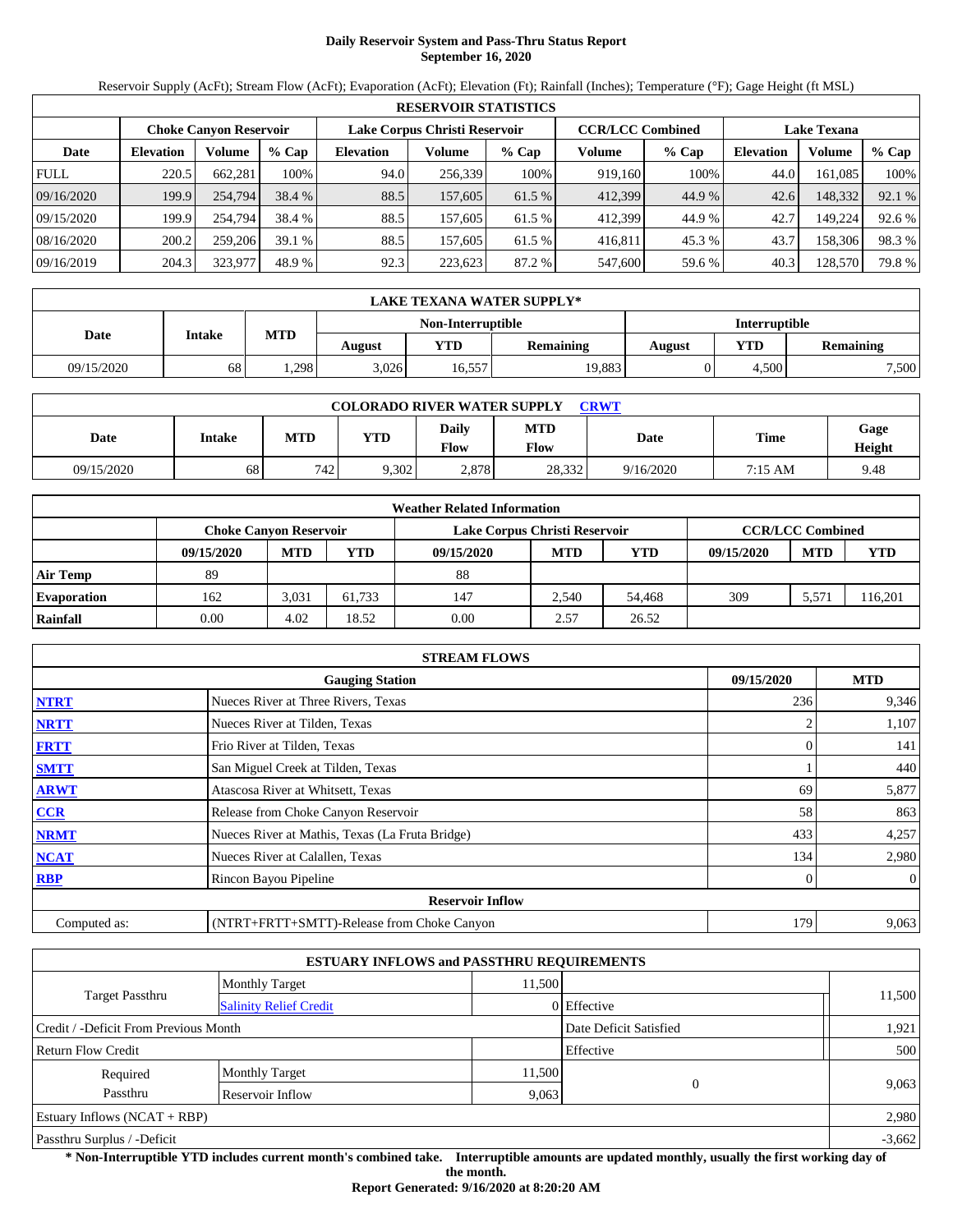# Daily Reservoir System and Pass-Thru Status Report
## September 16, 2020

Reservoir Supply (AcFt); Stream Flow (AcFt); Evaporation (AcFt); Elevation (Ft); Rainfall (Inches); Temperature (°F); Gage Height (ft MSL)

| RESERVOIR STATISTICS | | | | | | | | | | | |
|---|---|---|---|---|---|---|---|---|---|---|---|
| | Choke Canyon Reservoir | | | Lake Corpus Christi Reservoir | | | CCR/LCC Combined | | Lake Texana | | |
| Date | Elevation | Volume | % Cap | Elevation | Volume | % Cap | Volume | % Cap | Elevation | Volume | % Cap |
| FULL | 220.5 | 662,281 | 100% | 94.0 | 256,339 | 100% | 919,160 | 100% | 44.0 | 161,085 | 100% |
| 09/16/2020 | 199.9 | 254,794 | 38.4 % | 88.5 | 157,605 | 61.5 % | 412,399 | 44.9 % | 42.6 | 148,332 | 92.1 % |
| 09/15/2020 | 199.9 | 254,794 | 38.4 % | 88.5 | 157,605 | 61.5 % | 412,399 | 44.9 % | 42.7 | 149,224 | 92.6 % |
| 08/16/2020 | 200.2 | 259,206 | 39.1 % | 88.5 | 157,605 | 61.5 % | 416,811 | 45.3 % | 43.7 | 158,306 | 98.3 % |
| 09/16/2019 | 204.3 | 323,977 | 48.9 % | 92.3 | 223,623 | 87.2 % | 547,600 | 59.6 % | 40.3 | 128,570 | 79.8 % |

| LAKE TEXANA WATER SUPPLY* | | | | | | | | |
|---|---|---|---|---|---|---|---|---|
| Date | Intake | MTD | Non-Interruptible | | | Interruptible | | |
| | | | August | YTD | Remaining | August | YTD | Remaining |
| 09/15/2020 | 68 | 1,298 | 3,026 | 16,557 | 19,883 | 0 | 4,500 | 7,500 |

| COLORADO RIVER WATER SUPPLY CRWT | | | | | | | | |
|---|---|---|---|---|---|---|---|---|
| Date | Intake | MTD | YTD | Daily Flow | MTD Flow | Date | Time | Gage Height |
| 09/15/2020 | 68 | 742 | 9,302 | 2,878 | 28,332 | 9/16/2020 | 7:15 AM | 9.48 |

| Weather Related Information | | | | | | | | | |
|---|---|---|---|---|---|---|---|---|---|
| | Choke Canyon Reservoir | | | Lake Corpus Christi Reservoir | | | CCR/LCC Combined | | |
| | 09/15/2020 | MTD | YTD | 09/15/2020 | MTD | YTD | 09/15/2020 | MTD | YTD |
| Air Temp | 89 | | | 88 | | | | | |
| Evaporation | 162 | 3,031 | 61,733 | 147 | 2,540 | 54,468 | 309 | 5,571 | 116,201 |
| Rainfall | 0.00 | 4.02 | 18.52 | 0.00 | 2.57 | 26.52 | | | |

| STREAM FLOWS | | | |
|---|---|---|---|
| | Gauging Station | 09/15/2020 | MTD |
| NTRT | Nueces River at Three Rivers, Texas | 236 | 9,346 |
| NRTT | Nueces River at Tilden, Texas | 2 | 1,107 |
| FRTT | Frio River at Tilden, Texas | 0 | 141 |
| SMTT | San Miguel Creek at Tilden, Texas | 1 | 440 |
| ARWT | Atascosa River at Whitsett, Texas | 69 | 5,877 |
| CCR | Release from Choke Canyon Reservoir | 58 | 863 |
| NRMT | Nueces River at Mathis, Texas (La Fruta Bridge) | 433 | 4,257 |
| NCAT | Nueces River at Calallen, Texas | 134 | 2,980 |
| RBP | Rincon Bayou Pipeline | 0 | 0 |
| **Reservoir Inflow** | | | |
| Computed as: | (NTRT+FRTT+SMTT)-Release from Choke Canyon | 179 | 9,063 |

| ESTUARY INFLOWS and PASSTHRU REQUIREMENTS | | | | |
|---|---|---|---|---|
| Target Passthru | Monthly Target | 11,500 | | 11,500 |
| | Salinity Relief Credit | 0 | Effective | |
| Credit / -Deficit From Previous Month | | | Date Deficit Satisfied | 1,921 |
| Return Flow Credit | | | Effective | 500 |
| Required Passthru | Monthly Target | 11,500 | 0 | 9,063 |
| | Reservoir Inflow | 9,063 | | |
| Estuary Inflows (NCAT + RBP) | | | | 2,980 |
| Passthru Surplus / -Deficit | | | | -3,662 |

**\* Non-Interruptible YTD includes current month's combined take. Interruptible amounts are updated monthly, usually the first working day of the month.**

**Report Generated: 9/16/2020 at 8:20:20 AM**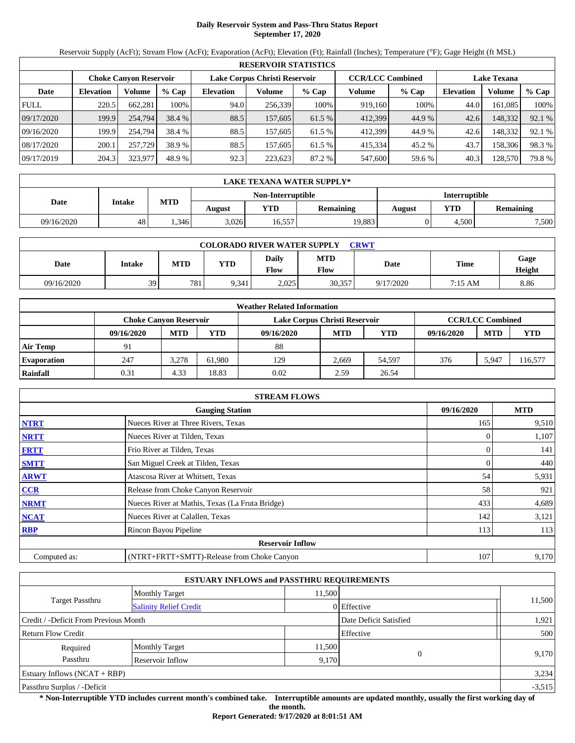# Daily Reservoir System and Pass-Thru Status Report
## September 17, 2020

Reservoir Supply (AcFt); Stream Flow (AcFt); Evaporation (AcFt); Elevation (Ft); Rainfall (Inches); Temperature (°F); Gage Height (ft MSL)

| RESERVOIR STATISTICS | | | | | | | | | | | |
|---|---|---|---|---|---|---|---|---|---|---|---|
| | Choke Canyon Reservoir | | | Lake Corpus Christi Reservoir | | | CCR/LCC Combined | | Lake Texana | | |
| Date | Elevation | Volume | % Cap | Elevation | Volume | % Cap | Volume | % Cap | Elevation | Volume | % Cap |
| FULL | 220.5 | 662,281 | 100% | 94.0 | 256,339 | 100% | 919,160 | 100% | 44.0 | 161,085 | 100% |
| 09/17/2020 | 199.9 | 254,794 | 38.4 % | 88.5 | 157,605 | 61.5 % | 412,399 | 44.9 % | 42.6 | 148,332 | 92.1 % |
| 09/16/2020 | 199.9 | 254,794 | 38.4 % | 88.5 | 157,605 | 61.5 % | 412,399 | 44.9 % | 42.6 | 148,332 | 92.1 % |
| 08/17/2020 | 200.1 | 257,729 | 38.9 % | 88.5 | 157,605 | 61.5 % | 415,334 | 45.2 % | 43.7 | 158,306 | 98.3 % |
| 09/17/2019 | 204.3 | 323,977 | 48.9 % | 92.3 | 223,623 | 87.2 % | 547,600 | 59.6 % | 40.3 | 128,570 | 79.8 % |

| LAKE TEXANA WATER SUPPLY* | | | | | | | | |
|---|---|---|---|---|---|---|---|---|
| Date | Intake | MTD | Non-Interruptible | | | Interruptible | | |
| | | | August | YTD | Remaining | August | YTD | Remaining |
| 09/16/2020 | 48 | 1,346 | 3,026 | 16,557 | 19,883 | 0 | 4,500 | 7,500 |

| COLORADO RIVER WATER SUPPLY CRWT | | | | | | | | |
|---|---|---|---|---|---|---|---|---|
| Date | Intake | MTD | YTD | Daily Flow | MTD Flow | Date | Time | Gage Height |
| 09/16/2020 | 39 | 781 | 9,341 | 2,025 | 30,357 | 9/17/2020 | 7:15 AM | 8.86 |

| Weather Related Information | | | | | | | | | |
|---|---|---|---|---|---|---|---|---|---|
| | Choke Canyon Reservoir | | | Lake Corpus Christi Reservoir | | | CCR/LCC Combined | | |
| | 09/16/2020 | MTD | YTD | 09/16/2020 | MTD | YTD | 09/16/2020 | MTD | YTD |
| Air Temp | 91 | | | 88 | | | | | |
| Evaporation | 247 | 3,278 | 61,980 | 129 | 2,669 | 54,597 | 376 | 5,947 | 116,577 |
| Rainfall | 0.31 | 4.33 | 18.83 | 0.02 | 2.59 | 26.54 | | | |

| STREAM FLOWS | | | |
|---|---|---|---|
| | Gauging Station | 09/16/2020 | MTD |
| NTRT | Nueces River at Three Rivers, Texas | 165 | 9,510 |
| NRTT | Nueces River at Tilden, Texas | 0 | 1,107 |
| FRTT | Frio River at Tilden, Texas | 0 | 141 |
| SMTT | San Miguel Creek at Tilden, Texas | 0 | 440 |
| ARWT | Atascosa River at Whitsett, Texas | 54 | 5,931 |
| CCR | Release from Choke Canyon Reservoir | 58 | 921 |
| NRMT | Nueces River at Mathis, Texas (La Fruta Bridge) | 433 | 4,689 |
| NCAT | Nueces River at Calallen, Texas | 142 | 3,121 |
| RBP | Rincon Bayou Pipeline | 113 | 113 |
| | Reservoir Inflow | | |
| Computed as: | (NTRT+FRTT+SMTT)-Release from Choke Canyon | 107 | 9,170 |

| ESTUARY INFLOWS and PASSTHRU REQUIREMENTS | | | | |
|---|---|---|---|---|
| Target Passthru | Monthly Target | 11,500 | | 11,500 |
| | Salinity Relief Credit | 0 | Effective | |
| Credit / -Deficit From Previous Month | | | Date Deficit Satisfied | 1,921 |
| Return Flow Credit | | | Effective | 500 |
| Required Passthru | Monthly Target | 11,500 | 0 | 9,170 |
| | Reservoir Inflow | 9,170 | | |
| Estuary Inflows (NCAT + RBP) | | | | 3,234 |
| Passthru Surplus / -Deficit | | | | -3,515 |

**\* Non-Interruptible YTD includes current month's combined take. Interruptible amounts are updated monthly, usually the first working day of the month.**

**Report Generated: 9/17/2020 at 8:01:51 AM**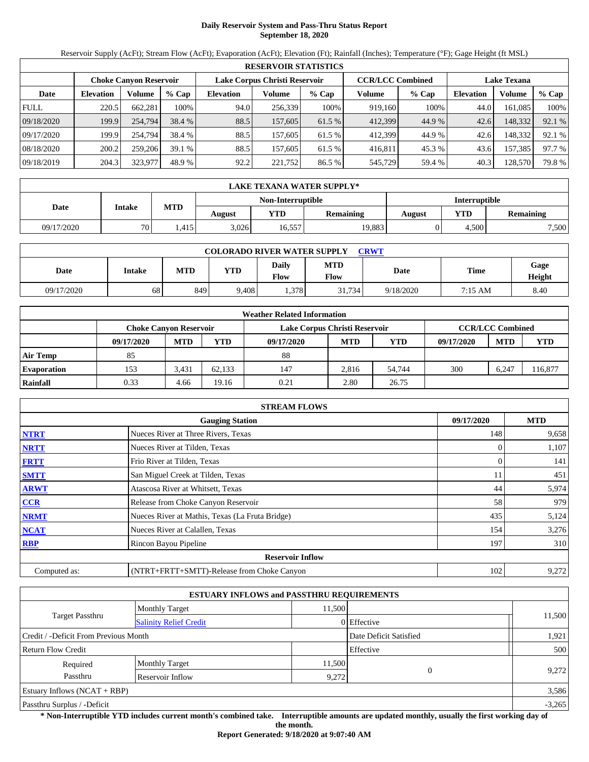# Daily Reservoir System and Pass-Thru Status Report
## September 18, 2020

Reservoir Supply (AcFt); Stream Flow (AcFt); Evaporation (AcFt); Elevation (Ft); Rainfall (Inches); Temperature (°F); Gage Height (ft MSL)

| RESERVOIR STATISTICS | | | | | | | | | | | |
|---|---|---|---|---|---|---|---|---|---|---|---|
| | Choke Canyon Reservoir | | | Lake Corpus Christi Reservoir | | | CCR/LCC Combined | | Lake Texana | | |
| Date | Elevation | Volume | % Cap | Elevation | Volume | % Cap | Volume | % Cap | Elevation | Volume | % Cap |
| FULL | 220.5 | 662,281 | 100% | 94.0 | 256,339 | 100% | 919,160 | 100% | 44.0 | 161,085 | 100% |
| 09/18/2020 | 199.9 | 254,794 | 38.4 % | 88.5 | 157,605 | 61.5 % | 412,399 | 44.9 % | 42.6 | 148,332 | 92.1 % |
| 09/17/2020 | 199.9 | 254,794 | 38.4 % | 88.5 | 157,605 | 61.5 % | 412,399 | 44.9 % | 42.6 | 148,332 | 92.1 % |
| 08/18/2020 | 200.2 | 259,206 | 39.1 % | 88.5 | 157,605 | 61.5 % | 416,811 | 45.3 % | 43.6 | 157,385 | 97.7 % |
| 09/18/2019 | 204.3 | 323,977 | 48.9 % | 92.2 | 221,752 | 86.5 % | 545,729 | 59.4 % | 40.3 | 128,570 | 79.8 % |

| LAKE TEXANA WATER SUPPLY* | | | | | | | | |
|---|---|---|---|---|---|---|---|---|
| Date | Intake | MTD | Non-Interruptible | | | Interruptible | | |
| | | | August | YTD | Remaining | August | YTD | Remaining |
| 09/17/2020 | 70 | 1,415 | 3,026 | 16,557 | 19,883 | 0 | 4,500 | 7,500 |

| COLORADO RIVER WATER SUPPLY CRWT | | | | | | | | |
|---|---|---|---|---|---|---|---|---|
| Date | Intake | MTD | YTD | Daily Flow | MTD Flow | Date | Time | Gage Height |
| 09/17/2020 | 68 | 849 | 9,408 | 1,378 | 31,734 | 9/18/2020 | 7:15 AM | 8.40 |

| Weather Related Information | | | | | | | | | |
|---|---|---|---|---|---|---|---|---|---|
| | Choke Canyon Reservoir | | | Lake Corpus Christi Reservoir | | | CCR/LCC Combined | | |
| | 09/17/2020 | MTD | YTD | 09/17/2020 | MTD | YTD | 09/17/2020 | MTD | YTD |
| Air Temp | 85 | | | 88 | | | | | |
| Evaporation | 153 | 3,431 | 62,133 | 147 | 2,816 | 54,744 | 300 | 6,247 | 116,877 |
| Rainfall | 0.33 | 4.66 | 19.16 | 0.21 | 2.80 | 26.75 | | | |

| STREAM FLOWS | | | |
|---|---|---|---|
| | Gauging Station | 09/17/2020 | MTD |
| NTRT | Nueces River at Three Rivers, Texas | 148 | 9,658 |
| NRTT | Nueces River at Tilden, Texas | 0 | 1,107 |
| FRTT | Frio River at Tilden, Texas | 0 | 141 |
| SMTT | San Miguel Creek at Tilden, Texas | 11 | 451 |
| ARWT | Atascosa River at Whitsett, Texas | 44 | 5,974 |
| CCR | Release from Choke Canyon Reservoir | 58 | 979 |
| NRMT | Nueces River at Mathis, Texas (La Fruta Bridge) | 435 | 5,124 |
| NCAT | Nueces River at Calallen, Texas | 154 | 3,276 |
| RBP | Rincon Bayou Pipeline | 197 | 310 |
| | **Reservoir Inflow** | | |
| Computed as: | (NTRT+FRTT+SMTT)-Release from Choke Canyon | 102 | 9,272 |

| ESTUARY INFLOWS and PASSTHRU REQUIREMENTS | | | | |
|---|---|---|---|---|
| Target Passthru | Monthly Target | 11,500 | | 11,500 |
| | Salinity Relief Credit | 0 | Effective | |
| Credit / -Deficit From Previous Month | | | Date Deficit Satisfied | 1,921 |
| Return Flow Credit | | | Effective | 500 |
| Required Passthru | Monthly Target | 11,500 | 0 | 9,272 |
| | Reservoir Inflow | 9,272 | | |
| Estuary Inflows (NCAT + RBP) | | | | 3,586 |
| Passthru Surplus / -Deficit | | | | -3,265 |

**\* Non-Interruptible YTD includes current month's combined take. Interruptible amounts are updated monthly, usually the first working day of the month.**

**Report Generated: 9/18/2020 at 9:07:40 AM**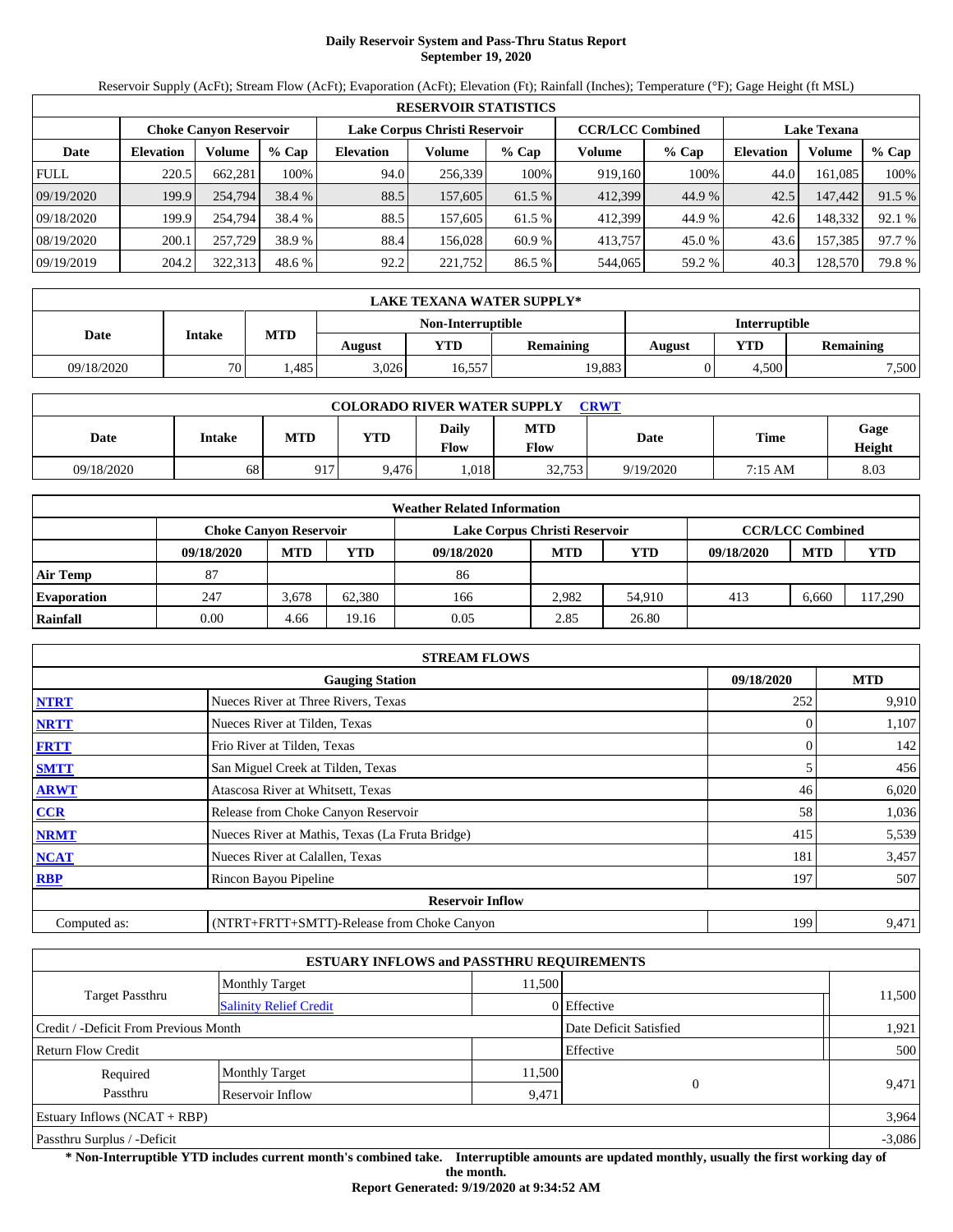# Daily Reservoir System and Pass-Thru Status Report
## September 19, 2020

Reservoir Supply (AcFt); Stream Flow (AcFt); Evaporation (AcFt); Elevation (Ft); Rainfall (Inches); Temperature (°F); Gage Height (ft MSL)

| RESERVOIR STATISTICS | | | | | | | | | | | |
|---|---|---|---|---|---|---|---|---|---|---|---|
| | Choke Canyon Reservoir | | | Lake Corpus Christi Reservoir | | | CCR/LCC Combined | | Lake Texana | | |
| Date | Elevation | Volume | % Cap | Elevation | Volume | % Cap | Volume | % Cap | Elevation | Volume | % Cap |
| FULL | 220.5 | 662,281 | 100% | 94.0 | 256,339 | 100% | 919,160 | 100% | 44.0 | 161,085 | 100% |
| 09/19/2020 | 199.9 | 254,794 | 38.4 % | 88.5 | 157,605 | 61.5 % | 412,399 | 44.9 % | 42.5 | 147,442 | 91.5 % |
| 09/18/2020 | 199.9 | 254,794 | 38.4 % | 88.5 | 157,605 | 61.5 % | 412,399 | 44.9 % | 42.6 | 148,332 | 92.1 % |
| 08/19/2020 | 200.1 | 257,729 | 38.9 % | 88.4 | 156,028 | 60.9 % | 413,757 | 45.0 % | 43.6 | 157,385 | 97.7 % |
| 09/19/2019 | 204.2 | 322,313 | 48.6 % | 92.2 | 221,752 | 86.5 % | 544,065 | 59.2 % | 40.3 | 128,570 | 79.8 % |

| LAKE TEXANA WATER SUPPLY* | | | | | | | | |
|---|---|---|---|---|---|---|---|---|
| Date | Intake | MTD | Non-Interruptible | | | Interruptible | | |
| | | | August | YTD | Remaining | August | YTD | Remaining |
| 09/18/2020 | 70 | 1,485 | 3,026 | 16,557 | 19,883 | 0 | 4,500 | 7,500 |

| COLORADO RIVER WATER SUPPLY CRWT | | | | | | | | |
|---|---|---|---|---|---|---|---|---|
| Date | Intake | MTD | YTD | Daily Flow | MTD Flow | Date | Time | Gage Height |
| 09/18/2020 | 68 | 917 | 9,476 | 1,018 | 32,753 | 9/19/2020 | 7:15 AM | 8.03 |

| Weather Related Information | | | | | | | | | |
|---|---|---|---|---|---|---|---|---|---|
| | Choke Canyon Reservoir | | | Lake Corpus Christi Reservoir | | | CCR/LCC Combined | | |
| | 09/18/2020 | MTD | YTD | 09/18/2020 | MTD | YTD | 09/18/2020 | MTD | YTD |
| Air Temp | 87 | | | 86 | | | | | |
| Evaporation | 247 | 3,678 | 62,380 | 166 | 2,982 | 54,910 | 413 | 6,660 | 117,290 |
| Rainfall | 0.00 | 4.66 | 19.16 | 0.05 | 2.85 | 26.80 | | | |

| STREAM FLOWS | | | |
|---|---|---|---|
| | Gauging Station | 09/18/2020 | MTD |
| NTRT | Nueces River at Three Rivers, Texas | 252 | 9,910 |
| NRTT | Nueces River at Tilden, Texas | 0 | 1,107 |
| FRTT | Frio River at Tilden, Texas | 0 | 142 |
| SMTT | San Miguel Creek at Tilden, Texas | 5 | 456 |
| ARWT | Atascosa River at Whitsett, Texas | 46 | 6,020 |
| CCR | Release from Choke Canyon Reservoir | 58 | 1,036 |
| NRMT | Nueces River at Mathis, Texas (La Fruta Bridge) | 415 | 5,539 |
| NCAT | Nueces River at Calallen, Texas | 181 | 3,457 |
| RBP | Rincon Bayou Pipeline | 197 | 507 |
| | Reservoir Inflow | | |
| Computed as: | (NTRT+FRTT+SMTT)-Release from Choke Canyon | 199 | 9,471 |

| ESTUARY INFLOWS and PASSTHRU REQUIREMENTS | | | | |
|---|---|---|---|---|
| Target Passthru | Monthly Target | 11,500 | | 11,500 |
| | Salinity Relief Credit | 0 | Effective | |
| Credit / -Deficit From Previous Month | | | Date Deficit Satisfied | 1,921 |
| Return Flow Credit | | | Effective | 500 |
| Required Passthru | Monthly Target | 11,500 | 0 | 9,471 |
| | Reservoir Inflow | 9,471 | | |
| Estuary Inflows (NCAT + RBP) | | | | 3,964 |
| Passthru Surplus / -Deficit | | | | -3,086 |

**\* Non-Interruptible YTD includes current month's combined take. Interruptible amounts are updated monthly, usually the first working day of the month.**

**Report Generated: 9/19/2020 at 9:34:52 AM**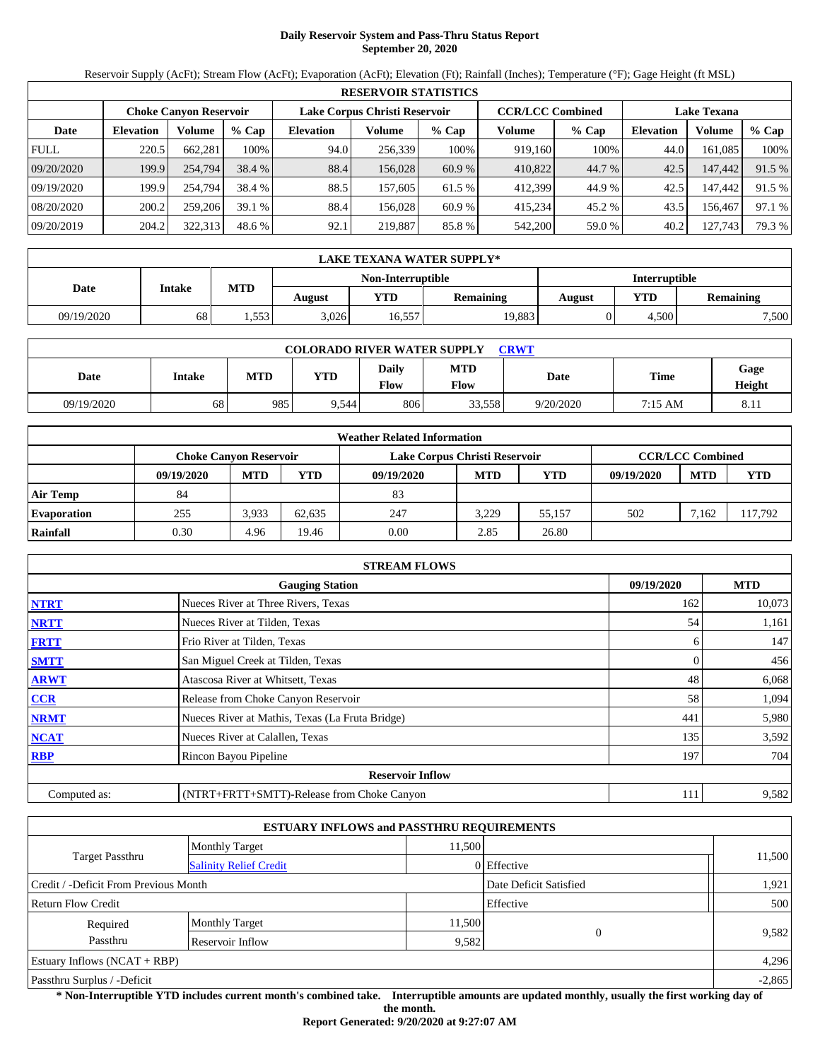# Daily Reservoir System and Pass-Thru Status Report
## September 20, 2020

Reservoir Supply (AcFt); Stream Flow (AcFt); Evaporation (AcFt); Elevation (Ft); Rainfall (Inches); Temperature (°F); Gage Height (ft MSL)

| RESERVOIR STATISTICS | | | | | | | | | | | |
|---|---|---|---|---|---|---|---|---|---|---|---|
| | Choke Canyon Reservoir | | | Lake Corpus Christi Reservoir | | | CCR/LCC Combined | | Lake Texana | | |
| Date | Elevation | Volume | % Cap | Elevation | Volume | % Cap | Volume | % Cap | Elevation | Volume | % Cap |
| FULL | 220.5 | 662,281 | 100% | 94.0 | 256,339 | 100% | 919,160 | 100% | 44.0 | 161,085 | 100% |
| 09/20/2020 | 199.9 | 254,794 | 38.4 % | 88.4 | 156,028 | 60.9 % | 410,822 | 44.7 % | 42.5 | 147,442 | 91.5 % |
| 09/19/2020 | 199.9 | 254,794 | 38.4 % | 88.5 | 157,605 | 61.5 % | 412,399 | 44.9 % | 42.5 | 147,442 | 91.5 % |
| 08/20/2020 | 200.2 | 259,206 | 39.1 % | 88.4 | 156,028 | 60.9 % | 415,234 | 45.2 % | 43.5 | 156,467 | 97.1 % |
| 09/20/2019 | 204.2 | 322,313 | 48.6 % | 92.1 | 219,887 | 85.8 % | 542,200 | 59.0 % | 40.2 | 127,743 | 79.3 % |

| LAKE TEXANA WATER SUPPLY* | | | | | | | | |
|---|---|---|---|---|---|---|---|---|
| Date | Intake | MTD | Non-Interruptible | | | Interruptible | | |
| | | | August | YTD | Remaining | August | YTD | Remaining |
| 09/19/2020 | 68 | 1,553 | 3,026 | 16,557 | 19,883 | 0 | 4,500 | 7,500 |

| COLORADO RIVER WATER SUPPLY CRWT | | | | | | | | |
|---|---|---|---|---|---|---|---|---|
| Date | Intake | MTD | YTD | Daily Flow | MTD Flow | Date | Time | Gage Height |
| 09/19/2020 | 68 | 985 | 9,544 | 806 | 33,558 | 9/20/2020 | 7:15 AM | 8.11 |

| Weather Related Information | | | | | | | | | |
|---|---|---|---|---|---|---|---|---|---|
| | Choke Canyon Reservoir | | | Lake Corpus Christi Reservoir | | | CCR/LCC Combined | | |
| | 09/19/2020 | MTD | YTD | 09/19/2020 | MTD | YTD | 09/19/2020 | MTD | YTD |
| Air Temp | 84 | | | 83 | | | | | |
| Evaporation | 255 | 3,933 | 62,635 | 247 | 3,229 | 55,157 | 502 | 7,162 | 117,792 |
| Rainfall | 0.30 | 4.96 | 19.46 | 0.00 | 2.85 | 26.80 | | | |

| STREAM FLOWS | | | |
|---|---|---|---|
| | Gauging Station | 09/19/2020 | MTD |
| NTRT | Nueces River at Three Rivers, Texas | 162 | 10,073 |
| NRTT | Nueces River at Tilden, Texas | 54 | 1,161 |
| FRTT | Frio River at Tilden, Texas | 6 | 147 |
| SMTT | San Miguel Creek at Tilden, Texas | 0 | 456 |
| ARWT | Atascosa River at Whitsett, Texas | 48 | 6,068 |
| CCR | Release from Choke Canyon Reservoir | 58 | 1,094 |
| NRMT | Nueces River at Mathis, Texas (La Fruta Bridge) | 441 | 5,980 |
| NCAT | Nueces River at Calallen, Texas | 135 | 3,592 |
| RBP | Rincon Bayou Pipeline | 197 | 704 |
| **Reservoir Inflow** | | | |
| Computed as: | (NTRT+FRTT+SMTT)-Release from Choke Canyon | 111 | 9,582 |

| ESTUARY INFLOWS and PASSTHRU REQUIREMENTS | | | | |
|---|---|---|---|---|
| Target Passthru | Monthly Target | 11,500 | | 11,500 |
| | Salinity Relief Credit | 0 | Effective | |
| Credit / -Deficit From Previous Month | | | Date Deficit Satisfied | 1,921 |
| Return Flow Credit | | | Effective | 500 |
| Required Passthru | Monthly Target | 11,500 | 0 | 9,582 |
| | Reservoir Inflow | 9,582 | | |
| Estuary Inflows (NCAT + RBP) | | | | 4,296 |
| Passthru Surplus / -Deficit | | | | -2,865 |

**\* Non-Interruptible YTD includes current month's combined take. Interruptible amounts are updated monthly, usually the first working day of the month.**

**Report Generated: 9/20/2020 at 9:27:07 AM**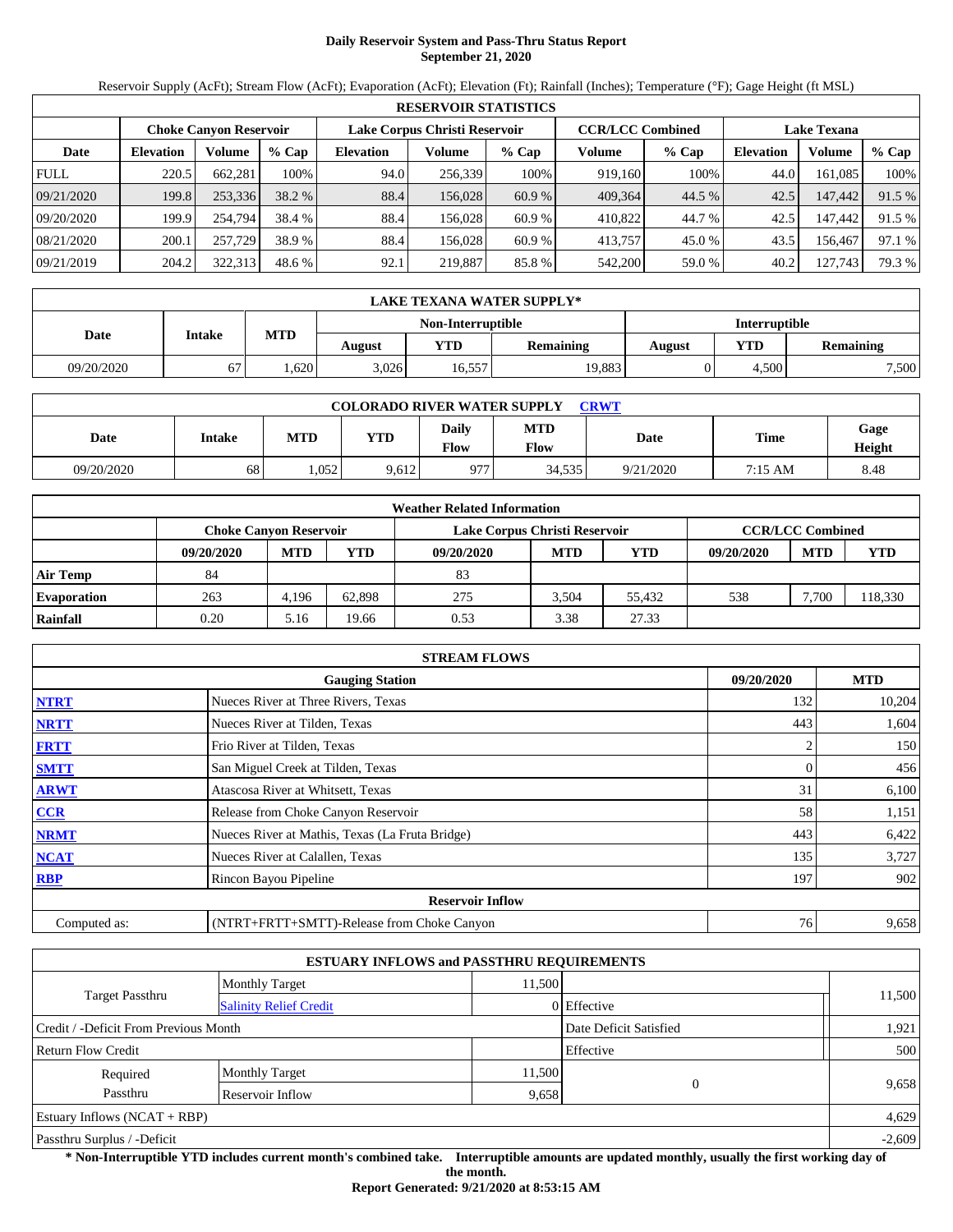# Daily Reservoir System and Pass-Thru Status Report
## September 21, 2020

Reservoir Supply (AcFt); Stream Flow (AcFt); Evaporation (AcFt); Elevation (Ft); Rainfall (Inches); Temperature (°F); Gage Height (ft MSL)

| RESERVOIR STATISTICS | | | | | | | | | | | |
|---|---|---|---|---|---|---|---|---|---|---|---|
| | Choke Canyon Reservoir | | | Lake Corpus Christi Reservoir | | | CCR/LCC Combined | | Lake Texana | | |
| Date | Elevation | Volume | % Cap | Elevation | Volume | % Cap | Volume | % Cap | Elevation | Volume | % Cap |
| FULL | 220.5 | 662,281 | 100% | 94.0 | 256,339 | 100% | 919,160 | 100% | 44.0 | 161,085 | 100% |
| 09/21/2020 | 199.8 | 253,336 | 38.2 % | 88.4 | 156,028 | 60.9 % | 409,364 | 44.5 % | 42.5 | 147,442 | 91.5 % |
| 09/20/2020 | 199.9 | 254,794 | 38.4 % | 88.4 | 156,028 | 60.9 % | 410,822 | 44.7 % | 42.5 | 147,442 | 91.5 % |
| 08/21/2020 | 200.1 | 257,729 | 38.9 % | 88.4 | 156,028 | 60.9 % | 413,757 | 45.0 % | 43.5 | 156,467 | 97.1 % |
| 09/21/2019 | 204.2 | 322,313 | 48.6 % | 92.1 | 219,887 | 85.8 % | 542,200 | 59.0 % | 40.2 | 127,743 | 79.3 % |

| LAKE TEXANA WATER SUPPLY* | | | | | | | | |
|---|---|---|---|---|---|---|---|---|
| Date | Intake | MTD | Non-Interruptible | | | Interruptible | | |
| | | | August | YTD | Remaining | August | YTD | Remaining |
| 09/20/2020 | 67 | 1,620 | 3,026 | 16,557 | 19,883 | 0 | 4,500 | 7,500 |

| COLORADO RIVER WATER SUPPLY CRWT | | | | | | | | |
|---|---|---|---|---|---|---|---|---|
| Date | Intake | MTD | YTD | Daily Flow | MTD Flow | Date | Time | Gage Height |
| 09/20/2020 | 68 | 1,052 | 9,612 | 977 | 34,535 | 9/21/2020 | 7:15 AM | 8.48 |

| Weather Related Information | | | | | | | | | |
|---|---|---|---|---|---|---|---|---|---|
| | Choke Canyon Reservoir | | | Lake Corpus Christi Reservoir | | | CCR/LCC Combined | | |
| | 09/20/2020 | MTD | YTD | 09/20/2020 | MTD | YTD | 09/20/2020 | MTD | YTD |
| Air Temp | 84 | | | 83 | | | | | |
| Evaporation | 263 | 4,196 | 62,898 | 275 | 3,504 | 55,432 | 538 | 7,700 | 118,330 |
| Rainfall | 0.20 | 5.16 | 19.66 | 0.53 | 3.38 | 27.33 | | | |

| STREAM FLOWS | | | |
|---|---|---|---|
| | Gauging Station | 09/20/2020 | MTD |
| NTRT | Nueces River at Three Rivers, Texas | 132 | 10,204 |
| NRTT | Nueces River at Tilden, Texas | 443 | 1,604 |
| FRTT | Frio River at Tilden, Texas | 2 | 150 |
| SMTT | San Miguel Creek at Tilden, Texas | 0 | 456 |
| ARWT | Atascosa River at Whitsett, Texas | 31 | 6,100 |
| CCR | Release from Choke Canyon Reservoir | 58 | 1,151 |
| NRMT | Nueces River at Mathis, Texas (La Fruta Bridge) | 443 | 6,422 |
| NCAT | Nueces River at Calallen, Texas | 135 | 3,727 |
| RBP | Rincon Bayou Pipeline | 197 | 902 |
| Reservoir Inflow | | | |
| Computed as: | (NTRT+FRTT+SMTT)-Release from Choke Canyon | 76 | 9,658 |

| ESTUARY INFLOWS and PASSTHRU REQUIREMENTS | | | | |
|---|---|---|---|---|
| Target Passthru | Monthly Target | 11,500 | | 11,500 |
| | Salinity Relief Credit | 0 | Effective | |
| Credit / -Deficit From Previous Month | | | Date Deficit Satisfied | 1,921 |
| Return Flow Credit | | | Effective | 500 |
| Required Passthru | Monthly Target | 11,500 | 0 | 9,658 |
| | Reservoir Inflow | 9,658 | | |
| Estuary Inflows (NCAT + RBP) | | | | 4,629 |
| Passthru Surplus / -Deficit | | | | -2,609 |

**\* Non-Interruptible YTD includes current month's combined take. Interruptible amounts are updated monthly, usually the first working day of the month.**

**Report Generated: 9/21/2020 at 8:53:15 AM**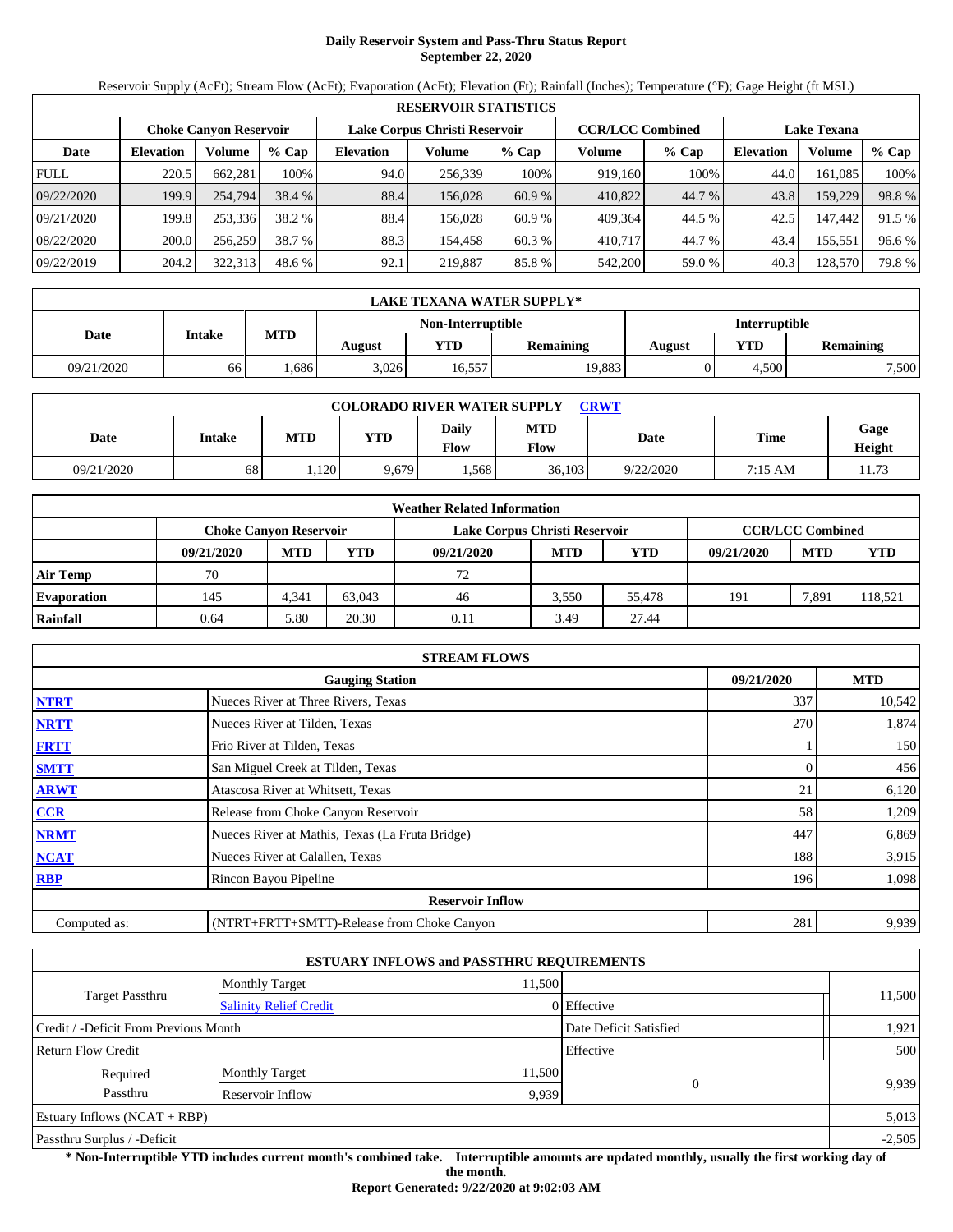# Daily Reservoir System and Pass-Thru Status Report
## September 22, 2020

Reservoir Supply (AcFt); Stream Flow (AcFt); Evaporation (AcFt); Elevation (Ft); Rainfall (Inches); Temperature (°F); Gage Height (ft MSL)

| RESERVOIR STATISTICS | | | | | | | | | | | |
|---|---|---|---|---|---|---|---|---|---|---|---|
| | Choke Canyon Reservoir | | | Lake Corpus Christi Reservoir | | | CCR/LCC Combined | | Lake Texana | | |
| Date | Elevation | Volume | % Cap | Elevation | Volume | % Cap | Volume | % Cap | Elevation | Volume | % Cap |
| FULL | 220.5 | 662,281 | 100% | 94.0 | 256,339 | 100% | 919,160 | 100% | 44.0 | 161,085 | 100% |
| 09/22/2020 | 199.9 | 254,794 | 38.4 % | 88.4 | 156,028 | 60.9 % | 410,822 | 44.7 % | 43.8 | 159,229 | 98.8 % |
| 09/21/2020 | 199.8 | 253,336 | 38.2 % | 88.4 | 156,028 | 60.9 % | 409,364 | 44.5 % | 42.5 | 147,442 | 91.5 % |
| 08/22/2020 | 200.0 | 256,259 | 38.7 % | 88.3 | 154,458 | 60.3 % | 410,717 | 44.7 % | 43.4 | 155,551 | 96.6 % |
| 09/22/2019 | 204.2 | 322,313 | 48.6 % | 92.1 | 219,887 | 85.8 % | 542,200 | 59.0 % | 40.3 | 128,570 | 79.8 % |

| LAKE TEXANA WATER SUPPLY* | | | | | | | | |
|---|---|---|---|---|---|---|---|---|
| Date | Intake | MTD | Non-Interruptible | | | Interruptible | | |
| | | | August | YTD | Remaining | August | YTD | Remaining |
| 09/21/2020 | 66 | 1,686 | 3,026 | 16,557 | 19,883 | 0 | 4,500 | 7,500 |

| COLORADO RIVER WATER SUPPLY CRWT | | | | | | | | |
|---|---|---|---|---|---|---|---|---|
| Date | Intake | MTD | YTD | Daily Flow | MTD Flow | Date | Time | Gage Height |
| 09/21/2020 | 68 | 1,120 | 9,679 | 1,568 | 36,103 | 9/22/2020 | 7:15 AM | 11.73 |

| Weather Related Information | | | | | | | | | |
|---|---|---|---|---|---|---|---|---|---|
| | Choke Canyon Reservoir | | | Lake Corpus Christi Reservoir | | | CCR/LCC Combined | | |
| | 09/21/2020 | MTD | YTD | 09/21/2020 | MTD | YTD | 09/21/2020 | MTD | YTD |
| Air Temp | 70 | | | 72 | | | | | |
| Evaporation | 145 | 4,341 | 63,043 | 46 | 3,550 | 55,478 | 191 | 7,891 | 118,521 |
| Rainfall | 0.64 | 5.80 | 20.30 | 0.11 | 3.49 | 27.44 | | | |

| STREAM FLOWS | | | |
|---|---|---|---|
| | Gauging Station | 09/21/2020 | MTD |
| NTRT | Nueces River at Three Rivers, Texas | 337 | 10,542 |
| NRTT | Nueces River at Tilden, Texas | 270 | 1,874 |
| FRTT | Frio River at Tilden, Texas | 1 | 150 |
| SMTT | San Miguel Creek at Tilden, Texas | 0 | 456 |
| ARWT | Atascosa River at Whitsett, Texas | 21 | 6,120 |
| CCR | Release from Choke Canyon Reservoir | 58 | 1,209 |
| NRMT | Nueces River at Mathis, Texas (La Fruta Bridge) | 447 | 6,869 |
| NCAT | Nueces River at Calallen, Texas | 188 | 3,915 |
| RBP | Rincon Bayou Pipeline | 196 | 1,098 |
| **Reservoir Inflow** | | | |
| Computed as: | (NTRT+FRTT+SMTT)-Release from Choke Canyon | 281 | 9,939 |

| ESTUARY INFLOWS and PASSTHRU REQUIREMENTS | | | | |
|---|---|---|---|---|
| Target Passthru | Monthly Target | 11,500 | | 11,500 |
| | Salinity Relief Credit | 0 | Effective | |
| Credit / -Deficit From Previous Month | | | Date Deficit Satisfied | 1,921 |
| Return Flow Credit | | | Effective | 500 |
| Required Passthru | Monthly Target | 11,500 | 0 | 9,939 |
| | Reservoir Inflow | 9,939 | | |
| Estuary Inflows (NCAT + RBP) | | | | 5,013 |
| Passthru Surplus / -Deficit | | | | -2,505 |

**\* Non-Interruptible YTD includes current month's combined take. Interruptible amounts are updated monthly, usually the first working day of the month.**

**Report Generated: 9/22/2020 at 9:02:03 AM**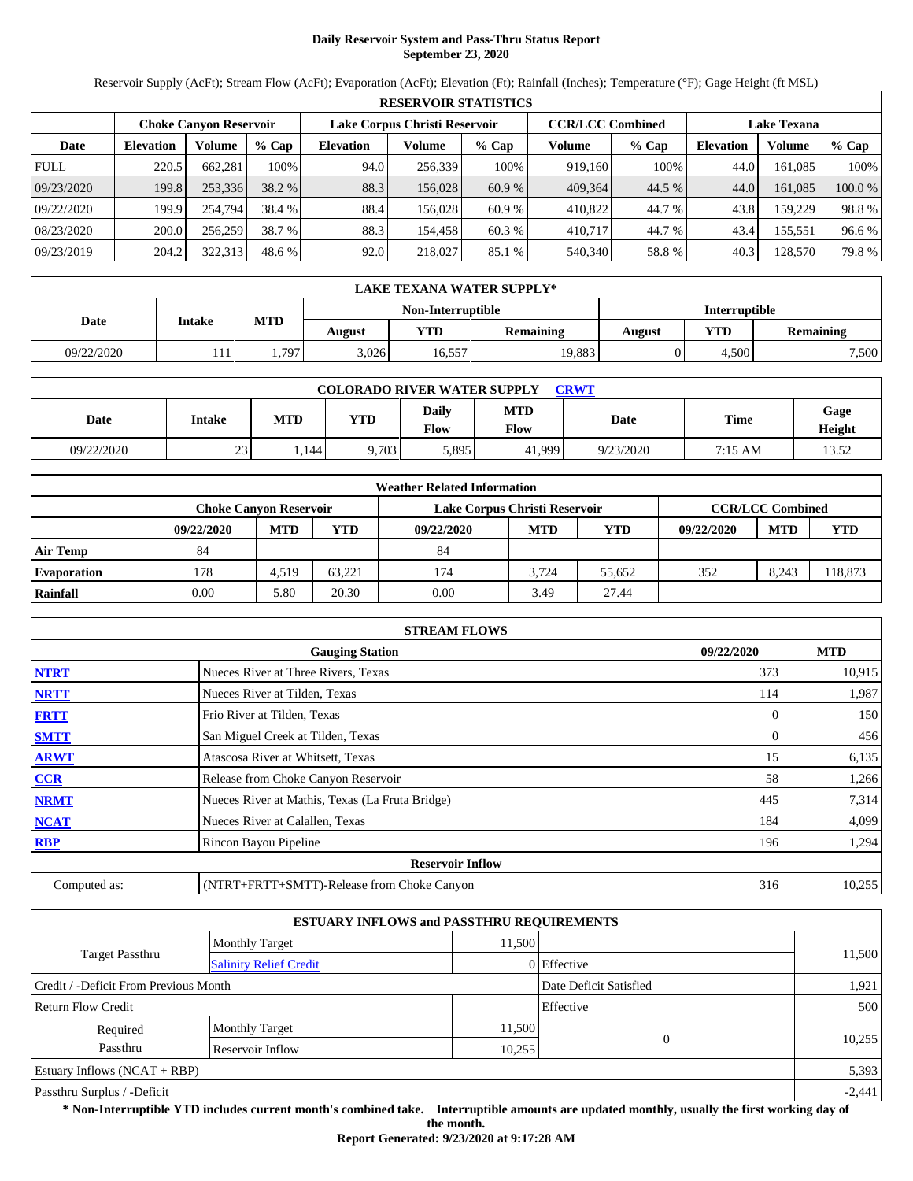# Daily Reservoir System and Pass-Thru Status Report
## September 23, 2020

Reservoir Supply (AcFt); Stream Flow (AcFt); Evaporation (AcFt); Elevation (Ft); Rainfall (Inches); Temperature (°F); Gage Height (ft MSL)

| RESERVOIR STATISTICS | | | | | | | | | | | |
|---|---|---|---|---|---|---|---|---|---|---|---|
| | Choke Canyon Reservoir | | | Lake Corpus Christi Reservoir | | | CCR/LCC Combined | | Lake Texana | | |
| Date | Elevation | Volume | % Cap | Elevation | Volume | % Cap | Volume | % Cap | Elevation | Volume | % Cap |
| FULL | 220.5 | 662,281 | 100% | 94.0 | 256,339 | 100% | 919,160 | 100% | 44.0 | 161,085 | 100% |
| 09/23/2020 | 199.8 | 253,336 | 38.2 % | 88.3 | 156,028 | 60.9 % | 409,364 | 44.5 % | 44.0 | 161,085 | 100.0 % |
| 09/22/2020 | 199.9 | 254,794 | 38.4 % | 88.4 | 156,028 | 60.9 % | 410,822 | 44.7 % | 43.8 | 159,229 | 98.8 % |
| 08/23/2020 | 200.0 | 256,259 | 38.7 % | 88.3 | 154,458 | 60.3 % | 410,717 | 44.7 % | 43.4 | 155,551 | 96.6 % |
| 09/23/2019 | 204.2 | 322,313 | 48.6 % | 92.0 | 218,027 | 85.1 % | 540,340 | 58.8 % | 40.3 | 128,570 | 79.8 % |

| LAKE TEXANA WATER SUPPLY* | | | | | | | |
|---|---|---|---|---|---|---|---|
| | | | Non-Interruptible | | | Interruptible | | |
| Date | Intake | MTD | August | YTD | Remaining | August | YTD | Remaining |
| 09/22/2020 | 111 | 1,797 | 3,026 | 16,557 | 19,883 | 0 | 4,500 | 7,500 |

| COLORADO RIVER WATER SUPPLY CRWT | | | | | | | | |
|---|---|---|---|---|---|---|---|---|
| Date | Intake | MTD | YTD | Daily Flow | MTD Flow | Date | Time | Gage Height |
| 09/22/2020 | 23 | 1,144 | 9,703 | 5,895 | 41,999 | 9/23/2020 | 7:15 AM | 13.52 |

| Weather Related Information | | | | | | | | | |
|---|---|---|---|---|---|---|---|---|---|
| | Choke Canyon Reservoir | | | Lake Corpus Christi Reservoir | | | CCR/LCC Combined | | |
| | 09/22/2020 | MTD | YTD | 09/22/2020 | MTD | YTD | 09/22/2020 | MTD | YTD |
| Air Temp | 84 | | | 84 | | | | | |
| Evaporation | 178 | 4,519 | 63,221 | 174 | 3,724 | 55,652 | 352 | 8,243 | 118,873 |
| Rainfall | 0.00 | 5.80 | 20.30 | 0.00 | 3.49 | 27.44 | | | |

| STREAM FLOWS | | | |
|---|---|---|---|
| | Gauging Station | 09/22/2020 | MTD |
| NTRT | Nueces River at Three Rivers, Texas | 373 | 10,915 |
| NRTT | Nueces River at Tilden, Texas | 114 | 1,987 |
| FRTT | Frio River at Tilden, Texas | 0 | 150 |
| SMTT | San Miguel Creek at Tilden, Texas | 0 | 456 |
| ARWT | Atascosa River at Whitsett, Texas | 15 | 6,135 |
| CCR | Release from Choke Canyon Reservoir | 58 | 1,266 |
| NRMT | Nueces River at Mathis, Texas (La Fruta Bridge) | 445 | 7,314 |
| NCAT | Nueces River at Calallen, Texas | 184 | 4,099 |
| RBP | Rincon Bayou Pipeline | 196 | 1,294 |
| | Reservoir Inflow | | |
| Computed as: | (NTRT+FRTT+SMTT)-Release from Choke Canyon | 316 | 10,255 |

| ESTUARY INFLOWS and PASSTHRU REQUIREMENTS | | | | |
|---|---|---|---|---|
| Target Passthru | Monthly Target | 11,500 | | 11,500 |
| | Salinity Relief Credit | 0 | Effective | |
| Credit / -Deficit From Previous Month | | | Date Deficit Satisfied | 1,921 |
| Return Flow Credit | | | Effective | 500 |
| Required Passthru | Monthly Target | 11,500 | 0 | 10,255 |
| | Reservoir Inflow | 10,255 | | |
| Estuary Inflows (NCAT + RBP) | | | | 5,393 |
| Passthru Surplus / -Deficit | | | | -2,441 |

**\* Non-Interruptible YTD includes current month's combined take. Interruptible amounts are updated monthly, usually the first working day of the month.**

**Report Generated: 9/23/2020 at 9:17:28 AM**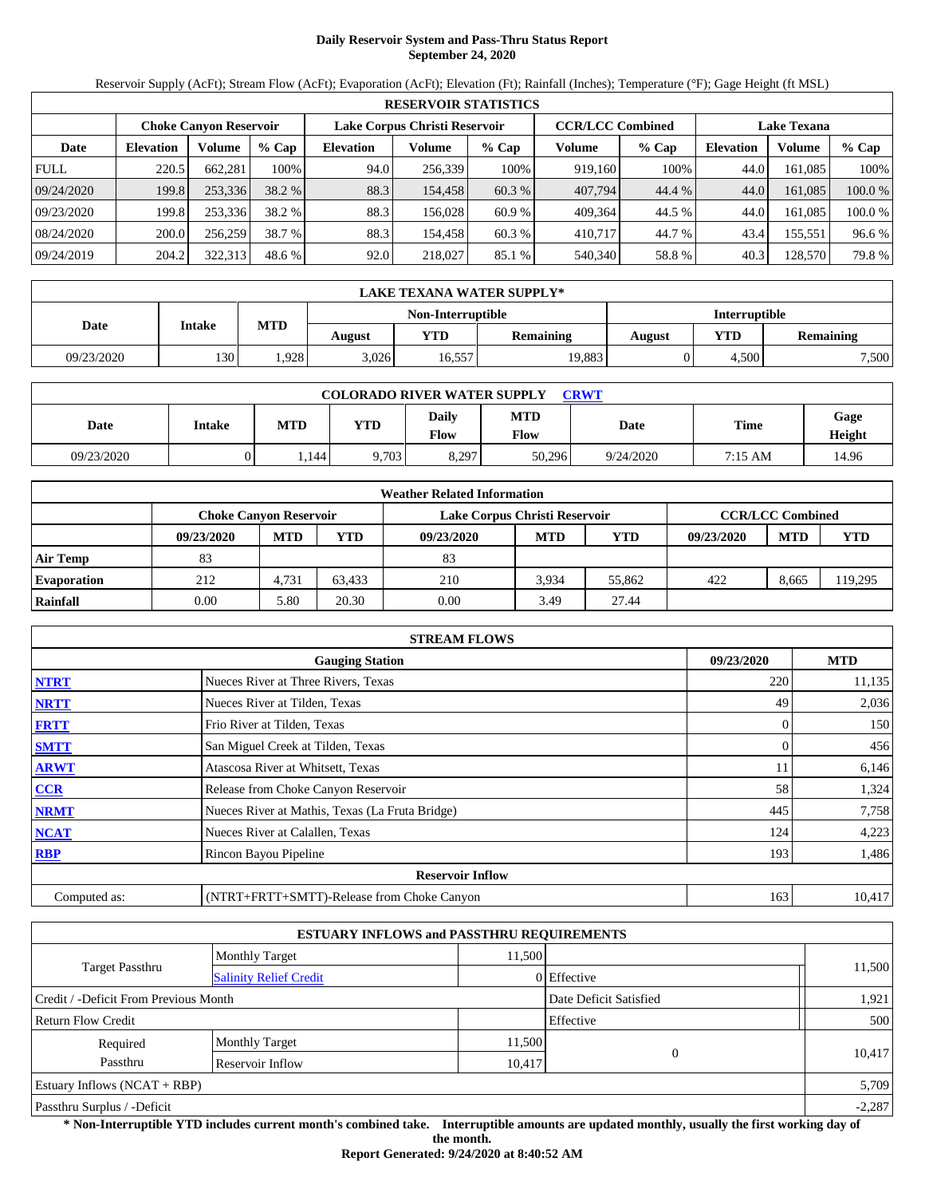# Daily Reservoir System and Pass-Thru Status Report
## September 24, 2020

Reservoir Supply (AcFt); Stream Flow (AcFt); Evaporation (AcFt); Elevation (Ft); Rainfall (Inches); Temperature (°F); Gage Height (ft MSL)

| RESERVOIR STATISTICS | | | | | | | | | | | |
|---|---|---|---|---|---|---|---|---|---|---|---|
| | Choke Canyon Reservoir | | | Lake Corpus Christi Reservoir | | | CCR/LCC Combined | | Lake Texana | | |
| Date | Elevation | Volume | % Cap | Elevation | Volume | % Cap | Volume | % Cap | Elevation | Volume | % Cap |
| FULL | 220.5 | 662,281 | 100% | 94.0 | 256,339 | 100% | 919,160 | 100% | 44.0 | 161,085 | 100% |
| 09/24/2020 | 199.8 | 253,336 | 38.2 % | 88.3 | 154,458 | 60.3 % | 407,794 | 44.4 % | 44.0 | 161,085 | 100.0 % |
| 09/23/2020 | 199.8 | 253,336 | 38.2 % | 88.3 | 156,028 | 60.9 % | 409,364 | 44.5 % | 44.0 | 161,085 | 100.0 % |
| 08/24/2020 | 200.0 | 256,259 | 38.7 % | 88.3 | 154,458 | 60.3 % | 410,717 | 44.7 % | 43.4 | 155,551 | 96.6 % |
| 09/24/2019 | 204.2 | 322,313 | 48.6 % | 92.0 | 218,027 | 85.1 % | 540,340 | 58.8 % | 40.3 | 128,570 | 79.8 % |

| LAKE TEXANA WATER SUPPLY* | | | | | | | | |
|---|---|---|---|---|---|---|---|---|
| Date | Intake | MTD | Non-Interruptible | | | Interruptible | | |
| | | | August | YTD | Remaining | August | YTD | Remaining |
| 09/23/2020 | 130 | 1,928 | 3,026 | 16,557 | 19,883 | 0 | 4,500 | 7,500 |

| COLORADO RIVER WATER SUPPLY CRWT | | | | | | | | |
|---|---|---|---|---|---|---|---|---|
| Date | Intake | MTD | YTD | Daily Flow | MTD Flow | Date | Time | Gage Height |
| 09/23/2020 | 0 | 1,144 | 9,703 | 8,297 | 50,296 | 9/24/2020 | 7:15 AM | 14.96 |

| Weather Related Information | | | | | | | | | |
|---|---|---|---|---|---|---|---|---|---|
| | Choke Canyon Reservoir | | | Lake Corpus Christi Reservoir | | | CCR/LCC Combined | | |
| | 09/23/2020 | MTD | YTD | 09/23/2020 | MTD | YTD | 09/23/2020 | MTD | YTD |
| Air Temp | 83 | | | 83 | | | | | |
| Evaporation | 212 | 4,731 | 63,433 | 210 | 3,934 | 55,862 | 422 | 8,665 | 119,295 |
| Rainfall | 0.00 | 5.80 | 20.30 | 0.00 | 3.49 | 27.44 | | | |

| STREAM FLOWS | | | |
|---|---|---|---|
| | Gauging Station | 09/23/2020 | MTD |
| NTRT | Nueces River at Three Rivers, Texas | 220 | 11,135 |
| NRTT | Nueces River at Tilden, Texas | 49 | 2,036 |
| FRTT | Frio River at Tilden, Texas | 0 | 150 |
| SMTT | San Miguel Creek at Tilden, Texas | 0 | 456 |
| ARWT | Atascosa River at Whitsett, Texas | 11 | 6,146 |
| CCR | Release from Choke Canyon Reservoir | 58 | 1,324 |
| NRMT | Nueces River at Mathis, Texas (La Fruta Bridge) | 445 | 7,758 |
| NCAT | Nueces River at Calallen, Texas | 124 | 4,223 |
| RBP | Rincon Bayou Pipeline | 193 | 1,486 |
| **Reservoir Inflow** | | | |
| Computed as: | (NTRT+FRTT+SMTT)-Release from Choke Canyon | 163 | 10,417 |

| ESTUARY INFLOWS and PASSTHRU REQUIREMENTS | | | | |
|---|---|---|---|---|
| Target Passthru | Monthly Target | 11,500 | | 11,500 |
| | Salinity Relief Credit | 0 | Effective | |
| Credit / -Deficit From Previous Month | | | Date Deficit Satisfied | 1,921 |
| Return Flow Credit | | | Effective | 500 |
| Required Passthru | Monthly Target | 11,500 | 0 | 10,417 |
| | Reservoir Inflow | 10,417 | | |
| Estuary Inflows (NCAT + RBP) | | | | 5,709 |
| Passthru Surplus / -Deficit | | | | -2,287 |

**\* Non-Interruptible YTD includes current month's combined take. Interruptible amounts are updated monthly, usually the first working day of the month.**

**Report Generated: 9/24/2020 at 8:40:52 AM**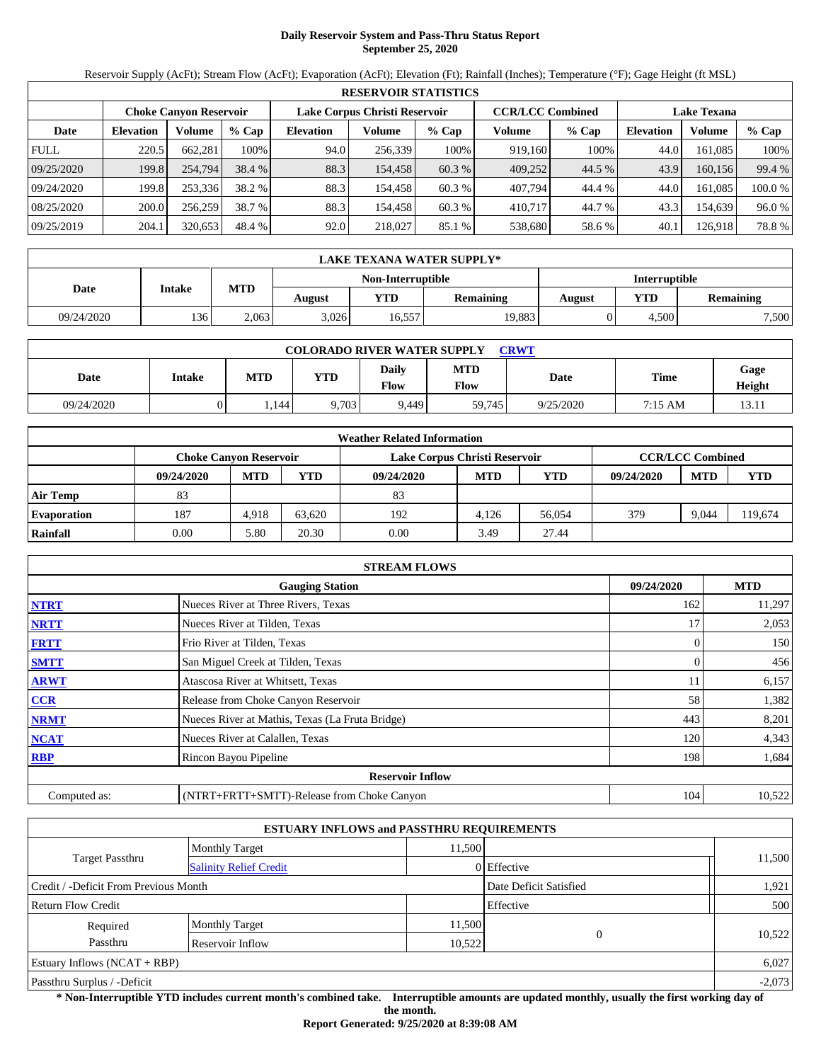# Daily Reservoir System and Pass-Thru Status Report
## September 25, 2020

Reservoir Supply (AcFt); Stream Flow (AcFt); Evaporation (AcFt); Elevation (Ft); Rainfall (Inches); Temperature (°F); Gage Height (ft MSL)

| RESERVOIR STATISTICS | | | | | | | | | | | |
|---|---|---|---|---|---|---|---|---|---|---|---|
| | Choke Canyon Reservoir | | | Lake Corpus Christi Reservoir | | | CCR/LCC Combined | | Lake Texana | | |
| Date | Elevation | Volume | % Cap | Elevation | Volume | % Cap | Volume | % Cap | Elevation | Volume | % Cap |
| FULL | 220.5 | 662,281 | 100% | 94.0 | 256,339 | 100% | 919,160 | 100% | 44.0 | 161,085 | 100% |
| 09/25/2020 | 199.8 | 254,794 | 38.4 % | 88.3 | 154,458 | 60.3 % | 409,252 | 44.5 % | 43.9 | 160,156 | 99.4 % |
| 09/24/2020 | 199.8 | 253,336 | 38.2 % | 88.3 | 154,458 | 60.3 % | 407,794 | 44.4 % | 44.0 | 161,085 | 100.0 % |
| 08/25/2020 | 200.0 | 256,259 | 38.7 % | 88.3 | 154,458 | 60.3 % | 410,717 | 44.7 % | 43.3 | 154,639 | 96.0 % |
| 09/25/2019 | 204.1 | 320,653 | 48.4 % | 92.0 | 218,027 | 85.1 % | 538,680 | 58.6 % | 40.1 | 126,918 | 78.8 % |

| LAKE TEXANA WATER SUPPLY* | | | | | | | | |
|---|---|---|---|---|---|---|---|---|
| Date | Intake | MTD | Non-Interruptible | | | Interruptible | | |
| | | | August | YTD | Remaining | August | YTD | Remaining |
| 09/24/2020 | 136 | 2,063 | 3,026 | 16,557 | 19,883 | 0 | 4,500 | 7,500 |

| COLORADO RIVER WATER SUPPLY CRWT | | | | | | | | |
|---|---|---|---|---|---|---|---|---|
| Date | Intake | MTD | YTD | Daily Flow | MTD Flow | Date | Time | Gage Height |
| 09/24/2020 | 0 | 1,144 | 9,703 | 9,449 | 59,745 | 9/25/2020 | 7:15 AM | 13.11 |

| Weather Related Information | | | | | | | | | |
|---|---|---|---|---|---|---|---|---|---|
| | Choke Canyon Reservoir | | | Lake Corpus Christi Reservoir | | | CCR/LCC Combined | | |
| | 09/24/2020 | MTD | YTD | 09/24/2020 | MTD | YTD | 09/24/2020 | MTD | YTD |
| Air Temp | 83 | | | 83 | | | | | |
| Evaporation | 187 | 4,918 | 63,620 | 192 | 4,126 | 56,054 | 379 | 9,044 | 119,674 |
| Rainfall | 0.00 | 5.80 | 20.30 | 0.00 | 3.49 | 27.44 | | | |

| STREAM FLOWS | | | |
|---|---|---|---|
| | Gauging Station | 09/24/2020 | MTD |
| NTRT | Nueces River at Three Rivers, Texas | 162 | 11,297 |
| NRTT | Nueces River at Tilden, Texas | 17 | 2,053 |
| FRTT | Frio River at Tilden, Texas | 0 | 150 |
| SMTT | San Miguel Creek at Tilden, Texas | 0 | 456 |
| ARWT | Atascosa River at Whitsett, Texas | 11 | 6,157 |
| CCR | Release from Choke Canyon Reservoir | 58 | 1,382 |
| NRMT | Nueces River at Mathis, Texas (La Fruta Bridge) | 443 | 8,201 |
| NCAT | Nueces River at Calallen, Texas | 120 | 4,343 |
| RBP | Rincon Bayou Pipeline | 198 | 1,684 |
| **Reservoir Inflow** | | | |
| Computed as: | (NTRT+FRTT+SMTT)-Release from Choke Canyon | 104 | 10,522 |

| ESTUARY INFLOWS and PASSTHRU REQUIREMENTS | | | | |
|---|---|---|---|---|
| Target Passthru | Monthly Target | 11,500 | | 11,500 |
| | Salinity Relief Credit | 0 | Effective | |
| Credit / -Deficit From Previous Month | | | Date Deficit Satisfied | 1,921 |
| Return Flow Credit | | | Effective | 500 |
| Required Passthru | Monthly Target | 11,500 | 0 | 10,522 |
| | Reservoir Inflow | 10,522 | | |
| Estuary Inflows (NCAT + RBP) | | | | 6,027 |
| Passthru Surplus / -Deficit | | | | -2,073 |

**\* Non-Interruptible YTD includes current month's combined take. Interruptible amounts are updated monthly, usually the first working day of the month.**

**Report Generated: 9/25/2020 at 8:39:08 AM**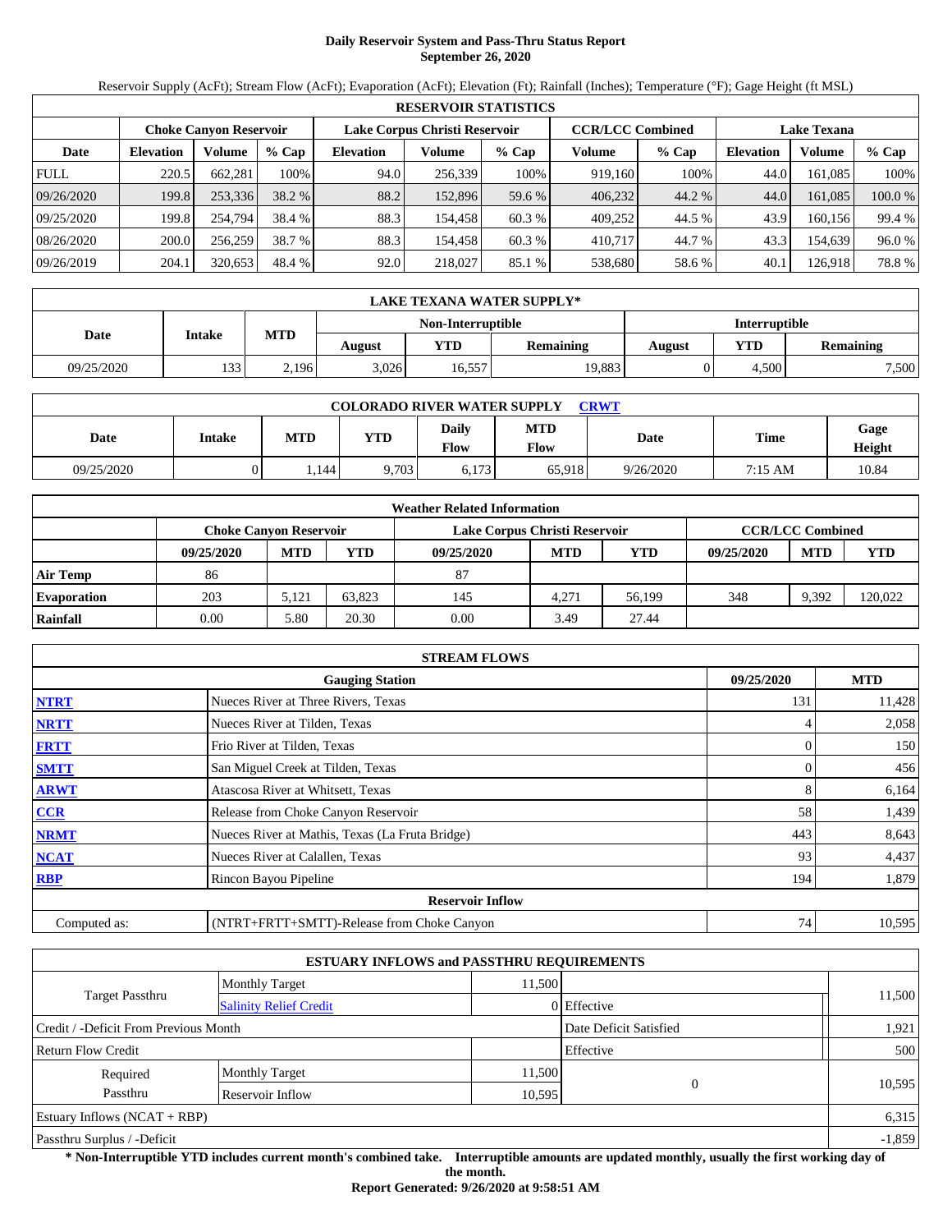# Daily Reservoir System and Pass-Thru Status Report
## September 26, 2020

Reservoir Supply (AcFt); Stream Flow (AcFt); Evaporation (AcFt); Elevation (Ft); Rainfall (Inches); Temperature (°F); Gage Height (ft MSL)

| RESERVOIR STATISTICS | | | | | | | | | | | |
|---|---|---|---|---|---|---|---|---|---|---|---|
| | Choke Canyon Reservoir | | | Lake Corpus Christi Reservoir | | | CCR/LCC Combined | | Lake Texana | | |
| Date | Elevation | Volume | % Cap | Elevation | Volume | % Cap | Volume | % Cap | Elevation | Volume | % Cap |
| FULL | 220.5 | 662,281 | 100% | 94.0 | 256,339 | 100% | 919,160 | 100% | 44.0 | 161,085 | 100% |
| 09/26/2020 | 199.8 | 253,336 | 38.2 % | 88.2 | 152,896 | 59.6 % | 406,232 | 44.2 % | 44.0 | 161,085 | 100.0 % |
| 09/25/2020 | 199.8 | 254,794 | 38.4 % | 88.3 | 154,458 | 60.3 % | 409,252 | 44.5 % | 43.9 | 160,156 | 99.4 % |
| 08/26/2020 | 200.0 | 256,259 | 38.7 % | 88.3 | 154,458 | 60.3 % | 410,717 | 44.7 % | 43.3 | 154,639 | 96.0 % |
| 09/26/2019 | 204.1 | 320,653 | 48.4 % | 92.0 | 218,027 | 85.1 % | 538,680 | 58.6 % | 40.1 | 126,918 | 78.8 % |

| LAKE TEXANA WATER SUPPLY* | | | | | | | | |
|---|---|---|---|---|---|---|---|---|
| Date | Intake | MTD | Non-Interruptible | | | Interruptible | | |
| | | | August | YTD | Remaining | August | YTD | Remaining |
| 09/25/2020 | 133 | 2,196 | 3,026 | 16,557 | 19,883 | 0 | 4,500 | 7,500 |

| COLORADO RIVER WATER SUPPLY CRWT | | | | | | | | |
|---|---|---|---|---|---|---|---|---|
| Date | Intake | MTD | YTD | Daily Flow | MTD Flow | Date | Time | Gage Height |
| 09/25/2020 | 0 | 1,144 | 9,703 | 6,173 | 65,918 | 9/26/2020 | 7:15 AM | 10.84 |

| Weather Related Information | | | | | | | | | |
|---|---|---|---|---|---|---|---|---|---|
| | Choke Canyon Reservoir | | | Lake Corpus Christi Reservoir | | | CCR/LCC Combined | | |
| | 09/25/2020 | MTD | YTD | 09/25/2020 | MTD | YTD | 09/25/2020 | MTD | YTD |
| Air Temp | 86 | | | 87 | | | | | |
| Evaporation | 203 | 5,121 | 63,823 | 145 | 4,271 | 56,199 | 348 | 9,392 | 120,022 |
| Rainfall | 0.00 | 5.80 | 20.30 | 0.00 | 3.49 | 27.44 | | | |

| STREAM FLOWS | | | |
|---|---|---|---|
| | Gauging Station | 09/25/2020 | MTD |
| NTRT | Nueces River at Three Rivers, Texas | 131 | 11,428 |
| NRTT | Nueces River at Tilden, Texas | 4 | 2,058 |
| FRTT | Frio River at Tilden, Texas | 0 | 150 |
| SMTT | San Miguel Creek at Tilden, Texas | 0 | 456 |
| ARWT | Atascosa River at Whitsett, Texas | 8 | 6,164 |
| CCR | Release from Choke Canyon Reservoir | 58 | 1,439 |
| NRMT | Nueces River at Mathis, Texas (La Fruta Bridge) | 443 | 8,643 |
| NCAT | Nueces River at Calallen, Texas | 93 | 4,437 |
| RBP | Rincon Bayou Pipeline | 194 | 1,879 |
| **Reservoir Inflow** | | | |
| Computed as: | (NTRT+FRTT+SMTT)-Release from Choke Canyon | 74 | 10,595 |

| ESTUARY INFLOWS and PASSTHRU REQUIREMENTS | | | | |
|---|---|---|---|---|
| Target Passthru | Monthly Target | 11,500 | | 11,500 |
| | Salinity Relief Credit | 0 | Effective | |
| Credit / -Deficit From Previous Month | | | Date Deficit Satisfied | 1,921 |
| Return Flow Credit | | | Effective | 500 |
| Required Passthru | Monthly Target | 11,500 | 0 | 10,595 |
| | Reservoir Inflow | 10,595 | | |
| Estuary Inflows (NCAT + RBP) | | | | 6,315 |
| Passthru Surplus / -Deficit | | | | -1,859 |

**\* Non-Interruptible YTD includes current month's combined take. Interruptible amounts are updated monthly, usually the first working day of the month.**

**Report Generated: 9/26/2020 at 9:58:51 AM**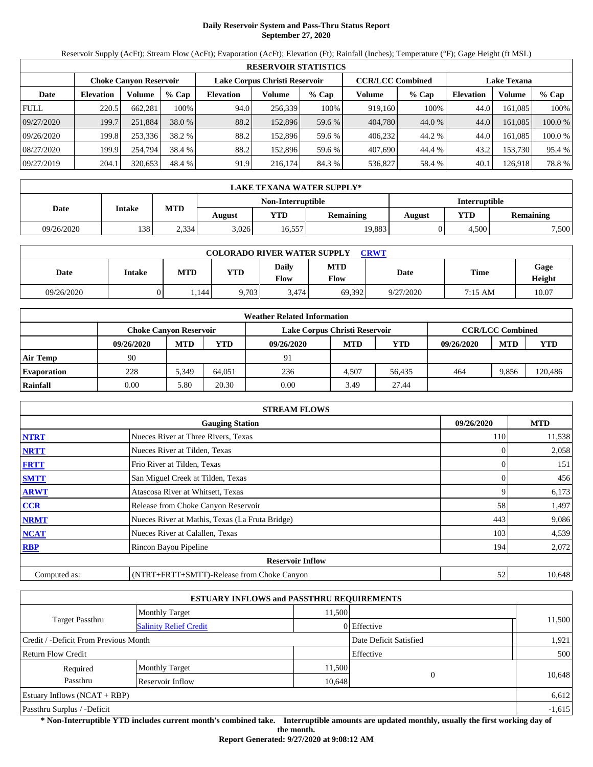# Daily Reservoir System and Pass-Thru Status Report
## September 27, 2020

Reservoir Supply (AcFt); Stream Flow (AcFt); Evaporation (AcFt); Elevation (Ft); Rainfall (Inches); Temperature (°F); Gage Height (ft MSL)

| RESERVOIR STATISTICS | | | | | | | | | | | |
|---|---|---|---|---|---|---|---|---|---|---|---|
| | Choke Canyon Reservoir | | | Lake Corpus Christi Reservoir | | | CCR/LCC Combined | | Lake Texana | | |
| Date | Elevation | Volume | % Cap | Elevation | Volume | % Cap | Volume | % Cap | Elevation | Volume | % Cap |
| FULL | 220.5 | 662,281 | 100% | 94.0 | 256,339 | 100% | 919,160 | 100% | 44.0 | 161,085 | 100% |
| 09/27/2020 | 199.7 | 251,884 | 38.0 % | 88.2 | 152,896 | 59.6 % | 404,780 | 44.0 % | 44.0 | 161,085 | 100.0 % |
| 09/26/2020 | 199.8 | 253,336 | 38.2 % | 88.2 | 152,896 | 59.6 % | 406,232 | 44.2 % | 44.0 | 161,085 | 100.0 % |
| 08/27/2020 | 199.9 | 254,794 | 38.4 % | 88.2 | 152,896 | 59.6 % | 407,690 | 44.4 % | 43.2 | 153,730 | 95.4 % |
| 09/27/2019 | 204.1 | 320,653 | 48.4 % | 91.9 | 216,174 | 84.3 % | 536,827 | 58.4 % | 40.1 | 126,918 | 78.8 % |

| LAKE TEXANA WATER SUPPLY* | | | | | | | | |
|---|---|---|---|---|---|---|---|---|
| Date | Intake | MTD | Non-Interruptible | | | Interruptible | | |
| | | | August | YTD | Remaining | August | YTD | Remaining |
| 09/26/2020 | 138 | 2,334 | 3,026 | 16,557 | 19,883 | 0 | 4,500 | 7,500 |

| COLORADO RIVER WATER SUPPLY CRWT | | | | | | | | |
|---|---|---|---|---|---|---|---|---|
| Date | Intake | MTD | YTD | Daily Flow | MTD Flow | Date | Time | Gage Height |
| 09/26/2020 | 0 | 1,144 | 9,703 | 3,474 | 69,392 | 9/27/2020 | 7:15 AM | 10.07 |

| Weather Related Information | | | | | | | | | |
|---|---|---|---|---|---|---|---|---|---|
| | Choke Canyon Reservoir | | | Lake Corpus Christi Reservoir | | | CCR/LCC Combined | | |
| | 09/26/2020 | MTD | YTD | 09/26/2020 | MTD | YTD | 09/26/2020 | MTD | YTD |
| Air Temp | 90 | | | 91 | | | | | |
| Evaporation | 228 | 5,349 | 64,051 | 236 | 4,507 | 56,435 | 464 | 9,856 | 120,486 |
| Rainfall | 0.00 | 5.80 | 20.30 | 0.00 | 3.49 | 27.44 | | | |

| STREAM FLOWS | | | |
|---|---|---|---|
| | Gauging Station | 09/26/2020 | MTD |
| NTRT | Nueces River at Three Rivers, Texas | 110 | 11,538 |
| NRTT | Nueces River at Tilden, Texas | 0 | 2,058 |
| FRTT | Frio River at Tilden, Texas | 0 | 151 |
| SMTT | San Miguel Creek at Tilden, Texas | 0 | 456 |
| ARWT | Atascosa River at Whitsett, Texas | 9 | 6,173 |
| CCR | Release from Choke Canyon Reservoir | 58 | 1,497 |
| NRMT | Nueces River at Mathis, Texas (La Fruta Bridge) | 443 | 9,086 |
| NCAT | Nueces River at Calallen, Texas | 103 | 4,539 |
| RBP | Rincon Bayou Pipeline | 194 | 2,072 |
| | Reservoir Inflow | | |
| Computed as: | (NTRT+FRTT+SMTT)-Release from Choke Canyon | 52 | 10,648 |

| ESTUARY INFLOWS and PASSTHRU REQUIREMENTS | | | | |
|---|---|---|---|---|
| Target Passthru | Monthly Target | 11,500 | | 11,500 |
| | Salinity Relief Credit | 0 | Effective | |
| Credit / -Deficit From Previous Month | | | Date Deficit Satisfied | 1,921 |
| Return Flow Credit | | | Effective | 500 |
| Required Passthru | Monthly Target | 11,500 | 0 | 10,648 |
| | Reservoir Inflow | 10,648 | | |
| Estuary Inflows (NCAT + RBP) | | | | 6,612 |
| Passthru Surplus / -Deficit | | | | -1,615 |

**\* Non-Interruptible YTD includes current month's combined take. Interruptible amounts are updated monthly, usually the first working day of the month.**

**Report Generated: 9/27/2020 at 9:08:12 AM**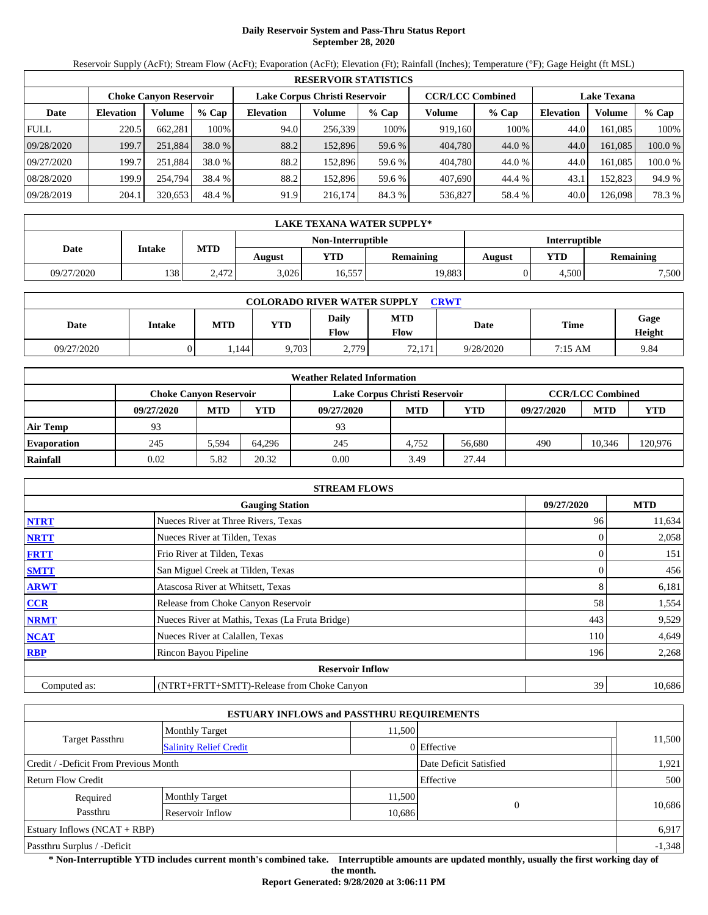# Daily Reservoir System and Pass-Thru Status Report
## September 28, 2020

Reservoir Supply (AcFt); Stream Flow (AcFt); Evaporation (AcFt); Elevation (Ft); Rainfall (Inches); Temperature (°F); Gage Height (ft MSL)

| RESERVOIR STATISTICS | | | | | | | | | | | |
|---|---|---|---|---|---|---|---|---|---|---|---|
| | Choke Canyon Reservoir | | | Lake Corpus Christi Reservoir | | | CCR/LCC Combined | | Lake Texana | | |
| Date | Elevation | Volume | % Cap | Elevation | Volume | % Cap | Volume | % Cap | Elevation | Volume | % Cap |
| FULL | 220.5 | 662,281 | 100% | 94.0 | 256,339 | 100% | 919,160 | 100% | 44.0 | 161,085 | 100% |
| 09/28/2020 | 199.7 | 251,884 | 38.0 % | 88.2 | 152,896 | 59.6 % | 404,780 | 44.0 % | 44.0 | 161,085 | 100.0 % |
| 09/27/2020 | 199.7 | 251,884 | 38.0 % | 88.2 | 152,896 | 59.6 % | 404,780 | 44.0 % | 44.0 | 161,085 | 100.0 % |
| 08/28/2020 | 199.9 | 254,794 | 38.4 % | 88.2 | 152,896 | 59.6 % | 407,690 | 44.4 % | 43.1 | 152,823 | 94.9 % |
| 09/28/2019 | 204.1 | 320,653 | 48.4 % | 91.9 | 216,174 | 84.3 % | 536,827 | 58.4 % | 40.0 | 126,098 | 78.3 % |

| LAKE TEXANA WATER SUPPLY* | | | | | | | | |
|---|---|---|---|---|---|---|---|---|
| Date | Intake | MTD | Non-Interruptible | | | Interruptible | | |
| | | | August | YTD | Remaining | August | YTD | Remaining |
| 09/27/2020 | 138 | 2,472 | 3,026 | 16,557 | 19,883 | 0 | 4,500 | 7,500 |

| COLORADO RIVER WATER SUPPLY [CRWT](CRWT) | | | | | | | | |
|---|---|---|---|---|---|---|---|---|
| Date | Intake | MTD | YTD | Daily Flow | MTD Flow | Date | Time | Gage Height |
| 09/27/2020 | 0 | 1,144 | 9,703 | 2,779 | 72,171 | 9/28/2020 | 7:15 AM | 9.84 |

| Weather Related Information | | | | | | | | | |
|---|---|---|---|---|---|---|---|---|---|
| | Choke Canyon Reservoir | | | Lake Corpus Christi Reservoir | | | CCR/LCC Combined | | |
| | 09/27/2020 | MTD | YTD | 09/27/2020 | MTD | YTD | 09/27/2020 | MTD | YTD |
| Air Temp | 93 | | | 93 | | | | | |
| Evaporation | 245 | 5,594 | 64,296 | 245 | 4,752 | 56,680 | 490 | 10,346 | 120,976 |
| Rainfall | 0.02 | 5.82 | 20.32 | 0.00 | 3.49 | 27.44 | | | |

| STREAM FLOWS | | | |
|---|---|---|---|
| | Gauging Station | 09/27/2020 | MTD |
| NTRT | Nueces River at Three Rivers, Texas | 96 | 11,634 |
| NRTT | Nueces River at Tilden, Texas | 0 | 2,058 |
| FRTT | Frio River at Tilden, Texas | 0 | 151 |
| SMTT | San Miguel Creek at Tilden, Texas | 0 | 456 |
| ARWT | Atascosa River at Whitsett, Texas | 8 | 6,181 |
| CCR | Release from Choke Canyon Reservoir | 58 | 1,554 |
| NRMT | Nueces River at Mathis, Texas (La Fruta Bridge) | 443 | 9,529 |
| NCAT | Nueces River at Calallen, Texas | 110 | 4,649 |
| RBP | Rincon Bayou Pipeline | 196 | 2,268 |
| **Reservoir Inflow** | | | |
| Computed as: | (NTRT+FRTT+SMTT)-Release from Choke Canyon | 39 | 10,686 |

| ESTUARY INFLOWS and PASSTHRU REQUIREMENTS | | | | |
|---|---|---|---|---|
| Target Passthru | Monthly Target | 11,500 | | 11,500 |
| | Salinity Relief Credit | 0 | Effective | |
| Credit / -Deficit From Previous Month | | | Date Deficit Satisfied | 1,921 |
| Return Flow Credit | | | Effective | 500 |
| Required Passthru | Monthly Target | 11,500 | 0 | 10,686 |
| | Reservoir Inflow | 10,686 | | |
| Estuary Inflows (NCAT + RBP) | | | | 6,917 |
| Passthru Surplus / -Deficit | | | | -1,348 |

**\* Non-Interruptible YTD includes current month's combined take. Interruptible amounts are updated monthly, usually the first working day of the month.**

**Report Generated: 9/28/2020 at 3:06:11 PM**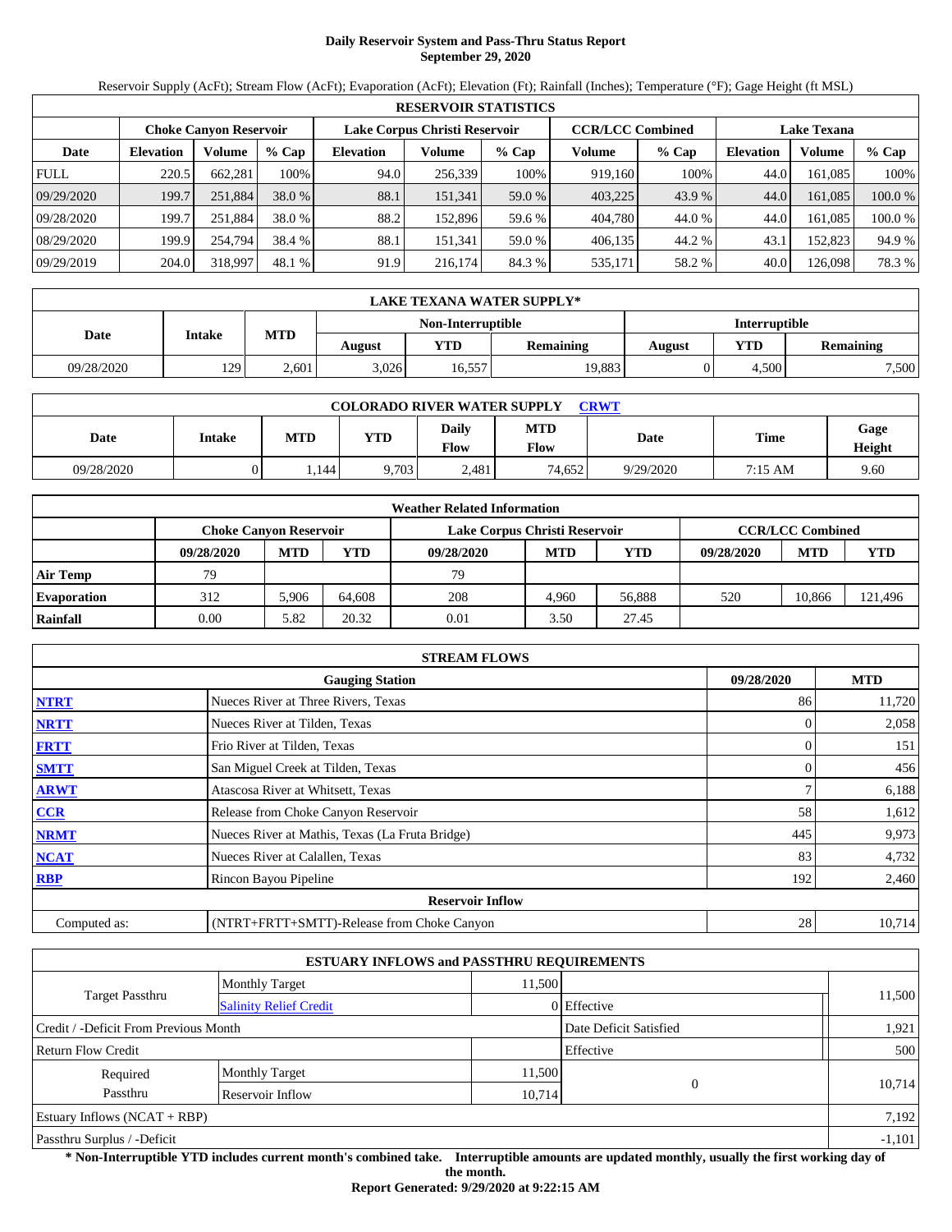# Daily Reservoir System and Pass-Thru Status Report
## September 29, 2020

Reservoir Supply (AcFt); Stream Flow (AcFt); Evaporation (AcFt); Elevation (Ft); Rainfall (Inches); Temperature (°F); Gage Height (ft MSL)

| RESERVOIR STATISTICS | | | | | | | | | | | |
|---|---|---|---|---|---|---|---|---|---|---|---|
| | Choke Canyon Reservoir | | | Lake Corpus Christi Reservoir | | | CCR/LCC Combined | | Lake Texana | | |
| Date | Elevation | Volume | % Cap | Elevation | Volume | % Cap | Volume | % Cap | Elevation | Volume | % Cap |
| FULL | 220.5 | 662,281 | 100% | 94.0 | 256,339 | 100% | 919,160 | 100% | 44.0 | 161,085 | 100% |
| 09/29/2020 | 199.7 | 251,884 | 38.0 % | 88.1 | 151,341 | 59.0 % | 403,225 | 43.9 % | 44.0 | 161,085 | 100.0 % |
| 09/28/2020 | 199.7 | 251,884 | 38.0 % | 88.2 | 152,896 | 59.6 % | 404,780 | 44.0 % | 44.0 | 161,085 | 100.0 % |
| 08/29/2020 | 199.9 | 254,794 | 38.4 % | 88.1 | 151,341 | 59.0 % | 406,135 | 44.2 % | 43.1 | 152,823 | 94.9 % |
| 09/29/2019 | 204.0 | 318,997 | 48.1 % | 91.9 | 216,174 | 84.3 % | 535,171 | 58.2 % | 40.0 | 126,098 | 78.3 % |

| LAKE TEXANA WATER SUPPLY* | | | | | | | | |
|---|---|---|---|---|---|---|---|---|
| Date | Intake | MTD | Non-Interruptible | | | Interruptible | | |
| | | | August | YTD | Remaining | August | YTD | Remaining |
| 09/28/2020 | 129 | 2,601 | 3,026 | 16,557 | 19,883 | 0 | 4,500 | 7,500 |

| COLORADO RIVER WATER SUPPLY CRWT | | | | | | | | |
|---|---|---|---|---|---|---|---|---|
| Date | Intake | MTD | YTD | Daily Flow | MTD Flow | Date | Time | Gage Height |
| 09/28/2020 | 0 | 1,144 | 9,703 | 2,481 | 74,652 | 9/29/2020 | 7:15 AM | 9.60 |

| Weather Related Information | | | | | | | | | |
|---|---|---|---|---|---|---|---|---|---|
| | Choke Canyon Reservoir | | | Lake Corpus Christi Reservoir | | | CCR/LCC Combined | | |
| | 09/28/2020 | MTD | YTD | 09/28/2020 | MTD | YTD | 09/28/2020 | MTD | YTD |
| Air Temp | 79 | | | 79 | | | | | |
| Evaporation | 312 | 5,906 | 64,608 | 208 | 4,960 | 56,888 | 520 | 10,866 | 121,496 |
| Rainfall | 0.00 | 5.82 | 20.32 | 0.01 | 3.50 | 27.45 | | | |

| STREAM FLOWS | | | |
|---|---|---|---|
| | Gauging Station | 09/28/2020 | MTD |
| NTRT | Nueces River at Three Rivers, Texas | 86 | 11,720 |
| NRTT | Nueces River at Tilden, Texas | 0 | 2,058 |
| FRTT | Frio River at Tilden, Texas | 0 | 151 |
| SMTT | San Miguel Creek at Tilden, Texas | 0 | 456 |
| ARWT | Atascosa River at Whitsett, Texas | 7 | 6,188 |
| CCR | Release from Choke Canyon Reservoir | 58 | 1,612 |
| NRMT | Nueces River at Mathis, Texas (La Fruta Bridge) | 445 | 9,973 |
| NCAT | Nueces River at Calallen, Texas | 83 | 4,732 |
| RBP | Rincon Bayou Pipeline | 192 | 2,460 |
| | Reservoir Inflow | | |
| Computed as: | (NTRT+FRTT+SMTT)-Release from Choke Canyon | 28 | 10,714 |

| ESTUARY INFLOWS and PASSTHRU REQUIREMENTS | | | | |
|---|---|---|---|---|
| Target Passthru | Monthly Target | 11,500 | | 11,500 |
| | Salinity Relief Credit | 0 | Effective | |
| Credit / -Deficit From Previous Month | | | Date Deficit Satisfied | 1,921 |
| Return Flow Credit | | | Effective | 500 |
| Required Passthru | Monthly Target | 11,500 | 0 | 10,714 |
| | Reservoir Inflow | 10,714 | | |
| Estuary Inflows (NCAT + RBP) | | | | 7,192 |
| Passthru Surplus / -Deficit | | | | -1,101 |

**\* Non-Interruptible YTD includes current month's combined take. Interruptible amounts are updated monthly, usually the first working day of the month.**

**Report Generated: 9/29/2020 at 9:22:15 AM**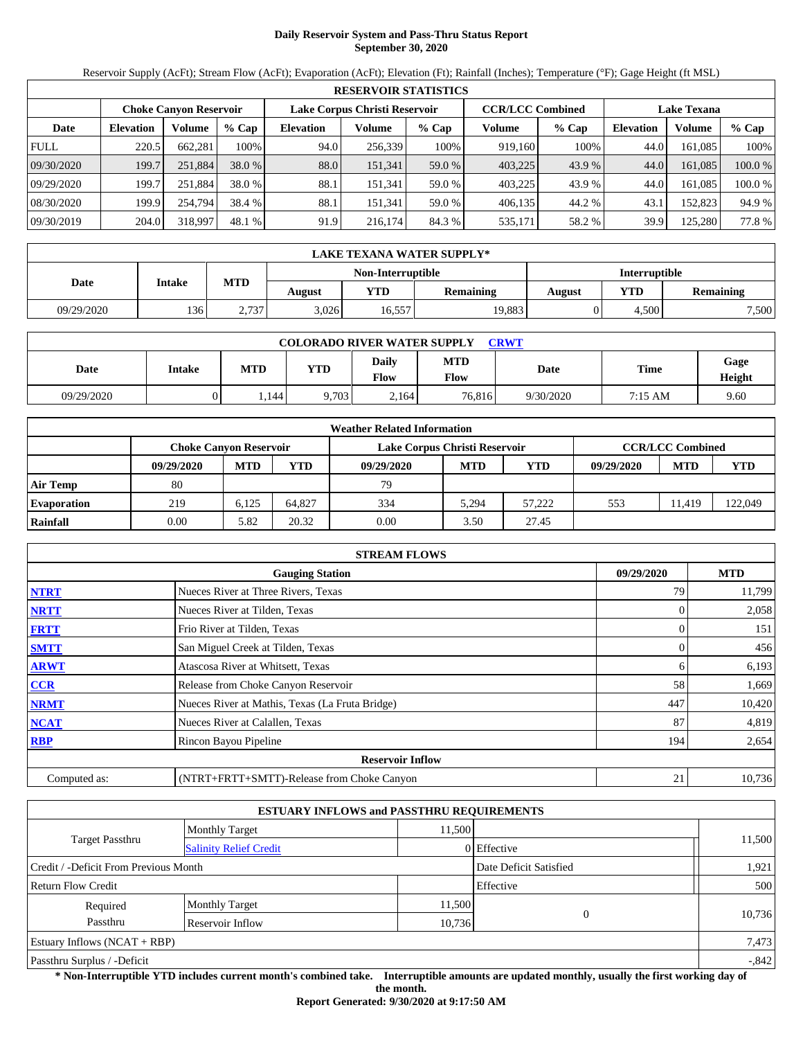**Daily Reservoir System and Pass-Thru Status Report**
**September 30, 2020**

Reservoir Supply (AcFt); Stream Flow (AcFt); Evaporation (AcFt); Elevation (Ft); Rainfall (Inches); Temperature (°F); Gage Height (ft MSL)

| RESERVOIR STATISTICS | | | | | | | | | | | |
|---|---|---|---|---|---|---|---|---|---|---|---|
| | Choke Canyon Reservoir | | | Lake Corpus Christi Reservoir | | | CCR/LCC Combined | | Lake Texana | | |
| Date | Elevation | Volume | % Cap | Elevation | Volume | % Cap | Volume | % Cap | Elevation | Volume | % Cap |
| FULL | 220.5 | 662,281 | 100% | 94.0 | 256,339 | 100% | 919,160 | 100% | 44.0 | 161,085 | 100% |
| 09/30/2020 | 199.7 | 251,884 | 38.0 % | 88.0 | 151,341 | 59.0 % | 403,225 | 43.9 % | 44.0 | 161,085 | 100.0 % |
| 09/29/2020 | 199.7 | 251,884 | 38.0 % | 88.1 | 151,341 | 59.0 % | 403,225 | 43.9 % | 44.0 | 161,085 | 100.0 % |
| 08/30/2020 | 199.9 | 254,794 | 38.4 % | 88.1 | 151,341 | 59.0 % | 406,135 | 44.2 % | 43.1 | 152,823 | 94.9 % |
| 09/30/2019 | 204.0 | 318,997 | 48.1 % | 91.9 | 216,174 | 84.3 % | 535,171 | 58.2 % | 39.9 | 125,280 | 77.8 % |

| LAKE TEXANA WATER SUPPLY* | | | | | | | | |
|---|---|---|---|---|---|---|---|---|
| Date | Intake | MTD | Non-Interruptible | | | Interruptible | | |
| | | | August | YTD | Remaining | August | YTD | Remaining |
| 09/29/2020 | 136 | 2,737 | 3,026 | 16,557 | 19,883 | 0 | 4,500 | 7,500 |

| COLORADO RIVER WATER SUPPLY CRWT | | | | | | | | |
|---|---|---|---|---|---|---|---|---|
| Date | Intake | MTD | YTD | Daily Flow | MTD Flow | Date | Time | Gage Height |
| 09/29/2020 | 0 | 1,144 | 9,703 | 2,164 | 76,816 | 9/30/2020 | 7:15 AM | 9.60 |

| Weather Related Information | | | | | | | | | |
|---|---|---|---|---|---|---|---|---|---|
| | Choke Canyon Reservoir | | | Lake Corpus Christi Reservoir | | | CCR/LCC Combined | | |
| | 09/29/2020 | MTD | YTD | 09/29/2020 | MTD | YTD | 09/29/2020 | MTD | YTD |
| Air Temp | 80 | | | 79 | | | | | |
| Evaporation | 219 | 6,125 | 64,827 | 334 | 5,294 | 57,222 | 553 | 11,419 | 122,049 |
| Rainfall | 0.00 | 5.82 | 20.32 | 0.00 | 3.50 | 27.45 | | | |

| STREAM FLOWS | | | |
|---|---|---|---|
| | Gauging Station | 09/29/2020 | MTD |
| NTRT | Nueces River at Three Rivers, Texas | 79 | 11,799 |
| NRTT | Nueces River at Tilden, Texas | 0 | 2,058 |
| FRTT | Frio River at Tilden, Texas | 0 | 151 |
| SMTT | San Miguel Creek at Tilden, Texas | 0 | 456 |
| ARWT | Atascosa River at Whitsett, Texas | 6 | 6,193 |
| CCR | Release from Choke Canyon Reservoir | 58 | 1,669 |
| NRMT | Nueces River at Mathis, Texas (La Fruta Bridge) | 447 | 10,420 |
| NCAT | Nueces River at Calallen, Texas | 87 | 4,819 |
| RBP | Rincon Bayou Pipeline | 194 | 2,654 |
| | **Reservoir Inflow** | | |
| Computed as: | (NTRT+FRTT+SMTT)-Release from Choke Canyon | 21 | 10,736 |

| ESTUARY INFLOWS and PASSTHRU REQUIREMENTS | | | | |
|---|---|---|---|---|
| Target Passthru | Monthly Target | 11,500 | | 11,500 |
| | Salinity Relief Credit | 0 | Effective | |
| Credit / -Deficit From Previous Month | | | Date Deficit Satisfied | 1,921 |
| Return Flow Credit | | | Effective | 500 |
| Required Passthru | Monthly Target | 11,500 | 0 | 10,736 |
| | Reservoir Inflow | 10,736 | | |
| Estuary Inflows (NCAT + RBP) | | | | 7,473 |
| Passthru Surplus / -Deficit | | | | -,842 |

**\* Non-Interruptible YTD includes current month's combined take. Interruptible amounts are updated monthly, usually the first working day of the month.**

**Report Generated: 9/30/2020 at 9:17:50 AM**